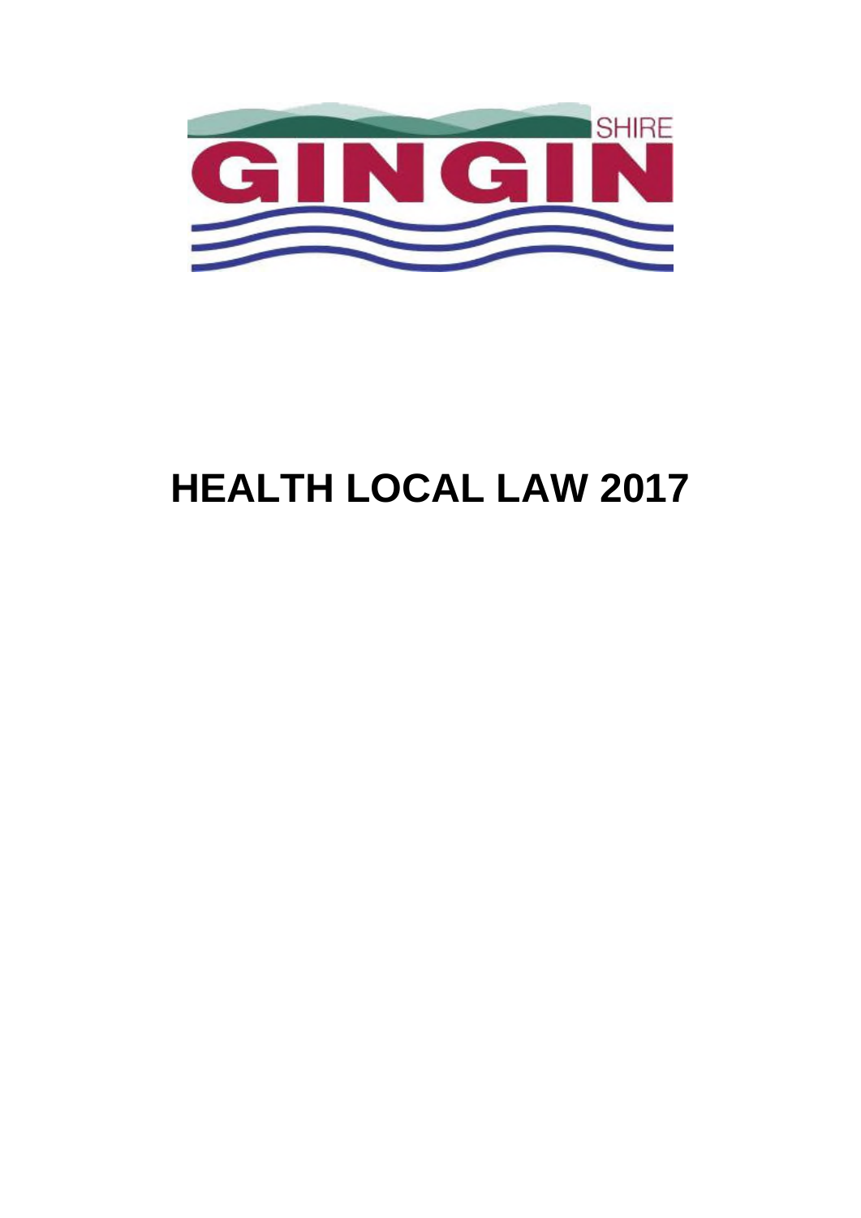SHIRE

GINGIN

# HEALTH LOCAL LAW 2017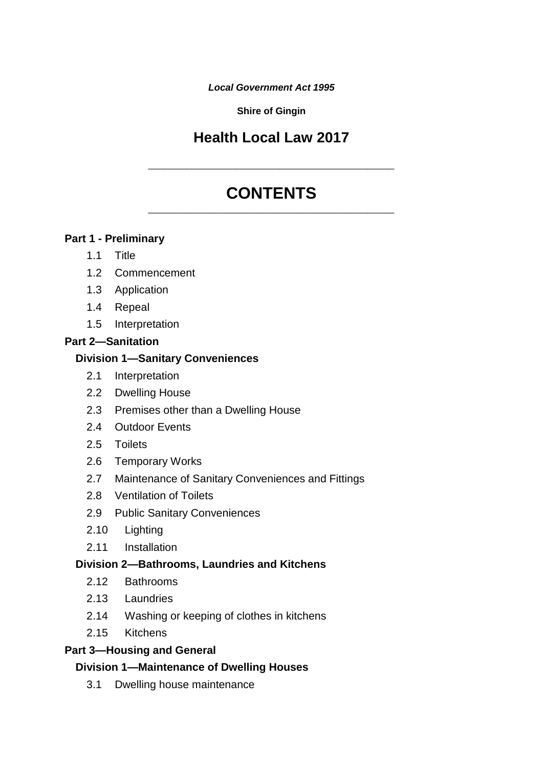*Local Government Act 1995*

**Shire of Gingin**

# Health Local Law 2017

---

## CONTENTS

---

**Part 1 - Preliminary**

- 1.1 Title
- 1.2 Commencement
- 1.3 Application
- 1.4 Repeal
- 1.5 Interpretation

**Part 2—Sanitation**

**Division 1—Sanitary Conveniences**

- 2.1 Interpretation
- 2.2 Dwelling House
- 2.3 Premises other than a Dwelling House
- 2.4 Outdoor Events
- 2.5 Toilets
- 2.6 Temporary Works
- 2.7 Maintenance of Sanitary Conveniences and Fittings
- 2.8 Ventilation of Toilets
- 2.9 Public Sanitary Conveniences
- 2.10 Lighting
- 2.11 Installation

**Division 2—Bathrooms, Laundries and Kitchens**

- 2.12 Bathrooms
- 2.13 Laundries
- 2.14 Washing or keeping of clothes in kitchens
- 2.15 Kitchens

**Part 3—Housing and General**

**Division 1—Maintenance of Dwelling Houses**

- 3.1 Dwelling house maintenance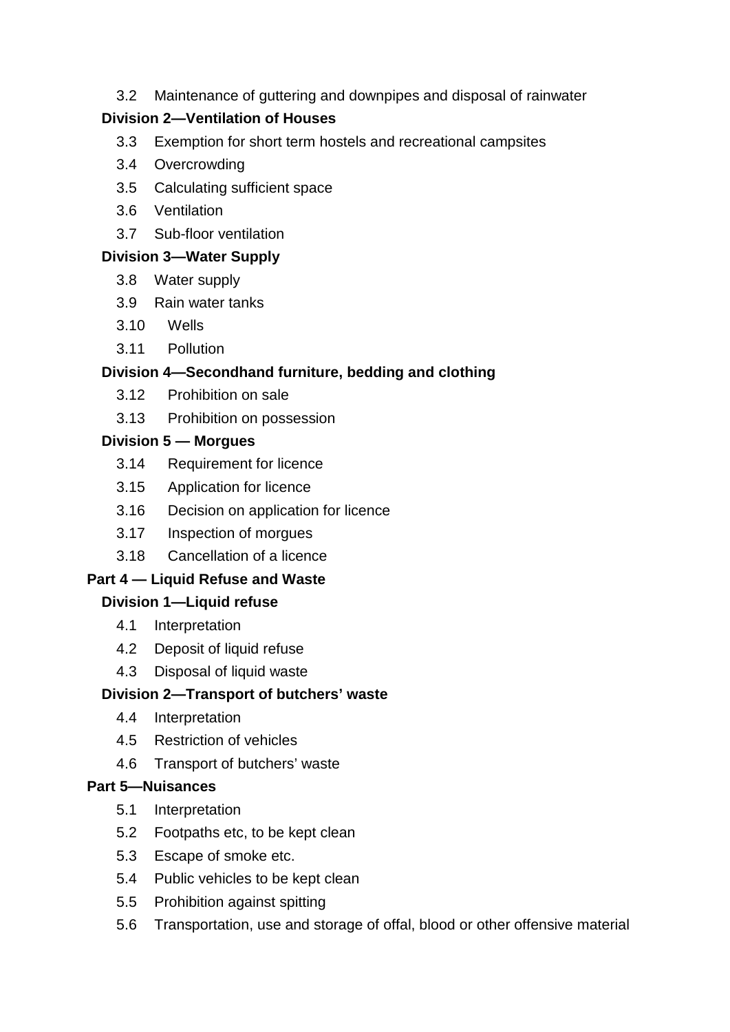3.2 Maintenance of guttering and downpipes and disposal of rainwater

**Division 2—Ventilation of Houses**

3.3 Exemption for short term hostels and recreational campsites

3.4 Overcrowding

3.5 Calculating sufficient space

3.6 Ventilation

3.7 Sub-floor ventilation

**Division 3—Water Supply**

3.8 Water supply

3.9 Rain water tanks

3.10 Wells

3.11 Pollution

**Division 4—Secondhand furniture, bedding and clothing**

3.12 Prohibition on sale

3.13 Prohibition on possession

**Division 5 — Morgues**

3.14 Requirement for licence

3.15 Application for licence

3.16 Decision on application for licence

3.17 Inspection of morgues

3.18 Cancellation of a licence

**Part 4 — Liquid Refuse and Waste**

**Division 1—Liquid refuse**

4.1 Interpretation

4.2 Deposit of liquid refuse

4.3 Disposal of liquid waste

**Division 2—Transport of butchers' waste**

4.4 Interpretation

4.5 Restriction of vehicles

4.6 Transport of butchers' waste

**Part 5—Nuisances**

5.1 Interpretation

5.2 Footpaths etc, to be kept clean

5.3 Escape of smoke etc.

5.4 Public vehicles to be kept clean

5.5 Prohibition against spitting

5.6 Transportation, use and storage of offal, blood or other offensive material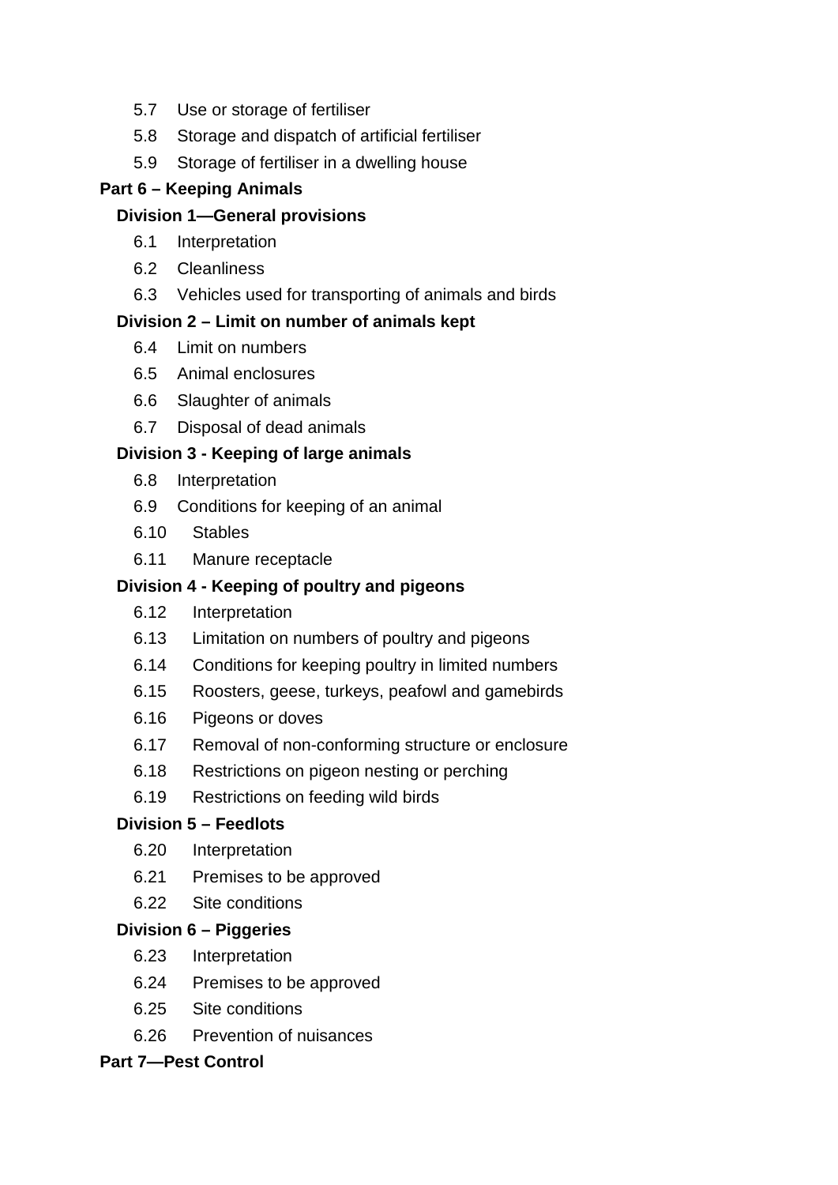5.7 Use or storage of fertiliser

5.8 Storage and dispatch of artificial fertiliser

5.9 Storage of fertiliser in a dwelling house

**Part 6 – Keeping Animals**

**Division 1—General provisions**

6.1 Interpretation

6.2 Cleanliness

6.3 Vehicles used for transporting of animals and birds

**Division 2 – Limit on number of animals kept**

6.4 Limit on numbers

6.5 Animal enclosures

6.6 Slaughter of animals

6.7 Disposal of dead animals

**Division 3 - Keeping of large animals**

6.8 Interpretation

6.9 Conditions for keeping of an animal

6.10 Stables

6.11 Manure receptacle

**Division 4 - Keeping of poultry and pigeons**

6.12 Interpretation

6.13 Limitation on numbers of poultry and pigeons

6.14 Conditions for keeping poultry in limited numbers

6.15 Roosters, geese, turkeys, peafowl and gamebirds

6.16 Pigeons or doves

6.17 Removal of non-conforming structure or enclosure

6.18 Restrictions on pigeon nesting or perching

6.19 Restrictions on feeding wild birds

**Division 5 – Feedlots**

6.20 Interpretation

6.21 Premises to be approved

6.22 Site conditions

**Division 6 – Piggeries**

6.23 Interpretation

6.24 Premises to be approved

6.25 Site conditions

6.26 Prevention of nuisances

**Part 7—Pest Control**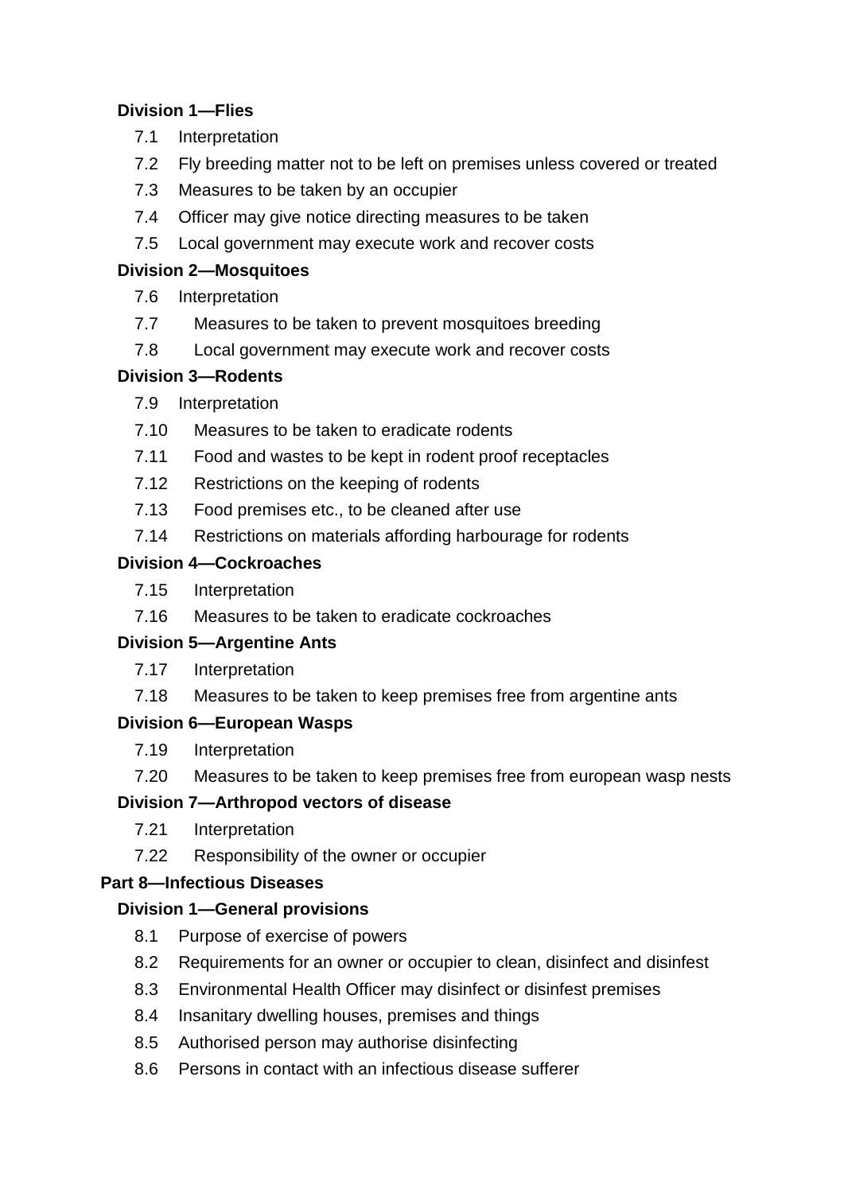**Division 1—Flies**

7.1 Interpretation

7.2 Fly breeding matter not to be left on premises unless covered or treated

7.3 Measures to be taken by an occupier

7.4 Officer may give notice directing measures to be taken

7.5 Local government may execute work and recover costs

**Division 2—Mosquitoes**

7.6 Interpretation

7.7 Measures to be taken to prevent mosquitoes breeding

7.8 Local government may execute work and recover costs

**Division 3—Rodents**

7.9 Interpretation

7.10 Measures to be taken to eradicate rodents

7.11 Food and wastes to be kept in rodent proof receptacles

7.12 Restrictions on the keeping of rodents

7.13 Food premises etc., to be cleaned after use

7.14 Restrictions on materials affording harbourage for rodents

**Division 4—Cockroaches**

7.15 Interpretation

7.16 Measures to be taken to eradicate cockroaches

**Division 5—Argentine Ants**

7.17 Interpretation

7.18 Measures to be taken to keep premises free from argentine ants

**Division 6—European Wasps**

7.19 Interpretation

7.20 Measures to be taken to keep premises free from european wasp nests

**Division 7—Arthropod vectors of disease**

7.21 Interpretation

7.22 Responsibility of the owner or occupier

**Part 8—Infectious Diseases**

**Division 1—General provisions**

8.1 Purpose of exercise of powers

8.2 Requirements for an owner or occupier to clean, disinfect and disinfest

8.3 Environmental Health Officer may disinfect or disinfest premises

8.4 Insanitary dwelling houses, premises and things

8.5 Authorised person may authorise disinfecting

8.6 Persons in contact with an infectious disease sufferer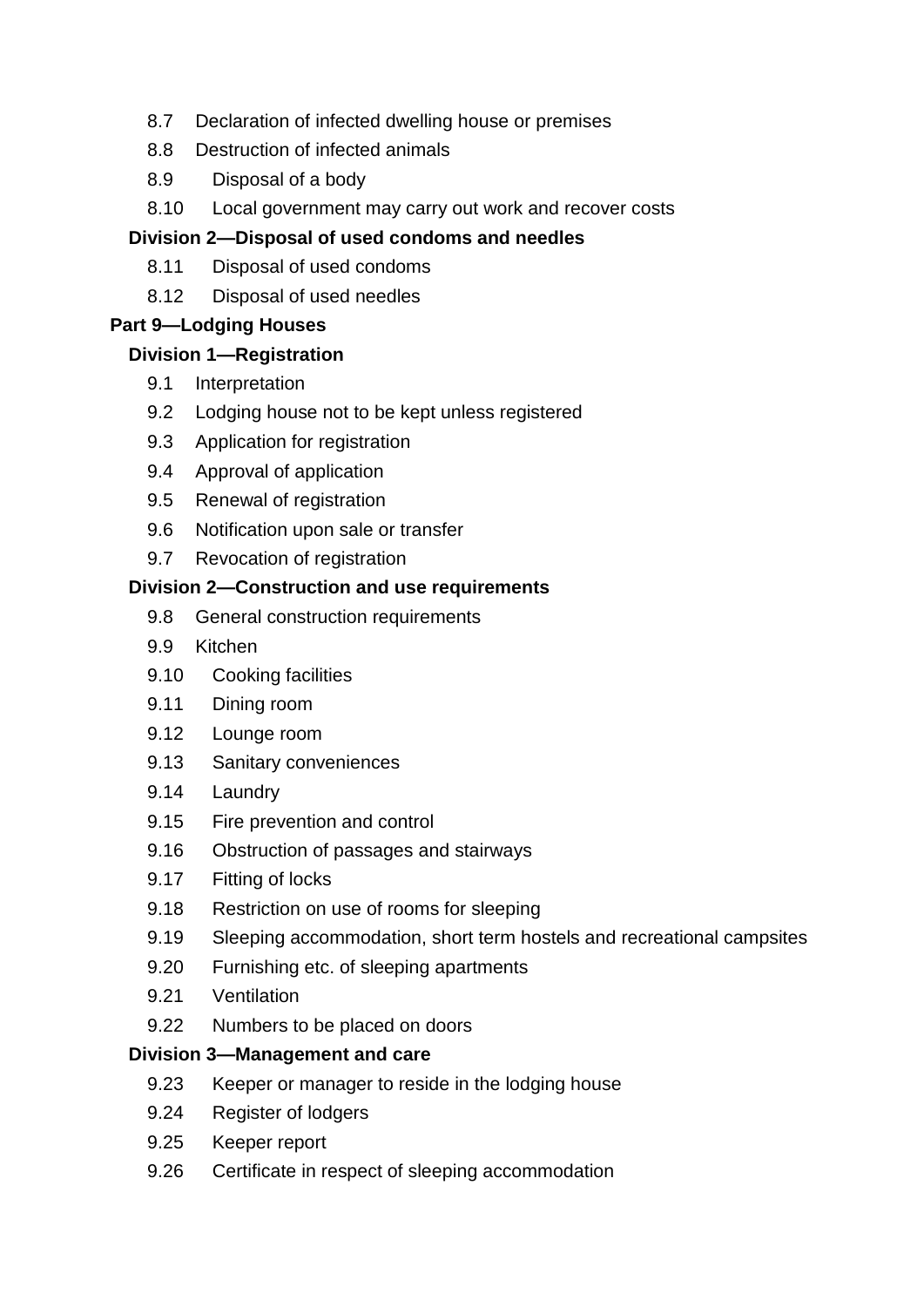8.7 Declaration of infected dwelling house or premises

8.8 Destruction of infected animals

8.9 Disposal of a body

8.10 Local government may carry out work and recover costs

**Division 2—Disposal of used condoms and needles**

8.11 Disposal of used condoms

8.12 Disposal of used needles

**Part 9—Lodging Houses**

**Division 1—Registration**

9.1 Interpretation

9.2 Lodging house not to be kept unless registered

9.3 Application for registration

9.4 Approval of application

9.5 Renewal of registration

9.6 Notification upon sale or transfer

9.7 Revocation of registration

**Division 2—Construction and use requirements**

9.8 General construction requirements

9.9 Kitchen

9.10 Cooking facilities

9.11 Dining room

9.12 Lounge room

9.13 Sanitary conveniences

9.14 Laundry

9.15 Fire prevention and control

9.16 Obstruction of passages and stairways

9.17 Fitting of locks

9.18 Restriction on use of rooms for sleeping

9.19 Sleeping accommodation, short term hostels and recreational campsites

9.20 Furnishing etc. of sleeping apartments

9.21 Ventilation

9.22 Numbers to be placed on doors

**Division 3—Management and care**

9.23 Keeper or manager to reside in the lodging house

9.24 Register of lodgers

9.25 Keeper report

9.26 Certificate in respect of sleeping accommodation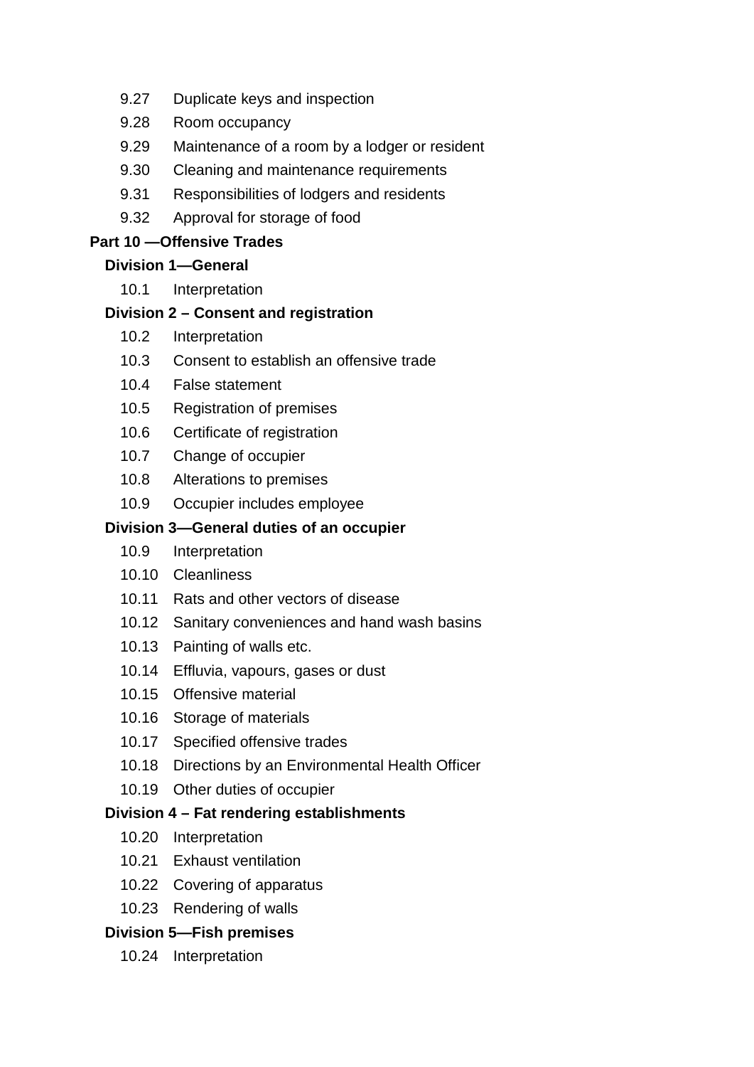9.27 Duplicate keys and inspection

9.28 Room occupancy

9.29 Maintenance of a room by a lodger or resident

9.30 Cleaning and maintenance requirements

9.31 Responsibilities of lodgers and residents

9.32 Approval for storage of food

**Part 10 —Offensive Trades**

**Division 1—General**

10.1 Interpretation

**Division 2 – Consent and registration**

10.2 Interpretation

10.3 Consent to establish an offensive trade

10.4 False statement

10.5 Registration of premises

10.6 Certificate of registration

10.7 Change of occupier

10.8 Alterations to premises

10.9 Occupier includes employee

**Division 3—General duties of an occupier**

10.9 Interpretation

10.10 Cleanliness

10.11 Rats and other vectors of disease

10.12 Sanitary conveniences and hand wash basins

10.13 Painting of walls etc.

10.14 Effluvia, vapours, gases or dust

10.15 Offensive material

10.16 Storage of materials

10.17 Specified offensive trades

10.18 Directions by an Environmental Health Officer

10.19 Other duties of occupier

**Division 4 – Fat rendering establishments**

10.20 Interpretation

10.21 Exhaust ventilation

10.22 Covering of apparatus

10.23 Rendering of walls

**Division 5—Fish premises**

10.24 Interpretation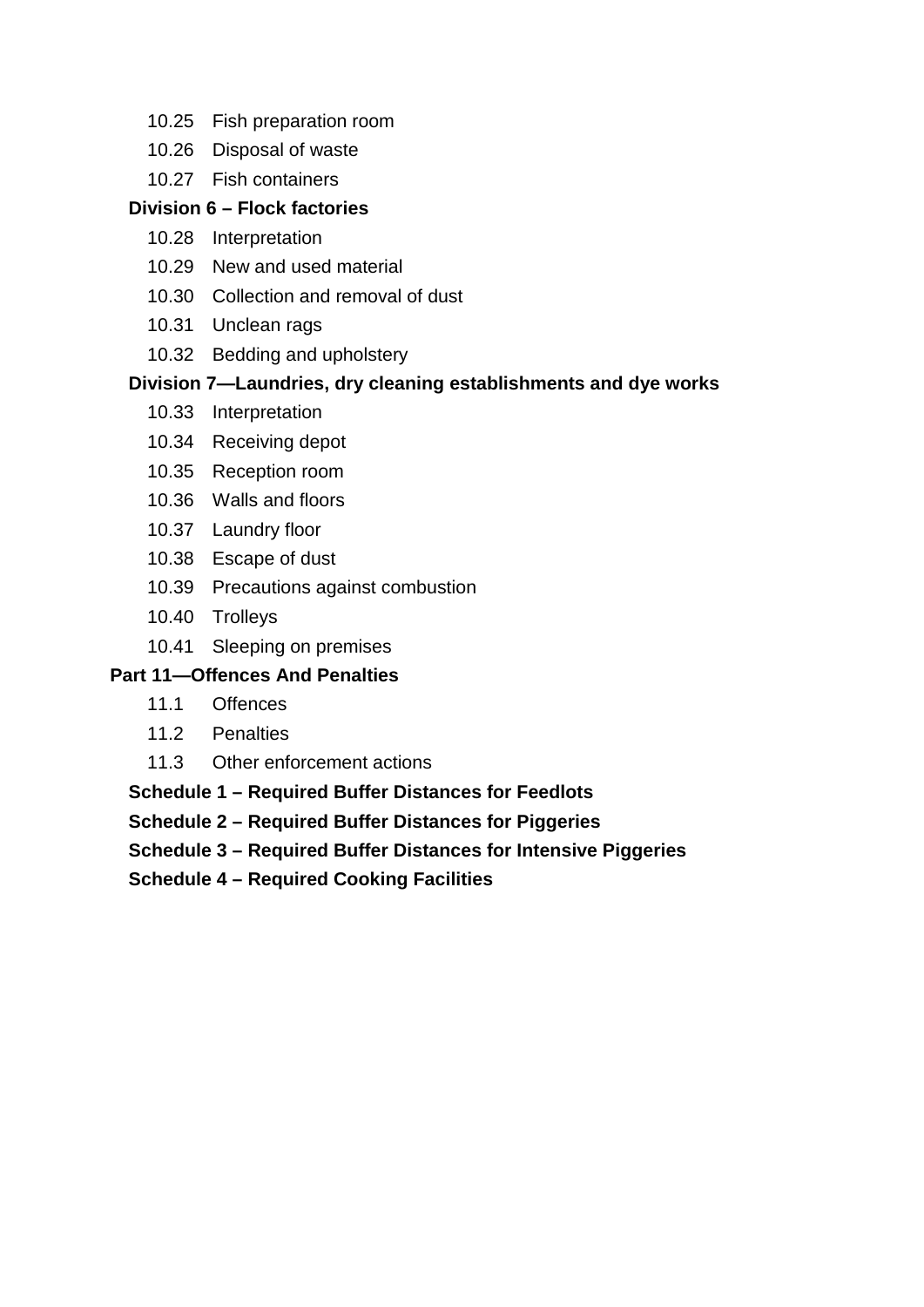10.25 Fish preparation room

10.26 Disposal of waste

10.27 Fish containers

**Division 6 – Flock factories**

10.28 Interpretation

10.29 New and used material

10.30 Collection and removal of dust

10.31 Unclean rags

10.32 Bedding and upholstery

**Division 7—Laundries, dry cleaning establishments and dye works**

10.33 Interpretation

10.34 Receiving depot

10.35 Reception room

10.36 Walls and floors

10.37 Laundry floor

10.38 Escape of dust

10.39 Precautions against combustion

10.40 Trolleys

10.41 Sleeping on premises

**Part 11—Offences And Penalties**

11.1 Offences

11.2 Penalties

11.3 Other enforcement actions

**Schedule 1 – Required Buffer Distances for Feedlots**

**Schedule 2 – Required Buffer Distances for Piggeries**

**Schedule 3 – Required Buffer Distances for Intensive Piggeries**

**Schedule 4 – Required Cooking Facilities**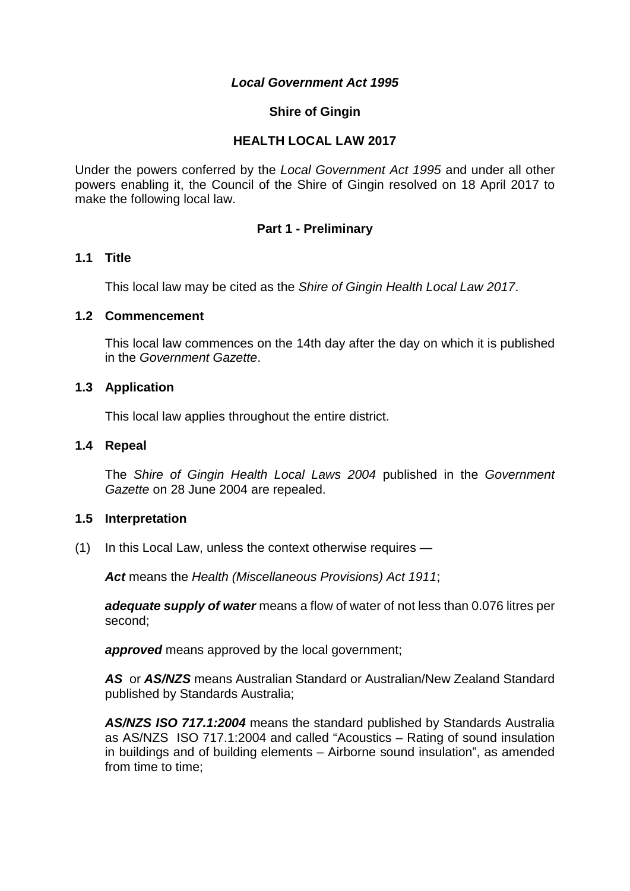***Local Government Act 1995***

**Shire of Gingin**

**HEALTH LOCAL LAW 2017**

Under the powers conferred by the *Local Government Act 1995* and under all other powers enabling it, the Council of the Shire of Gingin resolved on 18 April 2017 to make the following local law.

## Part 1 - Preliminary

### 1.1 Title

This local law may be cited as the *Shire of Gingin Health Local Law 2017*.

### 1.2 Commencement

This local law commences on the 14th day after the day on which it is published in the *Government Gazette*.

### 1.3 Application

This local law applies throughout the entire district.

### 1.4 Repeal

The *Shire of Gingin Health Local Laws 2004* published in the *Government Gazette* on 28 June 2004 are repealed.

### 1.5 Interpretation

(1) In this Local Law, unless the context otherwise requires —

***Act*** means the *Health (Miscellaneous Provisions) Act 1911*;

***adequate supply of water*** means a flow of water of not less than 0.076 litres per second;

***approved*** means approved by the local government;

***AS*** or ***AS/NZS*** means Australian Standard or Australian/New Zealand Standard published by Standards Australia;

***AS/NZS ISO 717.1:2004*** means the standard published by Standards Australia as AS/NZS ISO 717.1:2004 and called "Acoustics – Rating of sound insulation in buildings and of building elements – Airborne sound insulation", as amended from time to time;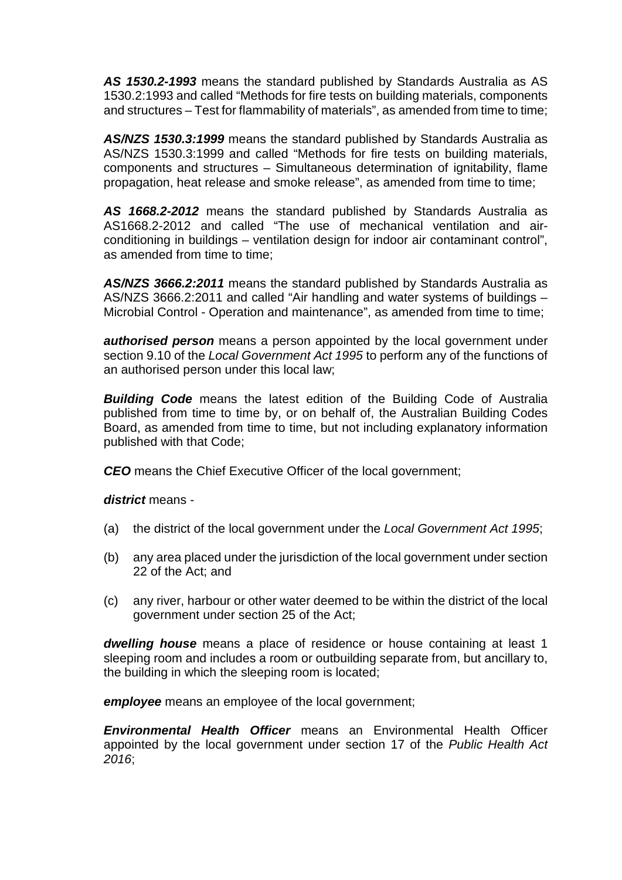***AS 1530.2-1993*** means the standard published by Standards Australia as AS 1530.2:1993 and called "Methods for fire tests on building materials, components and structures – Test for flammability of materials", as amended from time to time;

***AS/NZS 1530.3:1999*** means the standard published by Standards Australia as AS/NZS 1530.3:1999 and called "Methods for fire tests on building materials, components and structures – Simultaneous determination of ignitability, flame propagation, heat release and smoke release", as amended from time to time;

***AS 1668.2-2012*** means the standard published by Standards Australia as AS1668.2-2012 and called "The use of mechanical ventilation and air-conditioning in buildings – ventilation design for indoor air contaminant control", as amended from time to time;

***AS/NZS 3666.2:2011*** means the standard published by Standards Australia as AS/NZS 3666.2:2011 and called "Air handling and water systems of buildings – Microbial Control - Operation and maintenance", as amended from time to time;

***authorised person*** means a person appointed by the local government under section 9.10 of the *Local Government Act 1995* to perform any of the functions of an authorised person under this local law;

***Building Code*** means the latest edition of the Building Code of Australia published from time to time by, or on behalf of, the Australian Building Codes Board, as amended from time to time, but not including explanatory information published with that Code;

***CEO*** means the Chief Executive Officer of the local government;

***district*** means -

(a) the district of the local government under the *Local Government Act 1995*;

(b) any area placed under the jurisdiction of the local government under section 22 of the Act; and

(c) any river, harbour or other water deemed to be within the district of the local government under section 25 of the Act;

***dwelling house*** means a place of residence or house containing at least 1 sleeping room and includes a room or outbuilding separate from, but ancillary to, the building in which the sleeping room is located;

***employee*** means an employee of the local government;

***Environmental Health Officer*** means an Environmental Health Officer appointed by the local government under section 17 of the *Public Health Act 2016*;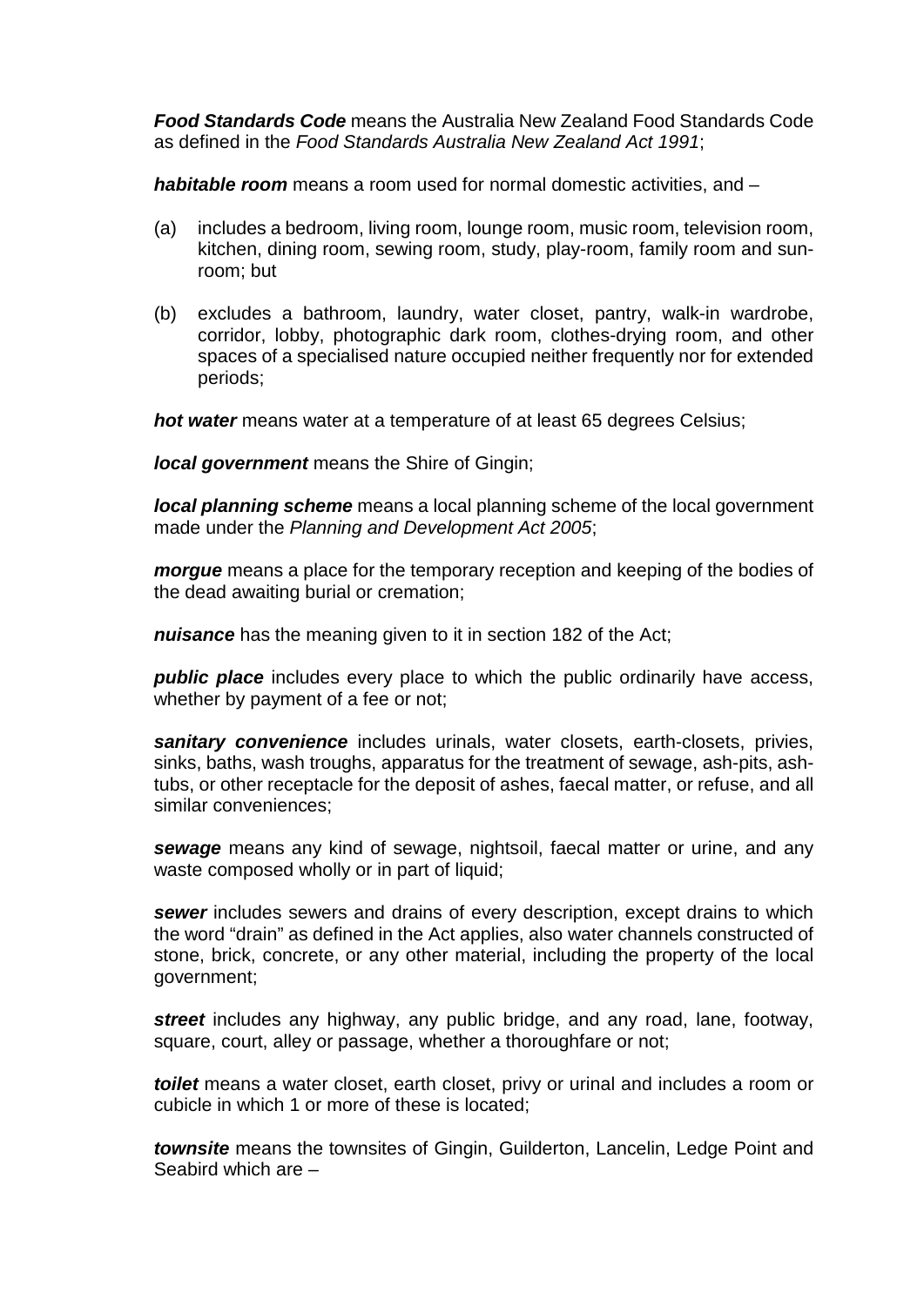***Food Standards Code*** means the Australia New Zealand Food Standards Code as defined in the *Food Standards Australia New Zealand Act 1991*;

***habitable room*** means a room used for normal domestic activities, and –

(a) includes a bedroom, living room, lounge room, music room, television room, kitchen, dining room, sewing room, study, play-room, family room and sun-room; but

(b) excludes a bathroom, laundry, water closet, pantry, walk-in wardrobe, corridor, lobby, photographic dark room, clothes-drying room, and other spaces of a specialised nature occupied neither frequently nor for extended periods;

***hot water*** means water at a temperature of at least 65 degrees Celsius;

***local government*** means the Shire of Gingin;

***local planning scheme*** means a local planning scheme of the local government made under the *Planning and Development Act 2005*;

***morgue*** means a place for the temporary reception and keeping of the bodies of the dead awaiting burial or cremation;

***nuisance*** has the meaning given to it in section 182 of the Act;

***public place*** includes every place to which the public ordinarily have access, whether by payment of a fee or not;

***sanitary convenience*** includes urinals, water closets, earth-closets, privies, sinks, baths, wash troughs, apparatus for the treatment of sewage, ash-pits, ash-tubs, or other receptacle for the deposit of ashes, faecal matter, or refuse, and all similar conveniences;

***sewage*** means any kind of sewage, nightsoil, faecal matter or urine, and any waste composed wholly or in part of liquid;

***sewer*** includes sewers and drains of every description, except drains to which the word "drain" as defined in the Act applies, also water channels constructed of stone, brick, concrete, or any other material, including the property of the local government;

***street*** includes any highway, any public bridge, and any road, lane, footway, square, court, alley or passage, whether a thoroughfare or not;

***toilet*** means a water closet, earth closet, privy or urinal and includes a room or cubicle in which 1 or more of these is located;

***townsite*** means the townsites of Gingin, Guilderton, Lancelin, Ledge Point and Seabird which are –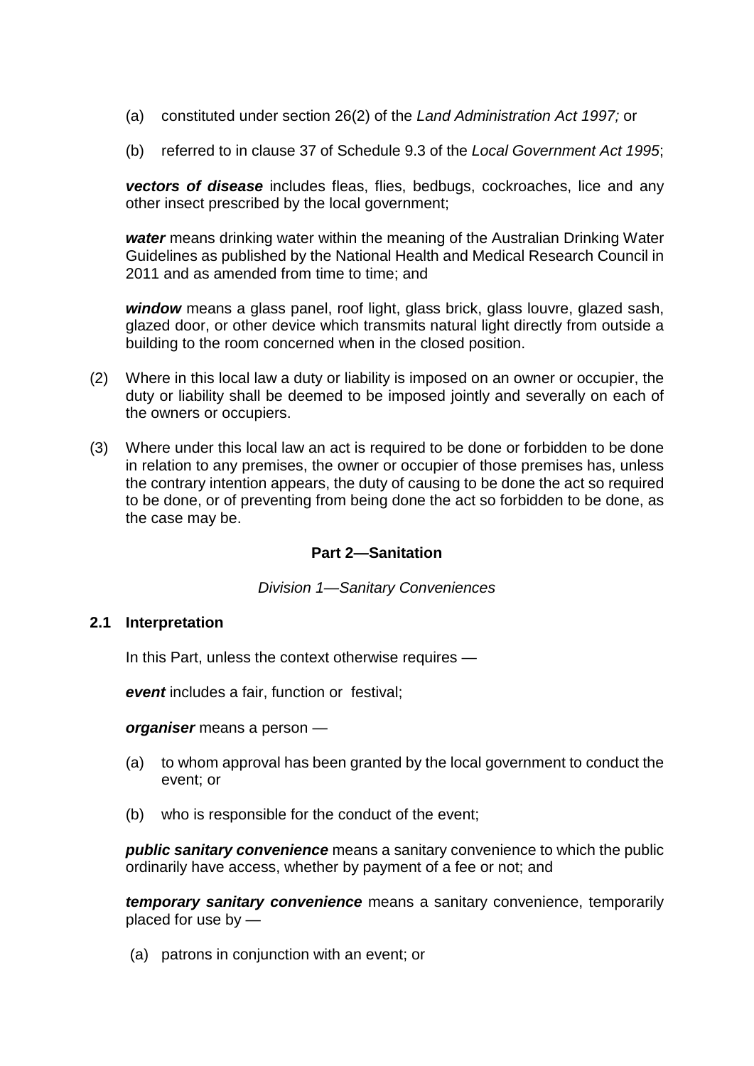(a) constituted under section 26(2) of the *Land Administration Act 1997;* or

(b) referred to in clause 37 of Schedule 9.3 of the *Local Government Act 1995*;

***vectors of disease*** includes fleas, flies, bedbugs, cockroaches, lice and any other insect prescribed by the local government;

***water*** means drinking water within the meaning of the Australian Drinking Water Guidelines as published by the National Health and Medical Research Council in 2011 and as amended from time to time; and

***window*** means a glass panel, roof light, glass brick, glass louvre, glazed sash, glazed door, or other device which transmits natural light directly from outside a building to the room concerned when in the closed position.

(2) Where in this local law a duty or liability is imposed on an owner or occupier, the duty or liability shall be deemed to be imposed jointly and severally on each of the owners or occupiers.

(3) Where under this local law an act is required to be done or forbidden to be done in relation to any premises, the owner or occupier of those premises has, unless the contrary intention appears, the duty of causing to be done the act so required to be done, or of preventing from being done the act so forbidden to be done, as the case may be.

## Part 2—Sanitation

*Division 1—Sanitary Conveniences*

### 2.1 Interpretation

In this Part, unless the context otherwise requires —

***event*** includes a fair, function or festival;

***organiser*** means a person —

(a) to whom approval has been granted by the local government to conduct the event; or

(b) who is responsible for the conduct of the event;

***public sanitary convenience*** means a sanitary convenience to which the public ordinarily have access, whether by payment of a fee or not; and

***temporary sanitary convenience*** means a sanitary convenience, temporarily placed for use by —

(a) patrons in conjunction with an event; or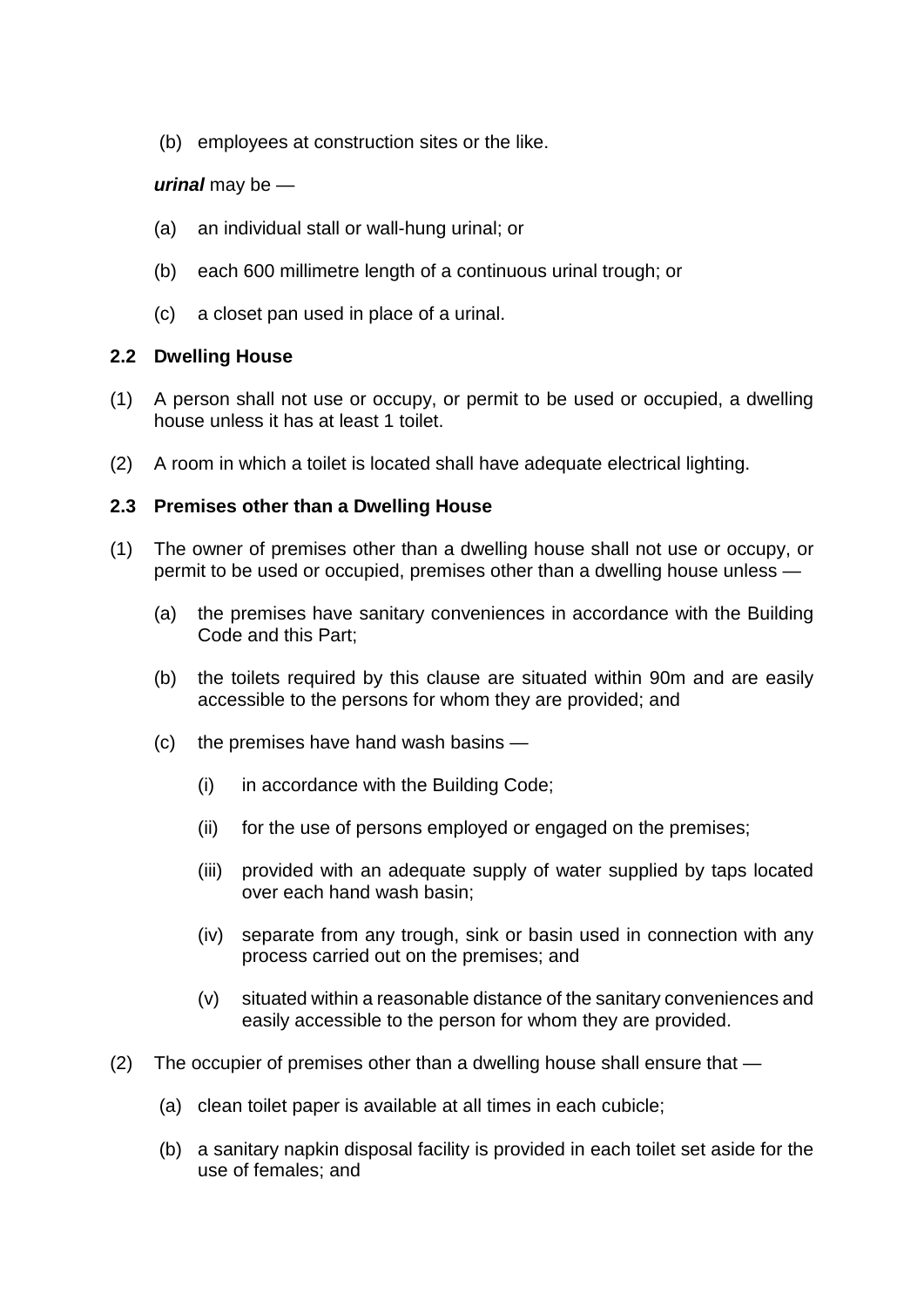(b) employees at construction sites or the like.

***urinal*** may be —

(a) an individual stall or wall-hung urinal; or

(b) each 600 millimetre length of a continuous urinal trough; or

(c) a closet pan used in place of a urinal.

## 2.2 Dwelling House

(1) A person shall not use or occupy, or permit to be used or occupied, a dwelling house unless it has at least 1 toilet.

(2) A room in which a toilet is located shall have adequate electrical lighting.

## 2.3 Premises other than a Dwelling House

(1) The owner of premises other than a dwelling house shall not use or occupy, or permit to be used or occupied, premises other than a dwelling house unless —

   (a) the premises have sanitary conveniences in accordance with the Building Code and this Part;

   (b) the toilets required by this clause are situated within 90m and are easily accessible to the persons for whom they are provided; and

   (c) the premises have hand wash basins —

      (i) in accordance with the Building Code;

      (ii) for the use of persons employed or engaged on the premises;

      (iii) provided with an adequate supply of water supplied by taps located over each hand wash basin;

      (iv) separate from any trough, sink or basin used in connection with any process carried out on the premises; and

      (v) situated within a reasonable distance of the sanitary conveniences and easily accessible to the person for whom they are provided.

(2) The occupier of premises other than a dwelling house shall ensure that —

   (a) clean toilet paper is available at all times in each cubicle;

   (b) a sanitary napkin disposal facility is provided in each toilet set aside for the use of females; and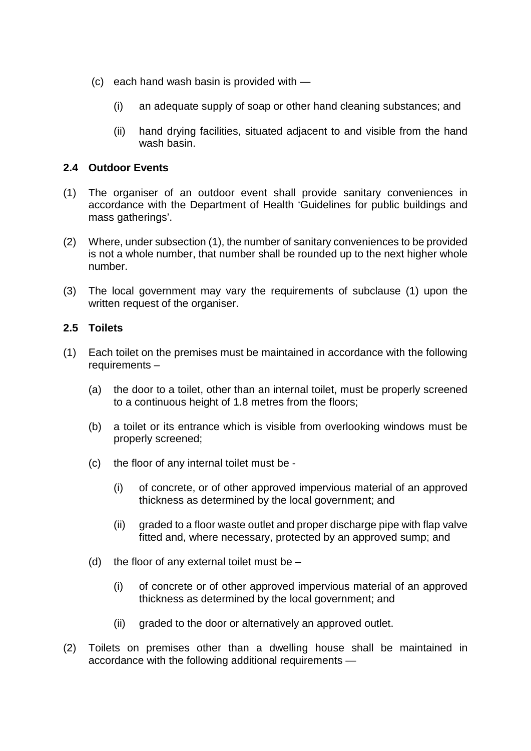(c) each hand wash basin is provided with —

   (i) an adequate supply of soap or other hand cleaning substances; and

   (ii) hand drying facilities, situated adjacent to and visible from the hand wash basin.

### 2.4 Outdoor Events

(1) The organiser of an outdoor event shall provide sanitary conveniences in accordance with the Department of Health 'Guidelines for public buildings and mass gatherings'.

(2) Where, under subsection (1), the number of sanitary conveniences to be provided is not a whole number, that number shall be rounded up to the next higher whole number.

(3) The local government may vary the requirements of subclause (1) upon the written request of the organiser.

### 2.5 Toilets

(1) Each toilet on the premises must be maintained in accordance with the following requirements –

   (a) the door to a toilet, other than an internal toilet, must be properly screened to a continuous height of 1.8 metres from the floors;

   (b) a toilet or its entrance which is visible from overlooking windows must be properly screened;

   (c) the floor of any internal toilet must be -

      (i) of concrete, or of other approved impervious material of an approved thickness as determined by the local government; and

      (ii) graded to a floor waste outlet and proper discharge pipe with flap valve fitted and, where necessary, protected by an approved sump; and

   (d) the floor of any external toilet must be –

      (i) of concrete or of other approved impervious material of an approved thickness as determined by the local government; and

      (ii) graded to the door or alternatively an approved outlet.

(2) Toilets on premises other than a dwelling house shall be maintained in accordance with the following additional requirements —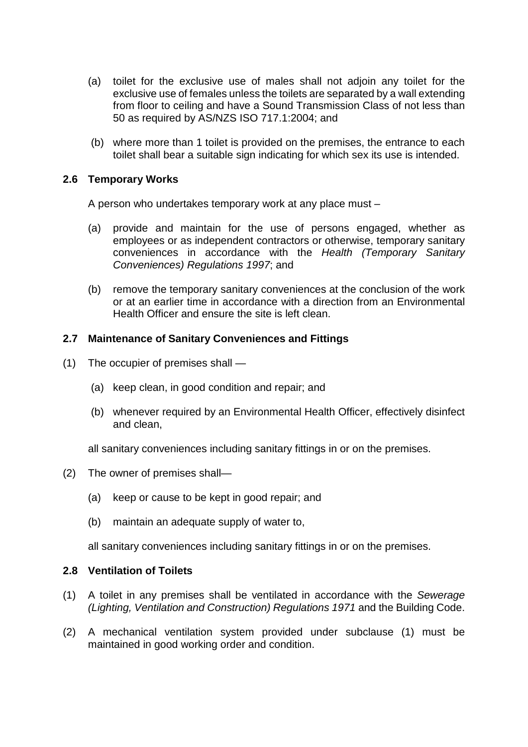(a) toilet for the exclusive use of males shall not adjoin any toilet for the exclusive use of females unless the toilets are separated by a wall extending from floor to ceiling and have a Sound Transmission Class of not less than 50 as required by AS/NZS ISO 717.1:2004; and

(b) where more than 1 toilet is provided on the premises, the entrance to each toilet shall bear a suitable sign indicating for which sex its use is intended.

### 2.6 Temporary Works

A person who undertakes temporary work at any place must –

(a) provide and maintain for the use of persons engaged, whether as employees or as independent contractors or otherwise, temporary sanitary conveniences in accordance with the *Health (Temporary Sanitary Conveniences) Regulations 1997*; and

(b) remove the temporary sanitary conveniences at the conclusion of the work or at an earlier time in accordance with a direction from an Environmental Health Officer and ensure the site is left clean.

### 2.7 Maintenance of Sanitary Conveniences and Fittings

(1) The occupier of premises shall —

(a) keep clean, in good condition and repair; and

(b) whenever required by an Environmental Health Officer, effectively disinfect and clean,

all sanitary conveniences including sanitary fittings in or on the premises.

(2) The owner of premises shall—

(a) keep or cause to be kept in good repair; and

(b) maintain an adequate supply of water to,

all sanitary conveniences including sanitary fittings in or on the premises.

### 2.8 Ventilation of Toilets

(1) A toilet in any premises shall be ventilated in accordance with the *Sewerage (Lighting, Ventilation and Construction) Regulations 1971* and the Building Code.

(2) A mechanical ventilation system provided under subclause (1) must be maintained in good working order and condition.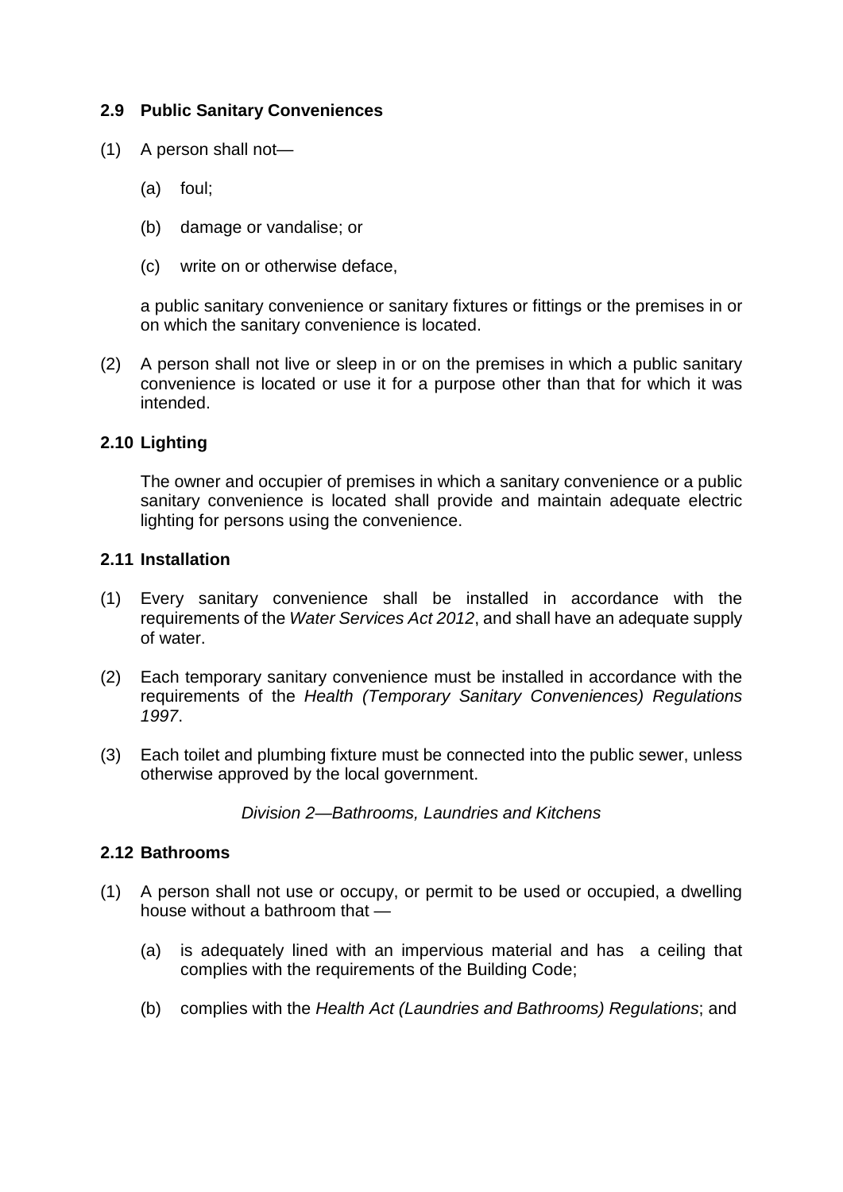### 2.9 Public Sanitary Conveniences

(1) A person shall not—

(a) foul;

(b) damage or vandalise; or

(c) write on or otherwise deface,

a public sanitary convenience or sanitary fixtures or fittings or the premises in or on which the sanitary convenience is located.

(2) A person shall not live or sleep in or on the premises in which a public sanitary convenience is located or use it for a purpose other than that for which it was intended.

### 2.10 Lighting

The owner and occupier of premises in which a sanitary convenience or a public sanitary convenience is located shall provide and maintain adequate electric lighting for persons using the convenience.

### 2.11 Installation

(1) Every sanitary convenience shall be installed in accordance with the requirements of the *Water Services Act 2012*, and shall have an adequate supply of water.

(2) Each temporary sanitary convenience must be installed in accordance with the requirements of the *Health (Temporary Sanitary Conveniences) Regulations 1997*.

(3) Each toilet and plumbing fixture must be connected into the public sewer, unless otherwise approved by the local government.

*Division 2—Bathrooms, Laundries and Kitchens*

### 2.12 Bathrooms

(1) A person shall not use or occupy, or permit to be used or occupied, a dwelling house without a bathroom that —

(a) is adequately lined with an impervious material and has a ceiling that complies with the requirements of the Building Code;

(b) complies with the *Health Act (Laundries and Bathrooms) Regulations*; and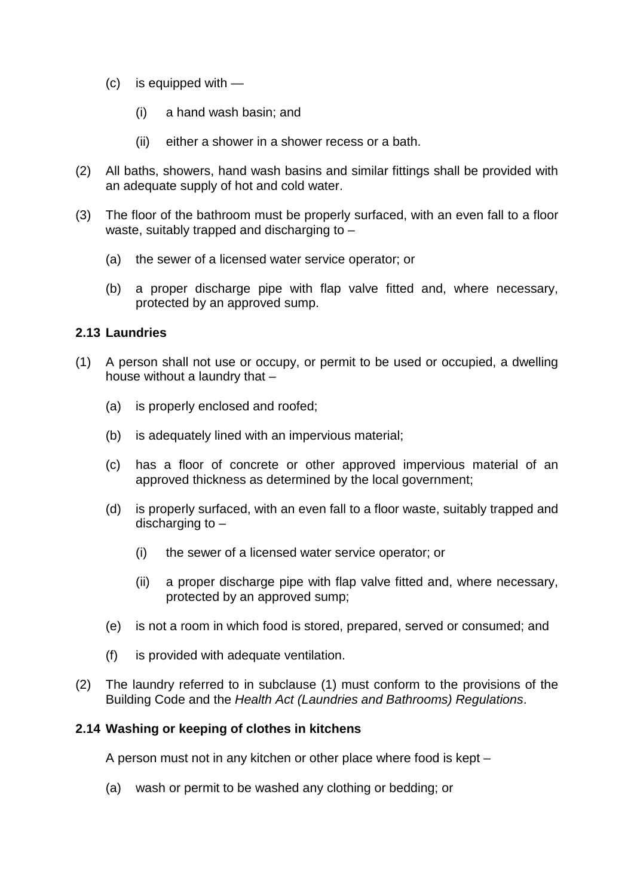(c) is equipped with —

   (i) a hand wash basin; and

   (ii) either a shower in a shower recess or a bath.

(2) All baths, showers, hand wash basins and similar fittings shall be provided with an adequate supply of hot and cold water.

(3) The floor of the bathroom must be properly surfaced, with an even fall to a floor waste, suitably trapped and discharging to –

   (a) the sewer of a licensed water service operator; or

   (b) a proper discharge pipe with flap valve fitted and, where necessary, protected by an approved sump.

### 2.13 Laundries

(1) A person shall not use or occupy, or permit to be used or occupied, a dwelling house without a laundry that –

   (a) is properly enclosed and roofed;

   (b) is adequately lined with an impervious material;

   (c) has a floor of concrete or other approved impervious material of an approved thickness as determined by the local government;

   (d) is properly surfaced, with an even fall to a floor waste, suitably trapped and discharging to –

      (i) the sewer of a licensed water service operator; or

      (ii) a proper discharge pipe with flap valve fitted and, where necessary, protected by an approved sump;

   (e) is not a room in which food is stored, prepared, served or consumed; and

   (f) is provided with adequate ventilation.

(2) The laundry referred to in subclause (1) must conform to the provisions of the Building Code and the *Health Act (Laundries and Bathrooms) Regulations*.

### 2.14 Washing or keeping of clothes in kitchens

A person must not in any kitchen or other place where food is kept –

   (a) wash or permit to be washed any clothing or bedding; or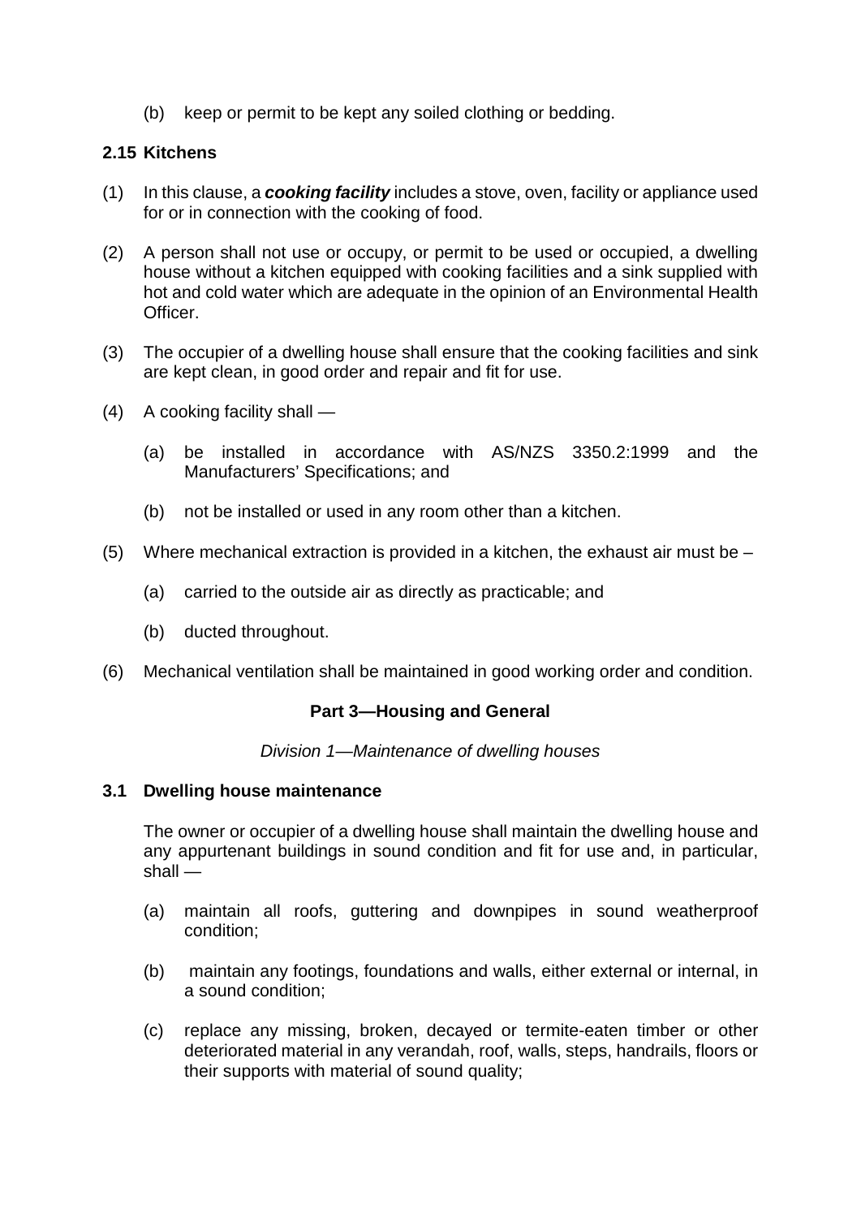(b) keep or permit to be kept any soiled clothing or bedding.

### 2.15 Kitchens

(1) In this clause, a ***cooking facility*** includes a stove, oven, facility or appliance used for or in connection with the cooking of food.

(2) A person shall not use or occupy, or permit to be used or occupied, a dwelling house without a kitchen equipped with cooking facilities and a sink supplied with hot and cold water which are adequate in the opinion of an Environmental Health Officer.

(3) The occupier of a dwelling house shall ensure that the cooking facilities and sink are kept clean, in good order and repair and fit for use.

(4) A cooking facility shall —

(a) be installed in accordance with AS/NZS 3350.2:1999 and the Manufacturers' Specifications; and

(b) not be installed or used in any room other than a kitchen.

(5) Where mechanical extraction is provided in a kitchen, the exhaust air must be –

(a) carried to the outside air as directly as practicable; and

(b) ducted throughout.

(6) Mechanical ventilation shall be maintained in good working order and condition.

## Part 3—Housing and General

*Division 1—Maintenance of dwelling houses*

### 3.1 Dwelling house maintenance

The owner or occupier of a dwelling house shall maintain the dwelling house and any appurtenant buildings in sound condition and fit for use and, in particular, shall —

(a) maintain all roofs, guttering and downpipes in sound weatherproof condition;

(b) maintain any footings, foundations and walls, either external or internal, in a sound condition;

(c) replace any missing, broken, decayed or termite-eaten timber or other deteriorated material in any verandah, roof, walls, steps, handrails, floors or their supports with material of sound quality;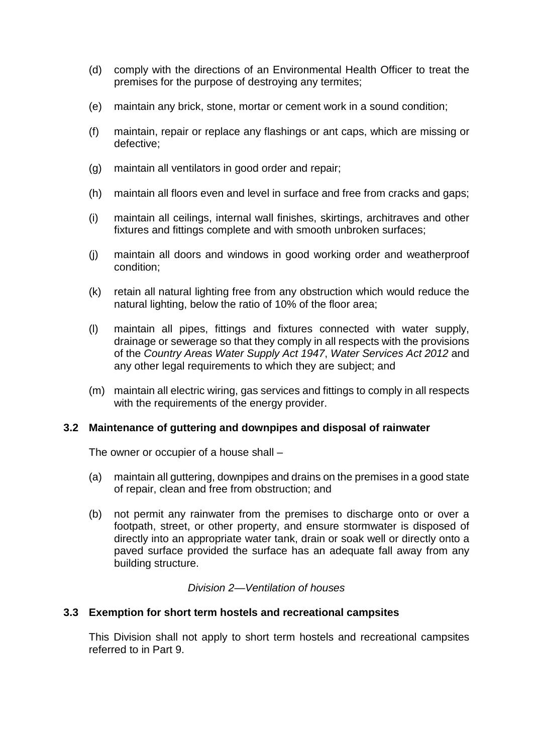(d) comply with the directions of an Environmental Health Officer to treat the premises for the purpose of destroying any termites;

(e) maintain any brick, stone, mortar or cement work in a sound condition;

(f) maintain, repair or replace any flashings or ant caps, which are missing or defective;

(g) maintain all ventilators in good order and repair;

(h) maintain all floors even and level in surface and free from cracks and gaps;

(i) maintain all ceilings, internal wall finishes, skirtings, architraves and other fixtures and fittings complete and with smooth unbroken surfaces;

(j) maintain all doors and windows in good working order and weatherproof condition;

(k) retain all natural lighting free from any obstruction which would reduce the natural lighting, below the ratio of 10% of the floor area;

(l) maintain all pipes, fittings and fixtures connected with water supply, drainage or sewerage so that they comply in all respects with the provisions of the *Country Areas Water Supply Act 1947*, *Water Services Act 2012* and any other legal requirements to which they are subject; and

(m) maintain all electric wiring, gas services and fittings to comply in all respects with the requirements of the energy provider.

**3.2 Maintenance of guttering and downpipes and disposal of rainwater**

The owner or occupier of a house shall –

(a) maintain all guttering, downpipes and drains on the premises in a good state of repair, clean and free from obstruction; and

(b) not permit any rainwater from the premises to discharge onto or over a footpath, street, or other property, and ensure stormwater is disposed of directly into an appropriate water tank, drain or soak well or directly onto a paved surface provided the surface has an adequate fall away from any building structure.

*Division 2—Ventilation of houses*

**3.3 Exemption for short term hostels and recreational campsites**

This Division shall not apply to short term hostels and recreational campsites referred to in Part 9.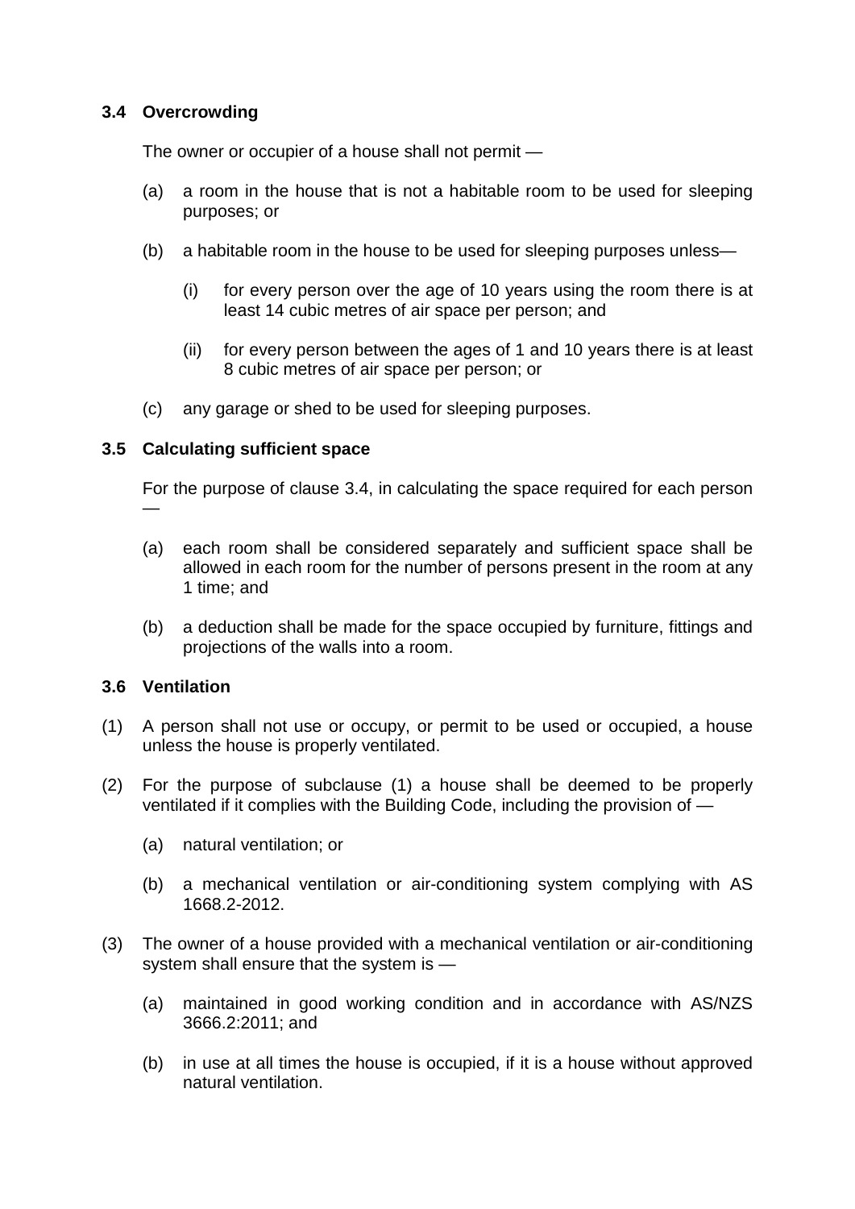### 3.4 Overcrowding

The owner or occupier of a house shall not permit —

(a) a room in the house that is not a habitable room to be used for sleeping purposes; or

(b) a habitable room in the house to be used for sleeping purposes unless—

   (i) for every person over the age of 10 years using the room there is at least 14 cubic metres of air space per person; and

   (ii) for every person between the ages of 1 and 10 years there is at least 8 cubic metres of air space per person; or

(c) any garage or shed to be used for sleeping purposes.

### 3.5 Calculating sufficient space

For the purpose of clause 3.4, in calculating the space required for each person —

(a) each room shall be considered separately and sufficient space shall be allowed in each room for the number of persons present in the room at any 1 time; and

(b) a deduction shall be made for the space occupied by furniture, fittings and projections of the walls into a room.

### 3.6 Ventilation

(1) A person shall not use or occupy, or permit to be used or occupied, a house unless the house is properly ventilated.

(2) For the purpose of subclause (1) a house shall be deemed to be properly ventilated if it complies with the Building Code, including the provision of —

   (a) natural ventilation; or

   (b) a mechanical ventilation or air-conditioning system complying with AS 1668.2-2012.

(3) The owner of a house provided with a mechanical ventilation or air-conditioning system shall ensure that the system is —

   (a) maintained in good working condition and in accordance with AS/NZS 3666.2:2011; and

   (b) in use at all times the house is occupied, if it is a house without approved natural ventilation.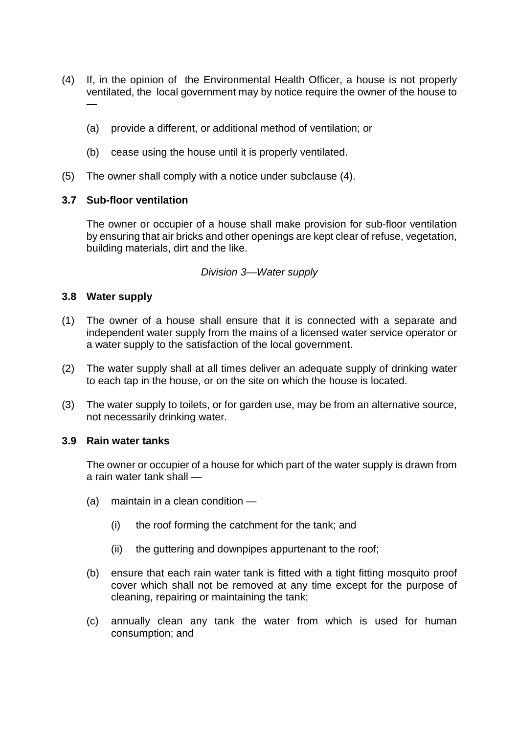(4) If, in the opinion of the Environmental Health Officer, a house is not properly ventilated, the local government may by notice require the owner of the house to —

   (a) provide a different, or additional method of ventilation; or

   (b) cease using the house until it is properly ventilated.

(5) The owner shall comply with a notice under subclause (4).

**3.7 Sub-floor ventilation**

The owner or occupier of a house shall make provision for sub-floor ventilation by ensuring that air bricks and other openings are kept clear of refuse, vegetation, building materials, dirt and the like.

*Division 3—Water supply*

**3.8 Water supply**

(1) The owner of a house shall ensure that it is connected with a separate and independent water supply from the mains of a licensed water service operator or a water supply to the satisfaction of the local government.

(2) The water supply shall at all times deliver an adequate supply of drinking water to each tap in the house, or on the site on which the house is located.

(3) The water supply to toilets, or for garden use, may be from an alternative source, not necessarily drinking water.

**3.9 Rain water tanks**

The owner or occupier of a house for which part of the water supply is drawn from a rain water tank shall —

   (a) maintain in a clean condition —

      (i) the roof forming the catchment for the tank; and

      (ii) the guttering and downpipes appurtenant to the roof;

   (b) ensure that each rain water tank is fitted with a tight fitting mosquito proof cover which shall not be removed at any time except for the purpose of cleaning, repairing or maintaining the tank;

   (c) annually clean any tank the water from which is used for human consumption; and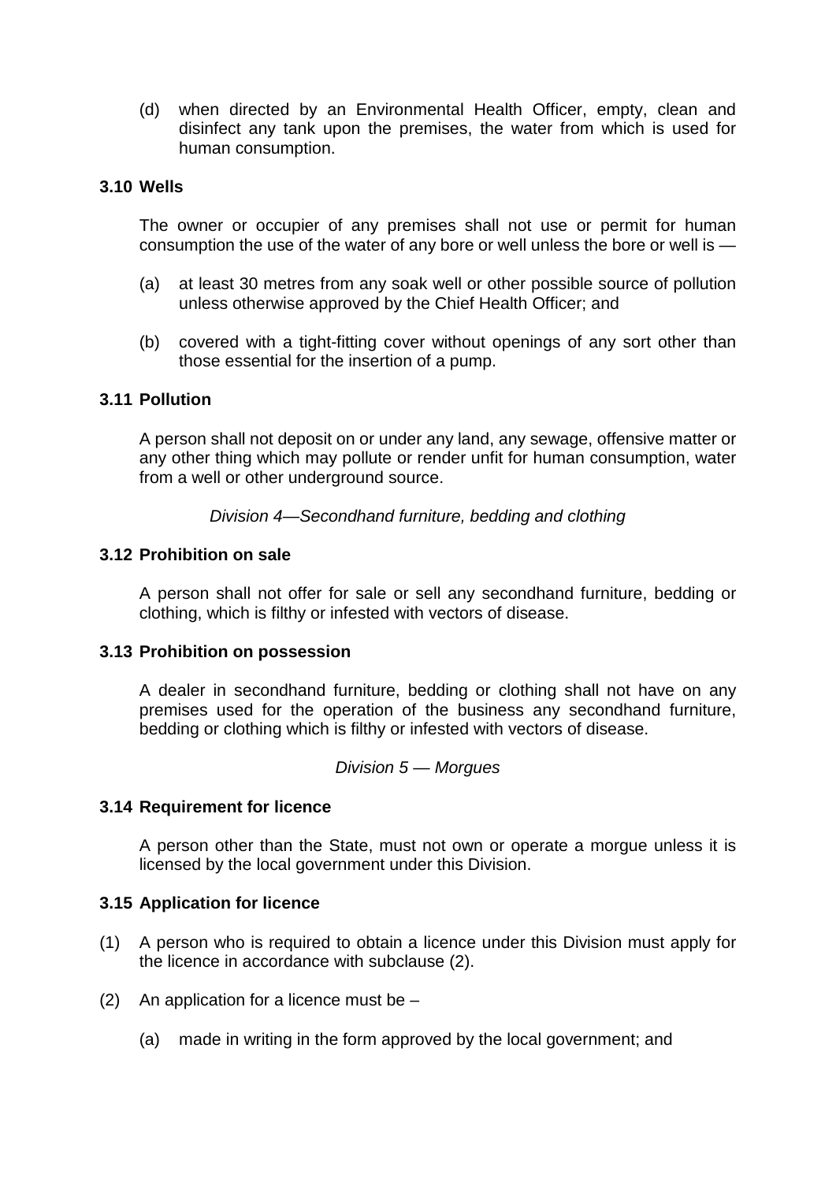(d) when directed by an Environmental Health Officer, empty, clean and disinfect any tank upon the premises, the water from which is used for human consumption.

### 3.10 Wells

The owner or occupier of any premises shall not use or permit for human consumption the use of the water of any bore or well unless the bore or well is —

(a) at least 30 metres from any soak well or other possible source of pollution unless otherwise approved by the Chief Health Officer; and

(b) covered with a tight-fitting cover without openings of any sort other than those essential for the insertion of a pump.

### 3.11 Pollution

A person shall not deposit on or under any land, any sewage, offensive matter or any other thing which may pollute or render unfit for human consumption, water from a well or other underground source.

*Division 4—Secondhand furniture, bedding and clothing*

### 3.12 Prohibition on sale

A person shall not offer for sale or sell any secondhand furniture, bedding or clothing, which is filthy or infested with vectors of disease.

### 3.13 Prohibition on possession

A dealer in secondhand furniture, bedding or clothing shall not have on any premises used for the operation of the business any secondhand furniture, bedding or clothing which is filthy or infested with vectors of disease.

*Division 5 — Morgues*

### 3.14 Requirement for licence

A person other than the State, must not own or operate a morgue unless it is licensed by the local government under this Division.

### 3.15 Application for licence

(1) A person who is required to obtain a licence under this Division must apply for the licence in accordance with subclause (2).

(2) An application for a licence must be –

(a) made in writing in the form approved by the local government; and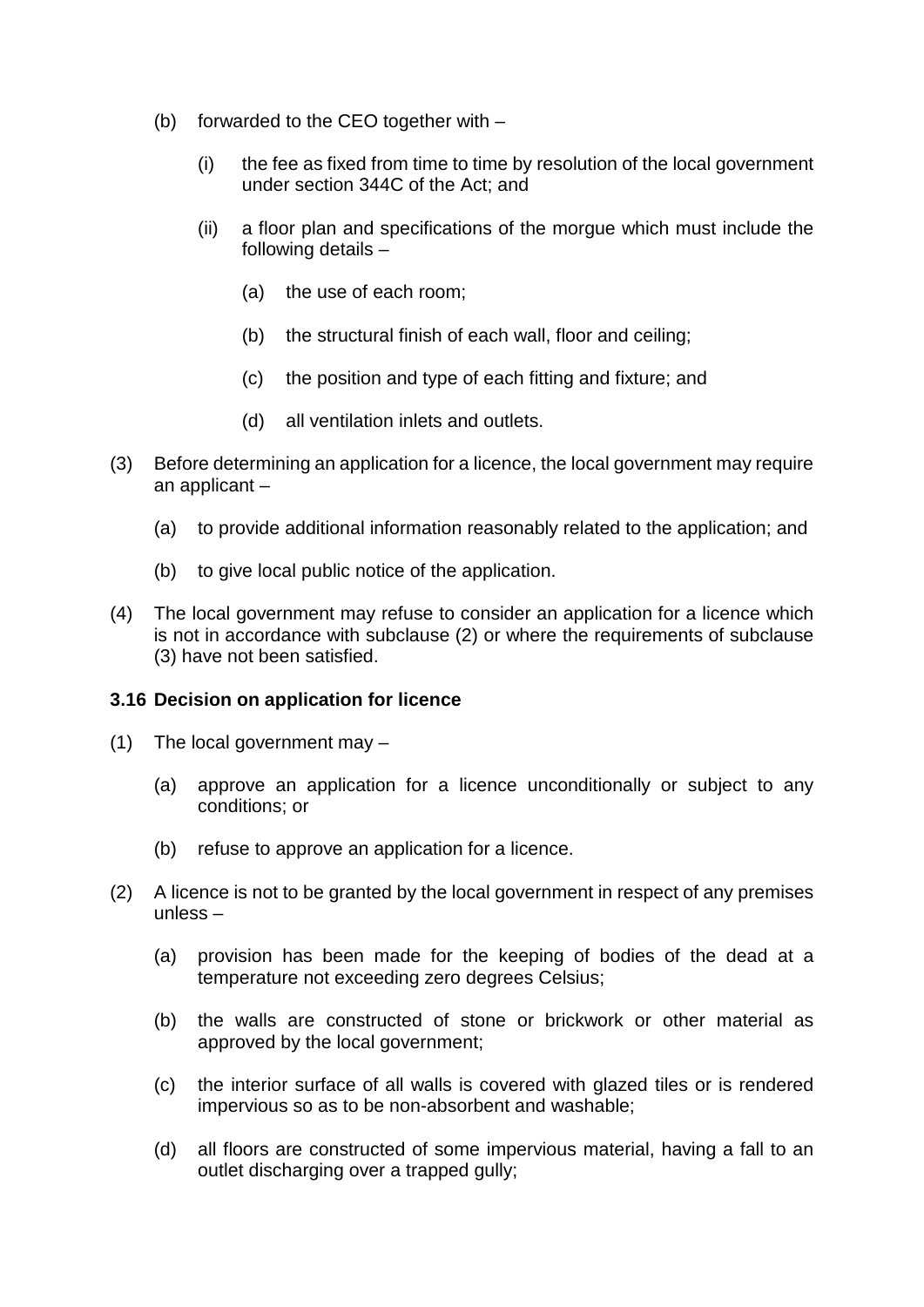(b) forwarded to the CEO together with –

   (i) the fee as fixed from time to time by resolution of the local government under section 344C of the Act; and

   (ii) a floor plan and specifications of the morgue which must include the following details –

      (a) the use of each room;

      (b) the structural finish of each wall, floor and ceiling;

      (c) the position and type of each fitting and fixture; and

      (d) all ventilation inlets and outlets.

(3) Before determining an application for a licence, the local government may require an applicant –

   (a) to provide additional information reasonably related to the application; and

   (b) to give local public notice of the application.

(4) The local government may refuse to consider an application for a licence which is not in accordance with subclause (2) or where the requirements of subclause (3) have not been satisfied.

### 3.16 Decision on application for licence

(1) The local government may –

   (a) approve an application for a licence unconditionally or subject to any conditions; or

   (b) refuse to approve an application for a licence.

(2) A licence is not to be granted by the local government in respect of any premises unless –

   (a) provision has been made for the keeping of bodies of the dead at a temperature not exceeding zero degrees Celsius;

   (b) the walls are constructed of stone or brickwork or other material as approved by the local government;

   (c) the interior surface of all walls is covered with glazed tiles or is rendered impervious so as to be non-absorbent and washable;

   (d) all floors are constructed of some impervious material, having a fall to an outlet discharging over a trapped gully;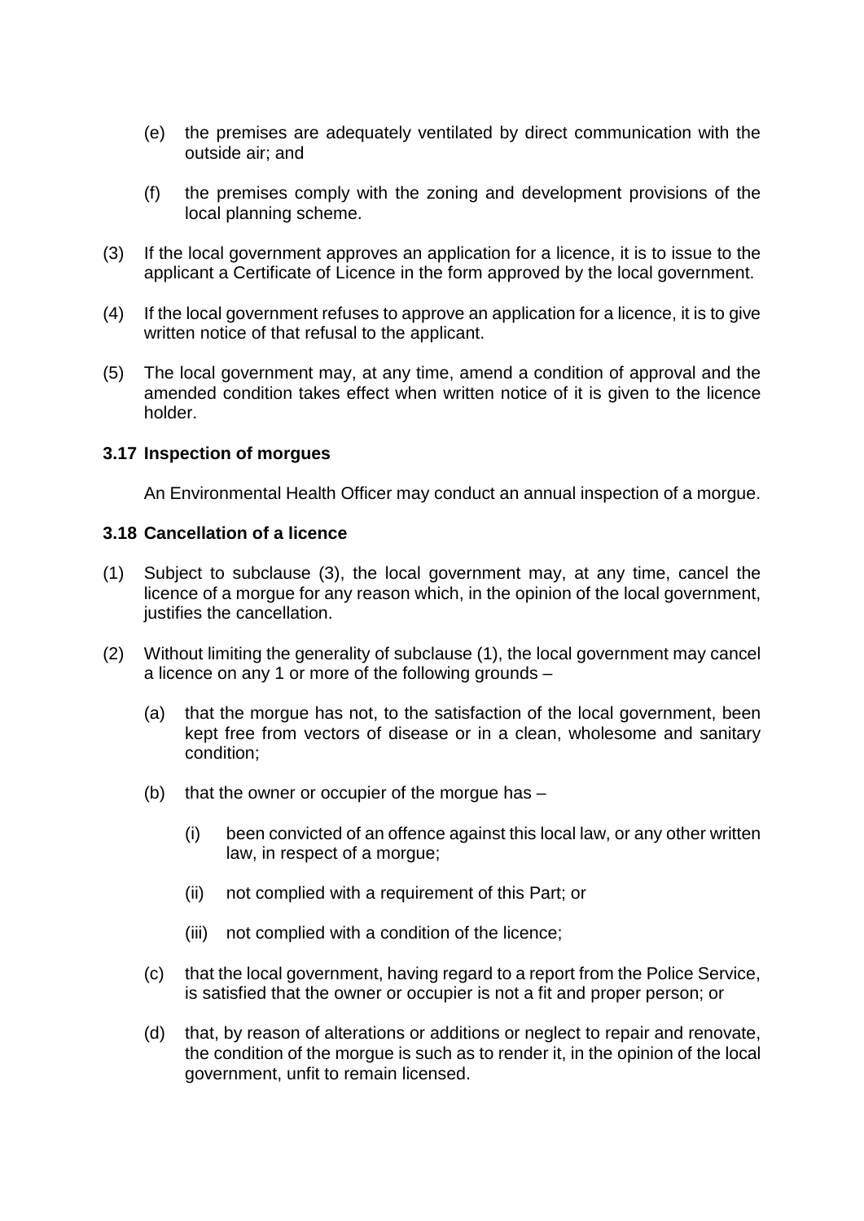(e) the premises are adequately ventilated by direct communication with the outside air; and

(f) the premises comply with the zoning and development provisions of the local planning scheme.

(3) If the local government approves an application for a licence, it is to issue to the applicant a Certificate of Licence in the form approved by the local government.

(4) If the local government refuses to approve an application for a licence, it is to give written notice of that refusal to the applicant.

(5) The local government may, at any time, amend a condition of approval and the amended condition takes effect when written notice of it is given to the licence holder.

**3.17 Inspection of morgues**

An Environmental Health Officer may conduct an annual inspection of a morgue.

**3.18 Cancellation of a licence**

(1) Subject to subclause (3), the local government may, at any time, cancel the licence of a morgue for any reason which, in the opinion of the local government, justifies the cancellation.

(2) Without limiting the generality of subclause (1), the local government may cancel a licence on any 1 or more of the following grounds –

(a) that the morgue has not, to the satisfaction of the local government, been kept free from vectors of disease or in a clean, wholesome and sanitary condition;

(b) that the owner or occupier of the morgue has –

(i) been convicted of an offence against this local law, or any other written law, in respect of a morgue;

(ii) not complied with a requirement of this Part; or

(iii) not complied with a condition of the licence;

(c) that the local government, having regard to a report from the Police Service, is satisfied that the owner or occupier is not a fit and proper person; or

(d) that, by reason of alterations or additions or neglect to repair and renovate, the condition of the morgue is such as to render it, in the opinion of the local government, unfit to remain licensed.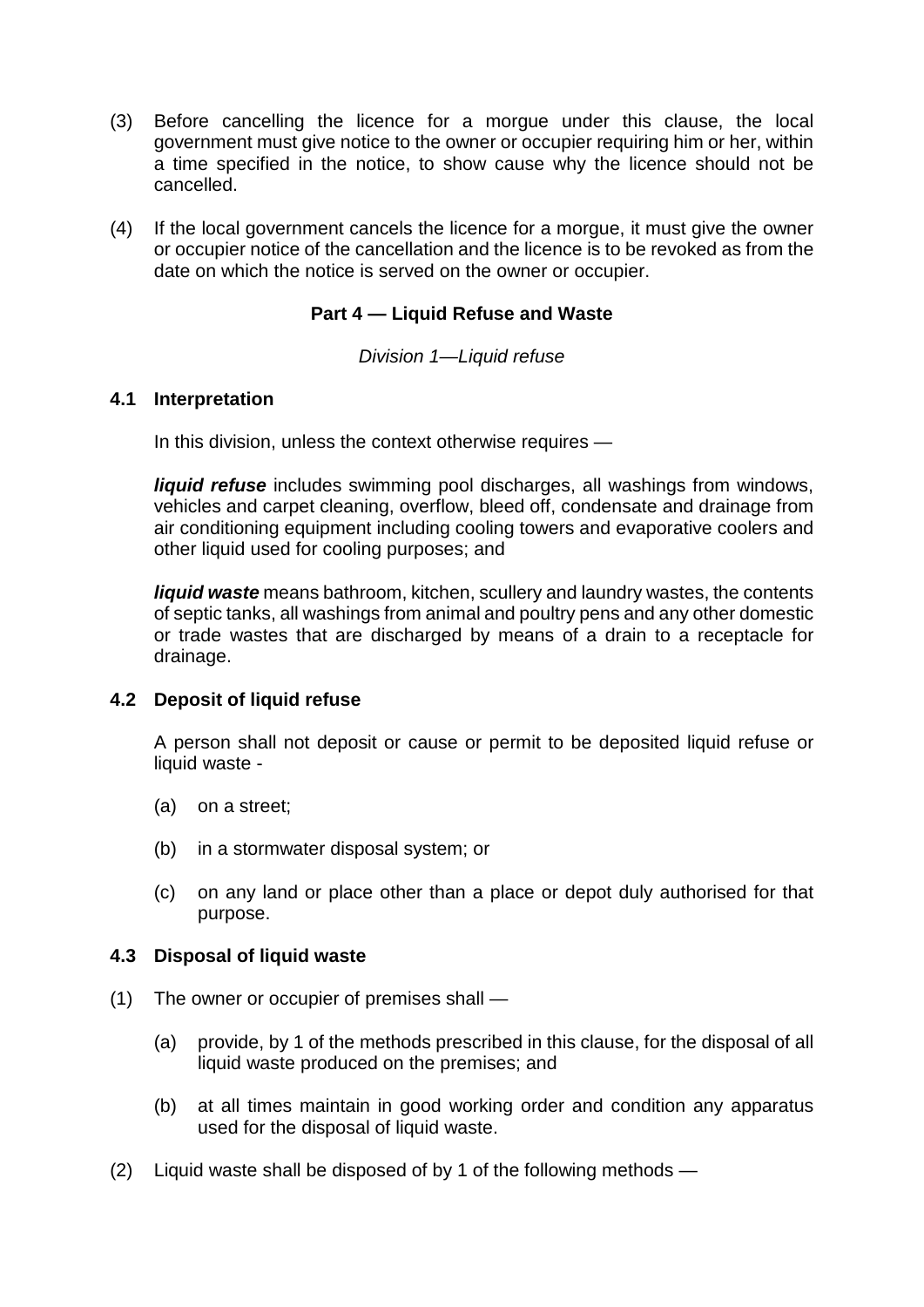(3) Before cancelling the licence for a morgue under this clause, the local government must give notice to the owner or occupier requiring him or her, within a time specified in the notice, to show cause why the licence should not be cancelled.

(4) If the local government cancels the licence for a morgue, it must give the owner or occupier notice of the cancellation and the licence is to be revoked as from the date on which the notice is served on the owner or occupier.

## Part 4 — Liquid Refuse and Waste

*Division 1—Liquid refuse*

### 4.1 Interpretation

In this division, unless the context otherwise requires —

***liquid refuse*** includes swimming pool discharges, all washings from windows, vehicles and carpet cleaning, overflow, bleed off, condensate and drainage from air conditioning equipment including cooling towers and evaporative coolers and other liquid used for cooling purposes; and

***liquid waste*** means bathroom, kitchen, scullery and laundry wastes, the contents of septic tanks, all washings from animal and poultry pens and any other domestic or trade wastes that are discharged by means of a drain to a receptacle for drainage.

### 4.2 Deposit of liquid refuse

A person shall not deposit or cause or permit to be deposited liquid refuse or liquid waste -

(a) on a street;

(b) in a stormwater disposal system; or

(c) on any land or place other than a place or depot duly authorised for that purpose.

### 4.3 Disposal of liquid waste

(1) The owner or occupier of premises shall —

(a) provide, by 1 of the methods prescribed in this clause, for the disposal of all liquid waste produced on the premises; and

(b) at all times maintain in good working order and condition any apparatus used for the disposal of liquid waste.

(2) Liquid waste shall be disposed of by 1 of the following methods —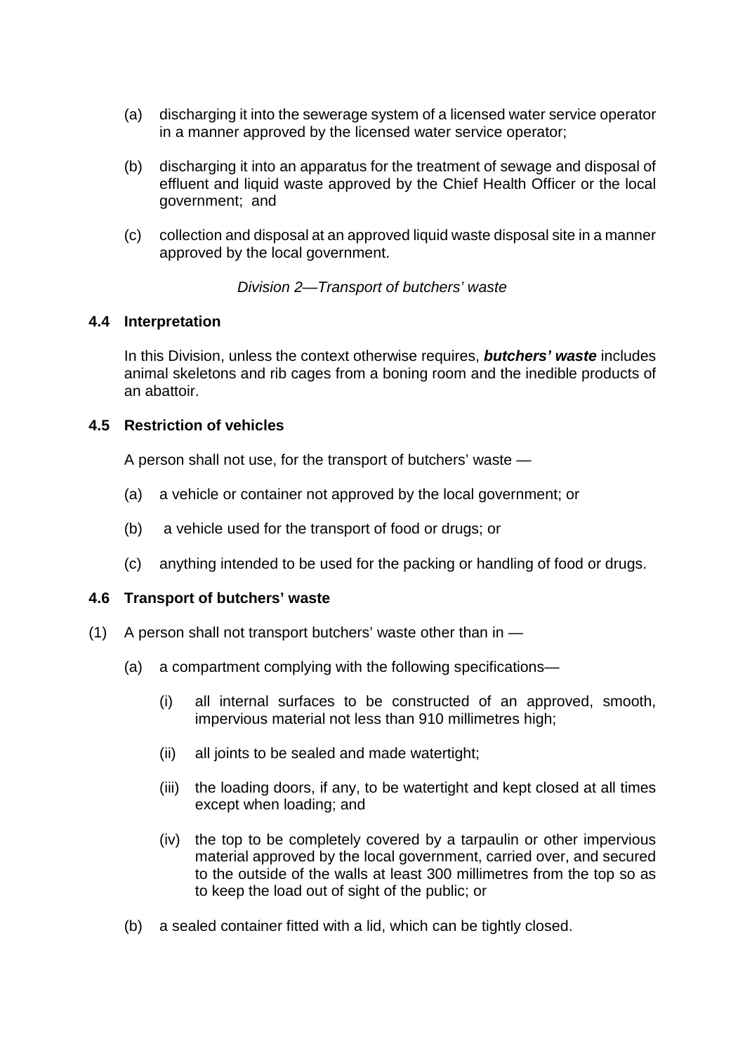(a) discharging it into the sewerage system of a licensed water service operator in a manner approved by the licensed water service operator;

(b) discharging it into an apparatus for the treatment of sewage and disposal of effluent and liquid waste approved by the Chief Health Officer or the local government; and

(c) collection and disposal at an approved liquid waste disposal site in a manner approved by the local government.

*Division 2—Transport of butchers' waste*

**4.4 Interpretation**

In this Division, unless the context otherwise requires, ***butchers' waste*** includes animal skeletons and rib cages from a boning room and the inedible products of an abattoir.

**4.5 Restriction of vehicles**

A person shall not use, for the transport of butchers' waste —

(a) a vehicle or container not approved by the local government; or

(b) a vehicle used for the transport of food or drugs; or

(c) anything intended to be used for the packing or handling of food or drugs.

**4.6 Transport of butchers' waste**

(1) A person shall not transport butchers' waste other than in —

(a) a compartment complying with the following specifications—

(i) all internal surfaces to be constructed of an approved, smooth, impervious material not less than 910 millimetres high;

(ii) all joints to be sealed and made watertight;

(iii) the loading doors, if any, to be watertight and kept closed at all times except when loading; and

(iv) the top to be completely covered by a tarpaulin or other impervious material approved by the local government, carried over, and secured to the outside of the walls at least 300 millimetres from the top so as to keep the load out of sight of the public; or

(b) a sealed container fitted with a lid, which can be tightly closed.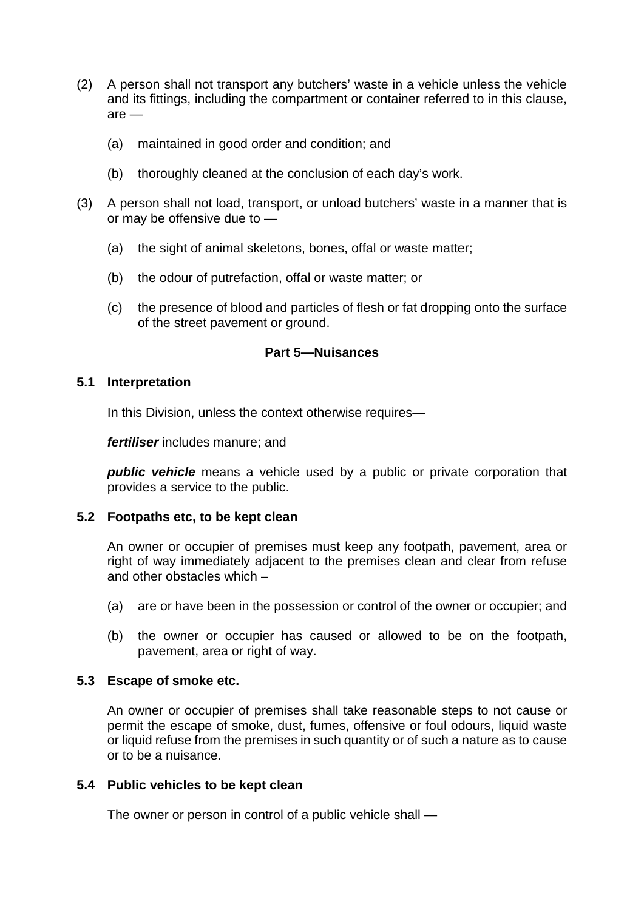(2) A person shall not transport any butchers' waste in a vehicle unless the vehicle and its fittings, including the compartment or container referred to in this clause, are —

(a) maintained in good order and condition; and

(b) thoroughly cleaned at the conclusion of each day's work.

(3) A person shall not load, transport, or unload butchers' waste in a manner that is or may be offensive due to —

(a) the sight of animal skeletons, bones, offal or waste matter;

(b) the odour of putrefaction, offal or waste matter; or

(c) the presence of blood and particles of flesh or fat dropping onto the surface of the street pavement or ground.

## Part 5—Nuisances

### 5.1 Interpretation

In this Division, unless the context otherwise requires—

***fertiliser*** includes manure; and

***public vehicle*** means a vehicle used by a public or private corporation that provides a service to the public.

### 5.2 Footpaths etc, to be kept clean

An owner or occupier of premises must keep any footpath, pavement, area or right of way immediately adjacent to the premises clean and clear from refuse and other obstacles which –

(a) are or have been in the possession or control of the owner or occupier; and

(b) the owner or occupier has caused or allowed to be on the footpath, pavement, area or right of way.

### 5.3 Escape of smoke etc.

An owner or occupier of premises shall take reasonable steps to not cause or permit the escape of smoke, dust, fumes, offensive or foul odours, liquid waste or liquid refuse from the premises in such quantity or of such a nature as to cause or to be a nuisance.

### 5.4 Public vehicles to be kept clean

The owner or person in control of a public vehicle shall —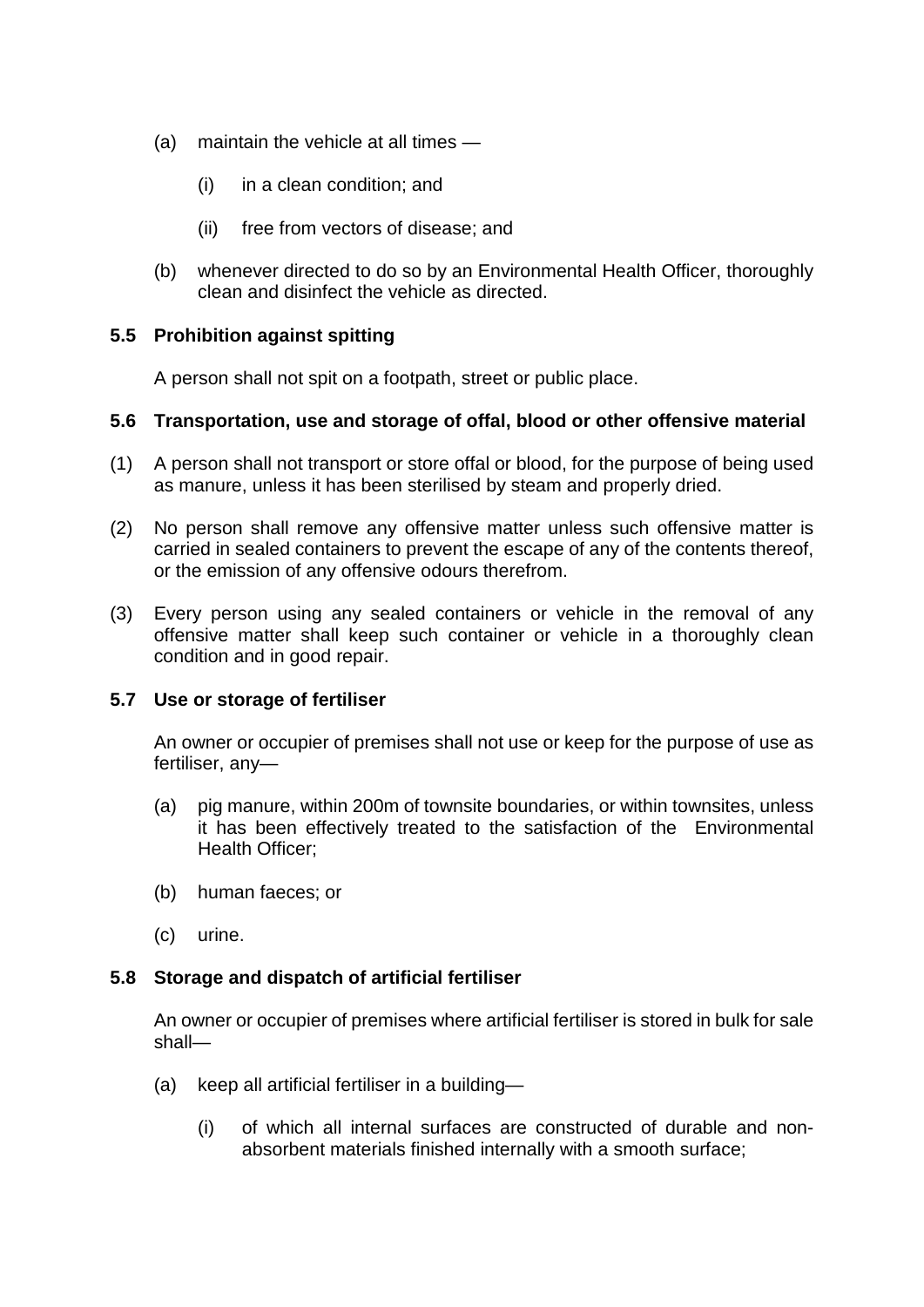(a) maintain the vehicle at all times —

   (i) in a clean condition; and

   (ii) free from vectors of disease; and

(b) whenever directed to do so by an Environmental Health Officer, thoroughly clean and disinfect the vehicle as directed.

### 5.5 Prohibition against spitting

A person shall not spit on a footpath, street or public place.

### 5.6 Transportation, use and storage of offal, blood or other offensive material

(1) A person shall not transport or store offal or blood, for the purpose of being used as manure, unless it has been sterilised by steam and properly dried.

(2) No person shall remove any offensive matter unless such offensive matter is carried in sealed containers to prevent the escape of any of the contents thereof, or the emission of any offensive odours therefrom.

(3) Every person using any sealed containers or vehicle in the removal of any offensive matter shall keep such container or vehicle in a thoroughly clean condition and in good repair.

### 5.7 Use or storage of fertiliser

An owner or occupier of premises shall not use or keep for the purpose of use as fertiliser, any—

(a) pig manure, within 200m of townsite boundaries, or within townsites, unless it has been effectively treated to the satisfaction of the Environmental Health Officer;

(b) human faeces; or

(c) urine.

### 5.8 Storage and dispatch of artificial fertiliser

An owner or occupier of premises where artificial fertiliser is stored in bulk for sale shall—

(a) keep all artificial fertiliser in a building—

   (i) of which all internal surfaces are constructed of durable and non-absorbent materials finished internally with a smooth surface;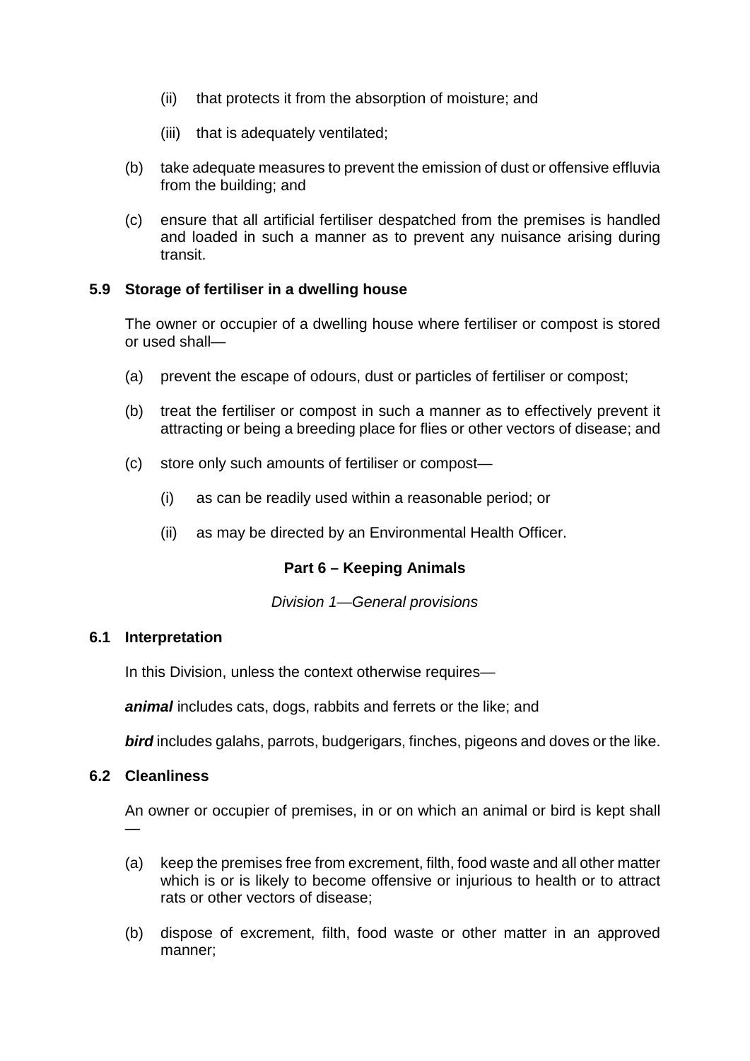(ii) that protects it from the absorption of moisture; and

(iii) that is adequately ventilated;

(b) take adequate measures to prevent the emission of dust or offensive effluvia from the building; and

(c) ensure that all artificial fertiliser despatched from the premises is handled and loaded in such a manner as to prevent any nuisance arising during transit.

### 5.9 Storage of fertiliser in a dwelling house

The owner or occupier of a dwelling house where fertiliser or compost is stored or used shall—

(a) prevent the escape of odours, dust or particles of fertiliser or compost;

(b) treat the fertiliser or compost in such a manner as to effectively prevent it attracting or being a breeding place for flies or other vectors of disease; and

(c) store only such amounts of fertiliser or compost—

(i) as can be readily used within a reasonable period; or

(ii) as may be directed by an Environmental Health Officer.

## Part 6 – Keeping Animals

*Division 1—General provisions*

### 6.1 Interpretation

In this Division, unless the context otherwise requires—

***animal*** includes cats, dogs, rabbits and ferrets or the like; and

***bird*** includes galahs, parrots, budgerigars, finches, pigeons and doves or the like.

### 6.2 Cleanliness

An owner or occupier of premises, in or on which an animal or bird is kept shall —

(a) keep the premises free from excrement, filth, food waste and all other matter which is or is likely to become offensive or injurious to health or to attract rats or other vectors of disease;

(b) dispose of excrement, filth, food waste or other matter in an approved manner;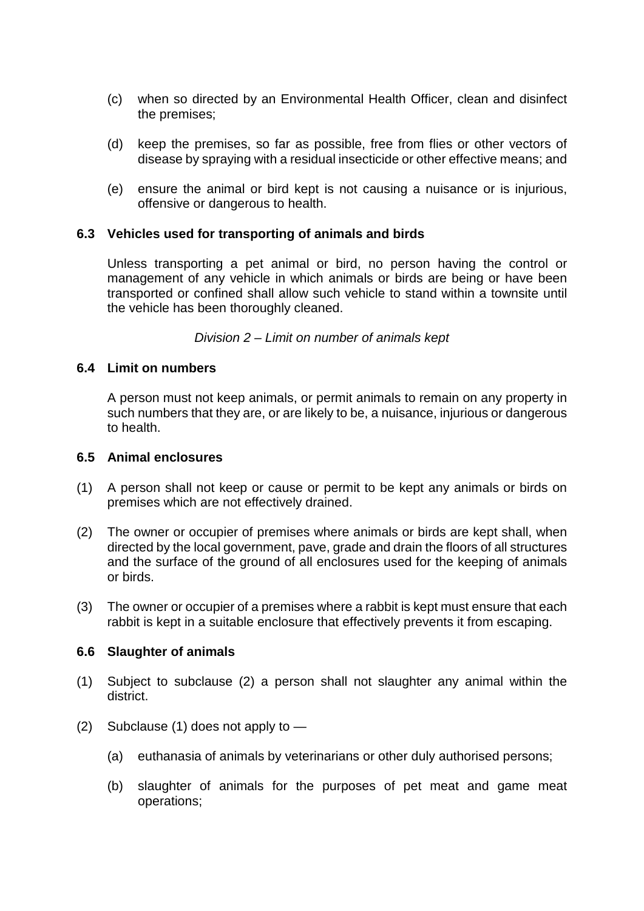(c) when so directed by an Environmental Health Officer, clean and disinfect the premises;

(d) keep the premises, so far as possible, free from flies or other vectors of disease by spraying with a residual insecticide or other effective means; and

(e) ensure the animal or bird kept is not causing a nuisance or is injurious, offensive or dangerous to health.

### 6.3 Vehicles used for transporting of animals and birds

Unless transporting a pet animal or bird, no person having the control or management of any vehicle in which animals or birds are being or have been transported or confined shall allow such vehicle to stand within a townsite until the vehicle has been thoroughly cleaned.

*Division 2 – Limit on number of animals kept*

### 6.4 Limit on numbers

A person must not keep animals, or permit animals to remain on any property in such numbers that they are, or are likely to be, a nuisance, injurious or dangerous to health.

### 6.5 Animal enclosures

(1) A person shall not keep or cause or permit to be kept any animals or birds on premises which are not effectively drained.

(2) The owner or occupier of premises where animals or birds are kept shall, when directed by the local government, pave, grade and drain the floors of all structures and the surface of the ground of all enclosures used for the keeping of animals or birds.

(3) The owner or occupier of a premises where a rabbit is kept must ensure that each rabbit is kept in a suitable enclosure that effectively prevents it from escaping.

### 6.6 Slaughter of animals

(1) Subject to subclause (2) a person shall not slaughter any animal within the district.

(2) Subclause (1) does not apply to —

(a) euthanasia of animals by veterinarians or other duly authorised persons;

(b) slaughter of animals for the purposes of pet meat and game meat operations;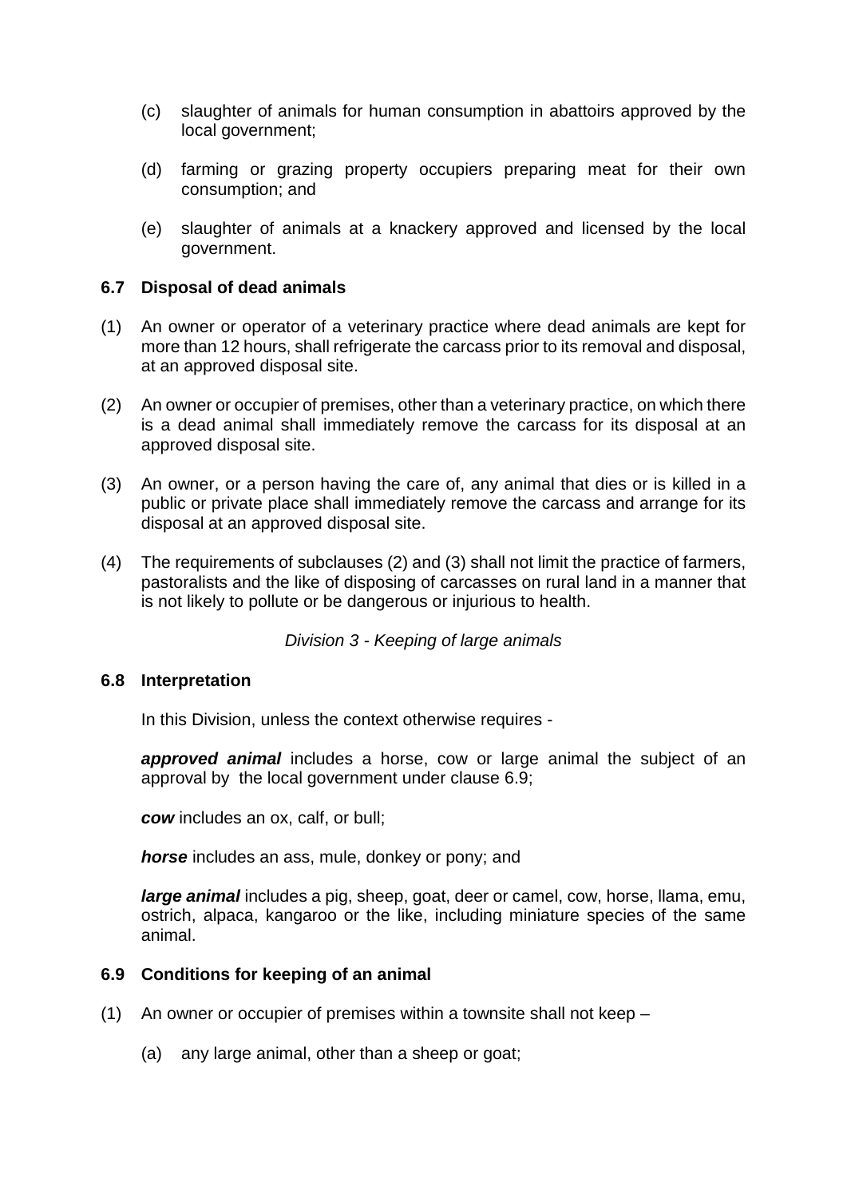(c) slaughter of animals for human consumption in abattoirs approved by the local government;

(d) farming or grazing property occupiers preparing meat for their own consumption; and

(e) slaughter of animals at a knackery approved and licensed by the local government.

### 6.7 Disposal of dead animals

(1) An owner or operator of a veterinary practice where dead animals are kept for more than 12 hours, shall refrigerate the carcass prior to its removal and disposal, at an approved disposal site.

(2) An owner or occupier of premises, other than a veterinary practice, on which there is a dead animal shall immediately remove the carcass for its disposal at an approved disposal site.

(3) An owner, or a person having the care of, any animal that dies or is killed in a public or private place shall immediately remove the carcass and arrange for its disposal at an approved disposal site.

(4) The requirements of subclauses (2) and (3) shall not limit the practice of farmers, pastoralists and the like of disposing of carcasses on rural land in a manner that is not likely to pollute or be dangerous or injurious to health.

*Division 3 - Keeping of large animals*

### 6.8 Interpretation

In this Division, unless the context otherwise requires -

***approved animal*** includes a horse, cow or large animal the subject of an approval by the local government under clause 6.9;

***cow*** includes an ox, calf, or bull;

***horse*** includes an ass, mule, donkey or pony; and

***large animal*** includes a pig, sheep, goat, deer or camel, cow, horse, llama, emu, ostrich, alpaca, kangaroo or the like, including miniature species of the same animal.

### 6.9 Conditions for keeping of an animal

(1) An owner or occupier of premises within a townsite shall not keep –

(a) any large animal, other than a sheep or goat;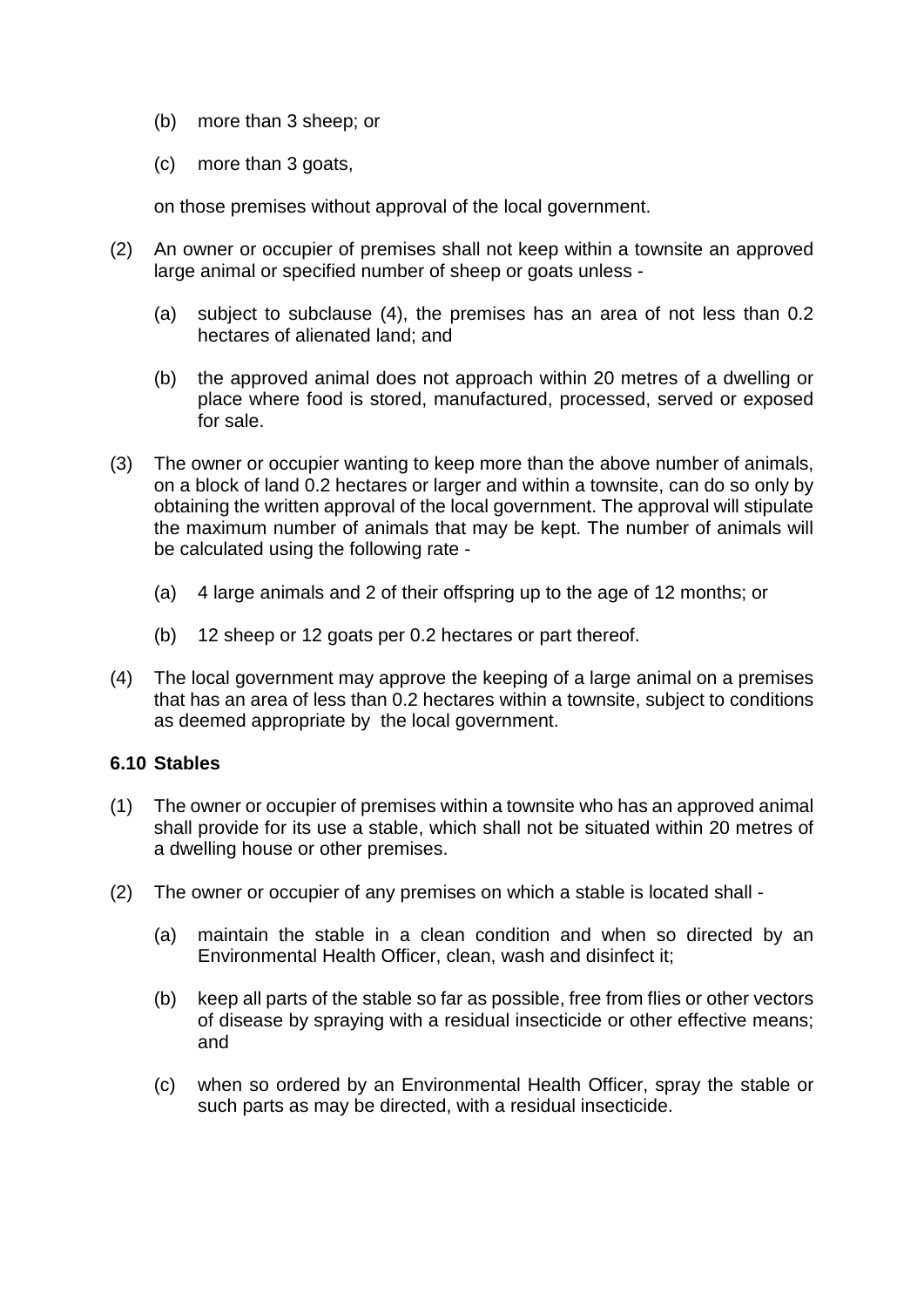(b) more than 3 sheep; or

(c) more than 3 goats,

on those premises without approval of the local government.

(2) An owner or occupier of premises shall not keep within a townsite an approved large animal or specified number of sheep or goats unless -

(a) subject to subclause (4), the premises has an area of not less than 0.2 hectares of alienated land; and

(b) the approved animal does not approach within 20 metres of a dwelling or place where food is stored, manufactured, processed, served or exposed for sale.

(3) The owner or occupier wanting to keep more than the above number of animals, on a block of land 0.2 hectares or larger and within a townsite, can do so only by obtaining the written approval of the local government. The approval will stipulate the maximum number of animals that may be kept. The number of animals will be calculated using the following rate -

(a) 4 large animals and 2 of their offspring up to the age of 12 months; or

(b) 12 sheep or 12 goats per 0.2 hectares or part thereof.

(4) The local government may approve the keeping of a large animal on a premises that has an area of less than 0.2 hectares within a townsite, subject to conditions as deemed appropriate by the local government.

**6.10 Stables**

(1) The owner or occupier of premises within a townsite who has an approved animal shall provide for its use a stable, which shall not be situated within 20 metres of a dwelling house or other premises.

(2) The owner or occupier of any premises on which a stable is located shall -

(a) maintain the stable in a clean condition and when so directed by an Environmental Health Officer, clean, wash and disinfect it;

(b) keep all parts of the stable so far as possible, free from flies or other vectors of disease by spraying with a residual insecticide or other effective means; and

(c) when so ordered by an Environmental Health Officer, spray the stable or such parts as may be directed, with a residual insecticide.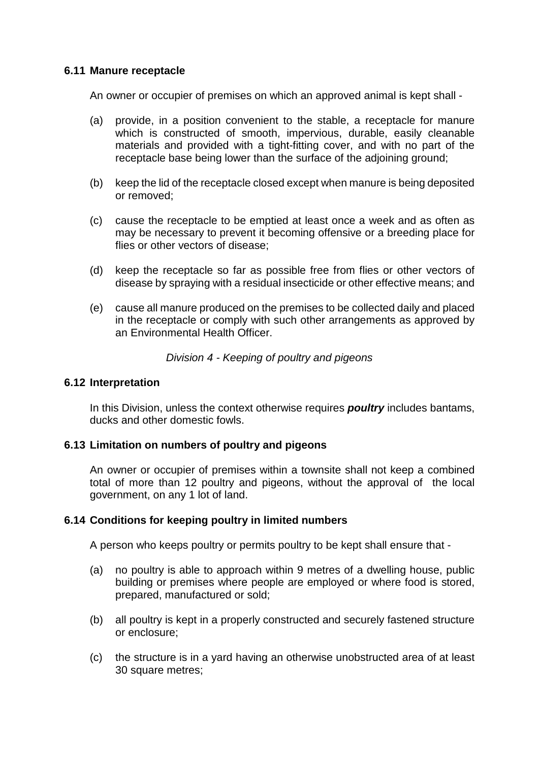### 6.11 Manure receptacle

An owner or occupier of premises on which an approved animal is kept shall -

(a) provide, in a position convenient to the stable, a receptacle for manure which is constructed of smooth, impervious, durable, easily cleanable materials and provided with a tight-fitting cover, and with no part of the receptacle base being lower than the surface of the adjoining ground;

(b) keep the lid of the receptacle closed except when manure is being deposited or removed;

(c) cause the receptacle to be emptied at least once a week and as often as may be necessary to prevent it becoming offensive or a breeding place for flies or other vectors of disease;

(d) keep the receptacle so far as possible free from flies or other vectors of disease by spraying with a residual insecticide or other effective means; and

(e) cause all manure produced on the premises to be collected daily and placed in the receptacle or comply with such other arrangements as approved by an Environmental Health Officer.

*Division 4 - Keeping of poultry and pigeons*

### 6.12 Interpretation

In this Division, unless the context otherwise requires ***poultry*** includes bantams, ducks and other domestic fowls.

### 6.13 Limitation on numbers of poultry and pigeons

An owner or occupier of premises within a townsite shall not keep a combined total of more than 12 poultry and pigeons, without the approval of the local government, on any 1 lot of land.

### 6.14 Conditions for keeping poultry in limited numbers

A person who keeps poultry or permits poultry to be kept shall ensure that -

(a) no poultry is able to approach within 9 metres of a dwelling house, public building or premises where people are employed or where food is stored, prepared, manufactured or sold;

(b) all poultry is kept in a properly constructed and securely fastened structure or enclosure;

(c) the structure is in a yard having an otherwise unobstructed area of at least 30 square metres;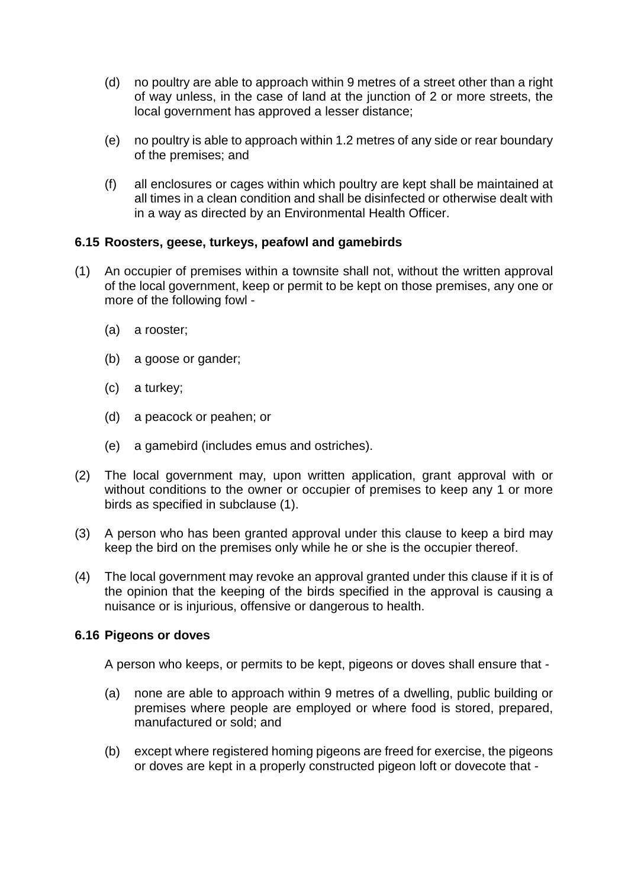(d) no poultry are able to approach within 9 metres of a street other than a right of way unless, in the case of land at the junction of 2 or more streets, the local government has approved a lesser distance;

(e) no poultry is able to approach within 1.2 metres of any side or rear boundary of the premises; and

(f) all enclosures or cages within which poultry are kept shall be maintained at all times in a clean condition and shall be disinfected or otherwise dealt with in a way as directed by an Environmental Health Officer.

**6.15 Roosters, geese, turkeys, peafowl and gamebirds**

(1) An occupier of premises within a townsite shall not, without the written approval of the local government, keep or permit to be kept on those premises, any one or more of the following fowl -

(a) a rooster;

(b) a goose or gander;

(c) a turkey;

(d) a peacock or peahen; or

(e) a gamebird (includes emus and ostriches).

(2) The local government may, upon written application, grant approval with or without conditions to the owner or occupier of premises to keep any 1 or more birds as specified in subclause (1).

(3) A person who has been granted approval under this clause to keep a bird may keep the bird on the premises only while he or she is the occupier thereof.

(4) The local government may revoke an approval granted under this clause if it is of the opinion that the keeping of the birds specified in the approval is causing a nuisance or is injurious, offensive or dangerous to health.

**6.16 Pigeons or doves**

A person who keeps, or permits to be kept, pigeons or doves shall ensure that -

(a) none are able to approach within 9 metres of a dwelling, public building or premises where people are employed or where food is stored, prepared, manufactured or sold; and

(b) except where registered homing pigeons are freed for exercise, the pigeons or doves are kept in a properly constructed pigeon loft or dovecote that -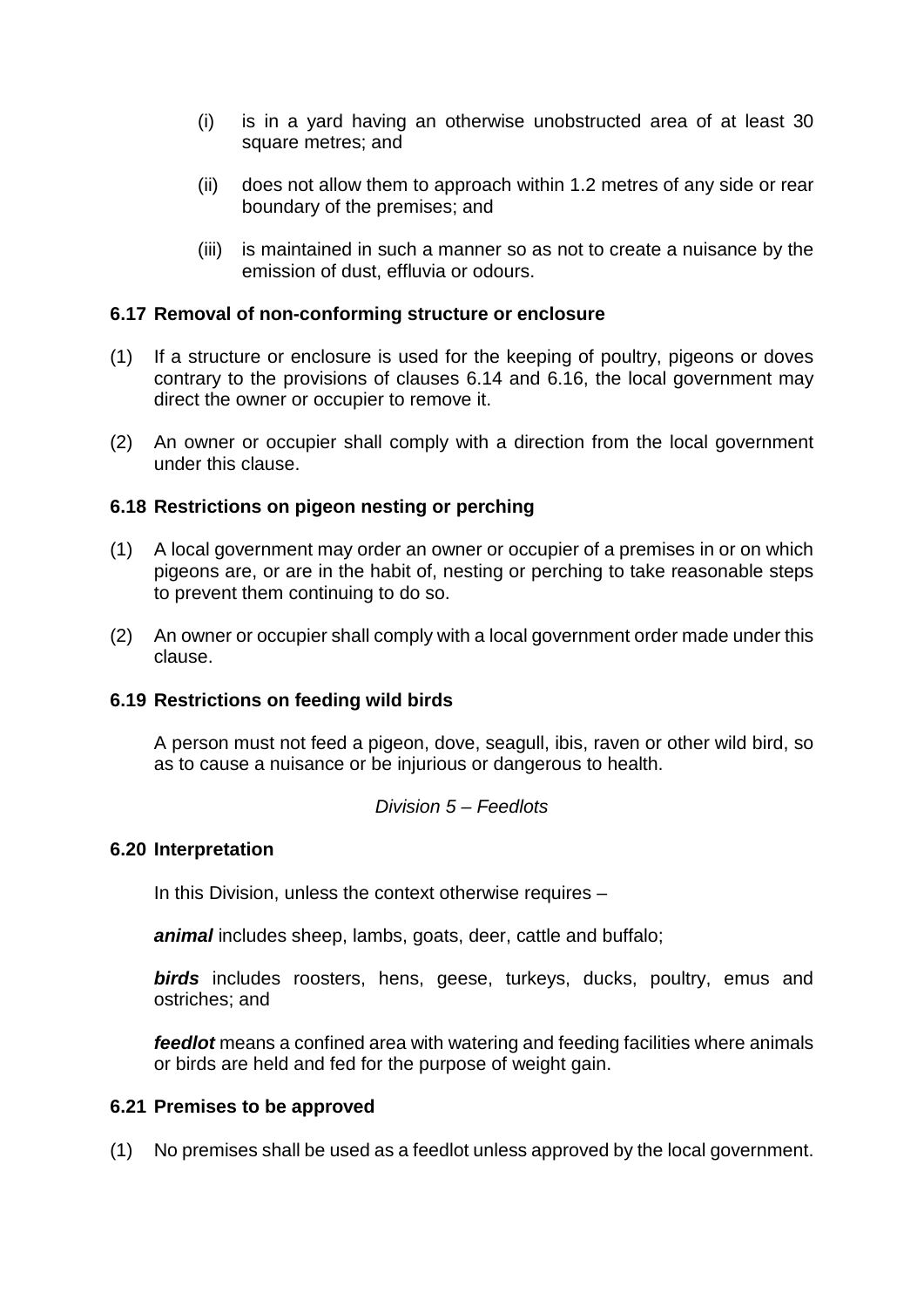(i) is in a yard having an otherwise unobstructed area of at least 30 square metres; and

(ii) does not allow them to approach within 1.2 metres of any side or rear boundary of the premises; and

(iii) is maintained in such a manner so as not to create a nuisance by the emission of dust, effluvia or odours.

**6.17 Removal of non-conforming structure or enclosure**

(1) If a structure or enclosure is used for the keeping of poultry, pigeons or doves contrary to the provisions of clauses 6.14 and 6.16, the local government may direct the owner or occupier to remove it.

(2) An owner or occupier shall comply with a direction from the local government under this clause.

**6.18 Restrictions on pigeon nesting or perching**

(1) A local government may order an owner or occupier of a premises in or on which pigeons are, or are in the habit of, nesting or perching to take reasonable steps to prevent them continuing to do so.

(2) An owner or occupier shall comply with a local government order made under this clause.

**6.19 Restrictions on feeding wild birds**

A person must not feed a pigeon, dove, seagull, ibis, raven or other wild bird, so as to cause a nuisance or be injurious or dangerous to health.

*Division 5 – Feedlots*

**6.20 Interpretation**

In this Division, unless the context otherwise requires –

***animal*** includes sheep, lambs, goats, deer, cattle and buffalo;

***birds*** includes roosters, hens, geese, turkeys, ducks, poultry, emus and ostriches; and

***feedlot*** means a confined area with watering and feeding facilities where animals or birds are held and fed for the purpose of weight gain.

**6.21 Premises to be approved**

(1) No premises shall be used as a feedlot unless approved by the local government.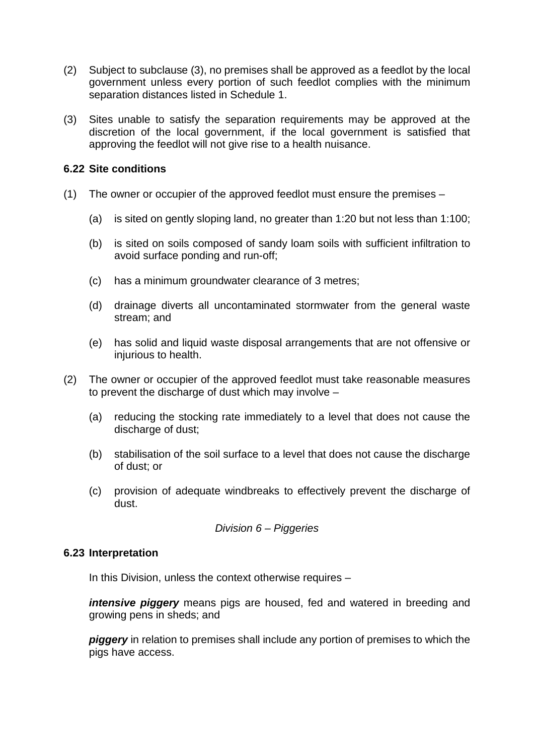(2) Subject to subclause (3), no premises shall be approved as a feedlot by the local government unless every portion of such feedlot complies with the minimum separation distances listed in Schedule 1.

(3) Sites unable to satisfy the separation requirements may be approved at the discretion of the local government, if the local government is satisfied that approving the feedlot will not give rise to a health nuisance.

### 6.22 Site conditions

(1) The owner or occupier of the approved feedlot must ensure the premises –

  (a) is sited on gently sloping land, no greater than 1:20 but not less than 1:100;

  (b) is sited on soils composed of sandy loam soils with sufficient infiltration to avoid surface ponding and run-off;

  (c) has a minimum groundwater clearance of 3 metres;

  (d) drainage diverts all uncontaminated stormwater from the general waste stream; and

  (e) has solid and liquid waste disposal arrangements that are not offensive or injurious to health.

(2) The owner or occupier of the approved feedlot must take reasonable measures to prevent the discharge of dust which may involve –

  (a) reducing the stocking rate immediately to a level that does not cause the discharge of dust;

  (b) stabilisation of the soil surface to a level that does not cause the discharge of dust; or

  (c) provision of adequate windbreaks to effectively prevent the discharge of dust.

## *Division 6 – Piggeries*

### 6.23 Interpretation

In this Division, unless the context otherwise requires –

***intensive piggery*** means pigs are housed, fed and watered in breeding and growing pens in sheds; and

***piggery*** in relation to premises shall include any portion of premises to which the pigs have access.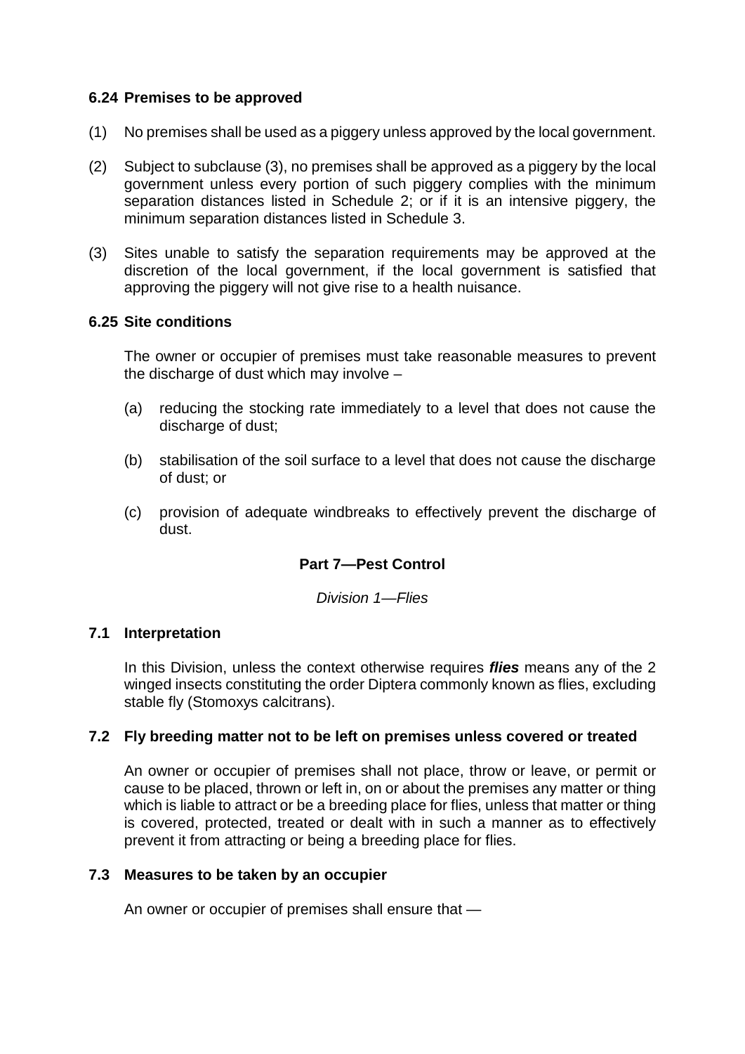### 6.24 Premises to be approved

(1) No premises shall be used as a piggery unless approved by the local government.

(2) Subject to subclause (3), no premises shall be approved as a piggery by the local government unless every portion of such piggery complies with the minimum separation distances listed in Schedule 2; or if it is an intensive piggery, the minimum separation distances listed in Schedule 3.

(3) Sites unable to satisfy the separation requirements may be approved at the discretion of the local government, if the local government is satisfied that approving the piggery will not give rise to a health nuisance.

### 6.25 Site conditions

The owner or occupier of premises must take reasonable measures to prevent the discharge of dust which may involve –

(a) reducing the stocking rate immediately to a level that does not cause the discharge of dust;

(b) stabilisation of the soil surface to a level that does not cause the discharge of dust; or

(c) provision of adequate windbreaks to effectively prevent the discharge of dust.

## Part 7—Pest Control

*Division 1—Flies*

### 7.1 Interpretation

In this Division, unless the context otherwise requires ***flies*** means any of the 2 winged insects constituting the order Diptera commonly known as flies, excluding stable fly (Stomoxys calcitrans).

### 7.2 Fly breeding matter not to be left on premises unless covered or treated

An owner or occupier of premises shall not place, throw or leave, or permit or cause to be placed, thrown or left in, on or about the premises any matter or thing which is liable to attract or be a breeding place for flies, unless that matter or thing is covered, protected, treated or dealt with in such a manner as to effectively prevent it from attracting or being a breeding place for flies.

### 7.3 Measures to be taken by an occupier

An owner or occupier of premises shall ensure that —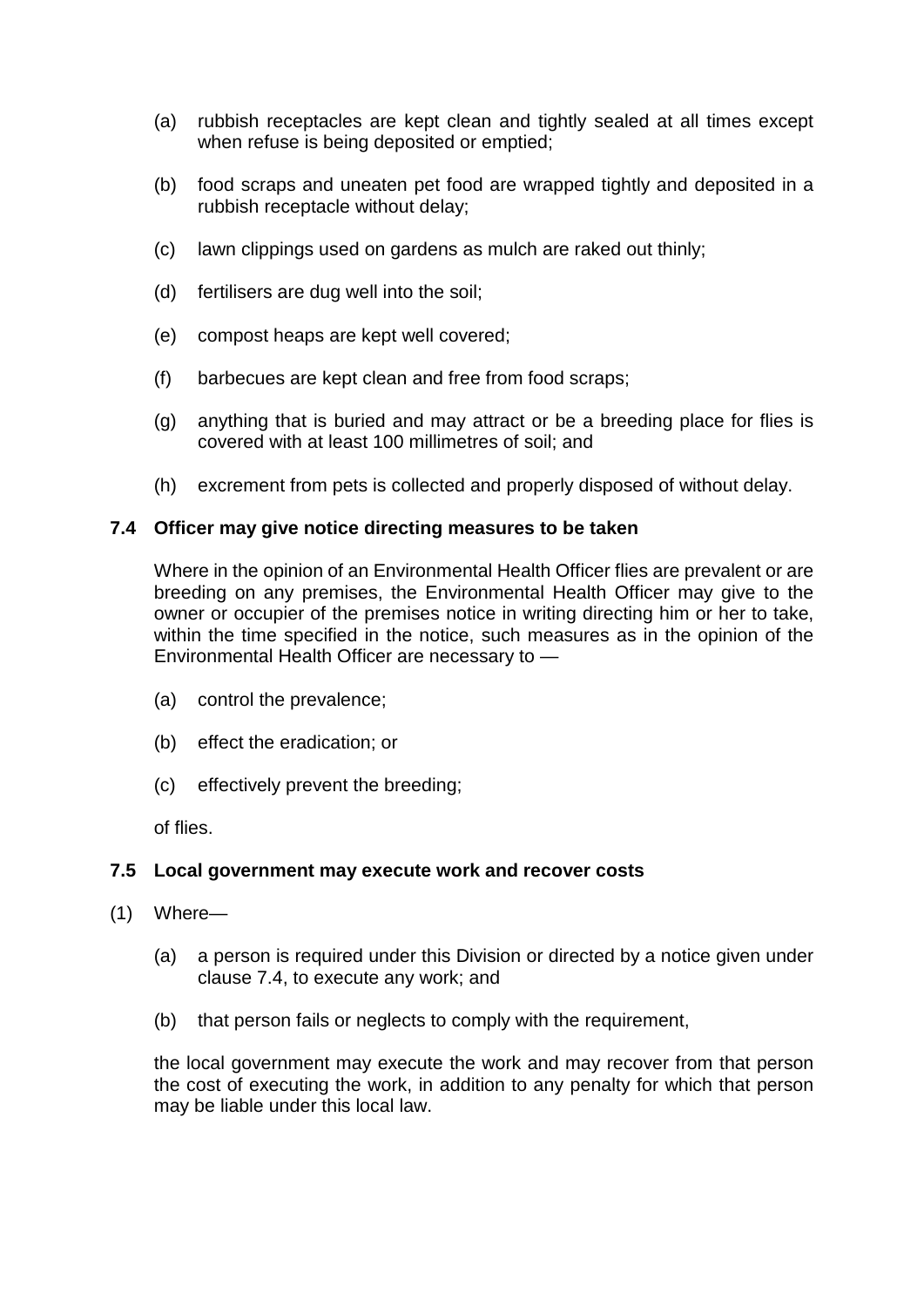(a) rubbish receptacles are kept clean and tightly sealed at all times except when refuse is being deposited or emptied;

(b) food scraps and uneaten pet food are wrapped tightly and deposited in a rubbish receptacle without delay;

(c) lawn clippings used on gardens as mulch are raked out thinly;

(d) fertilisers are dug well into the soil;

(e) compost heaps are kept well covered;

(f) barbecues are kept clean and free from food scraps;

(g) anything that is buried and may attract or be a breeding place for flies is covered with at least 100 millimetres of soil; and

(h) excrement from pets is collected and properly disposed of without delay.

### 7.4 Officer may give notice directing measures to be taken

Where in the opinion of an Environmental Health Officer flies are prevalent or are breeding on any premises, the Environmental Health Officer may give to the owner or occupier of the premises notice in writing directing him or her to take, within the time specified in the notice, such measures as in the opinion of the Environmental Health Officer are necessary to —

(a) control the prevalence;

(b) effect the eradication; or

(c) effectively prevent the breeding;

of flies.

### 7.5 Local government may execute work and recover costs

(1) Where—

(a) a person is required under this Division or directed by a notice given under clause 7.4, to execute any work; and

(b) that person fails or neglects to comply with the requirement,

the local government may execute the work and may recover from that person the cost of executing the work, in addition to any penalty for which that person may be liable under this local law.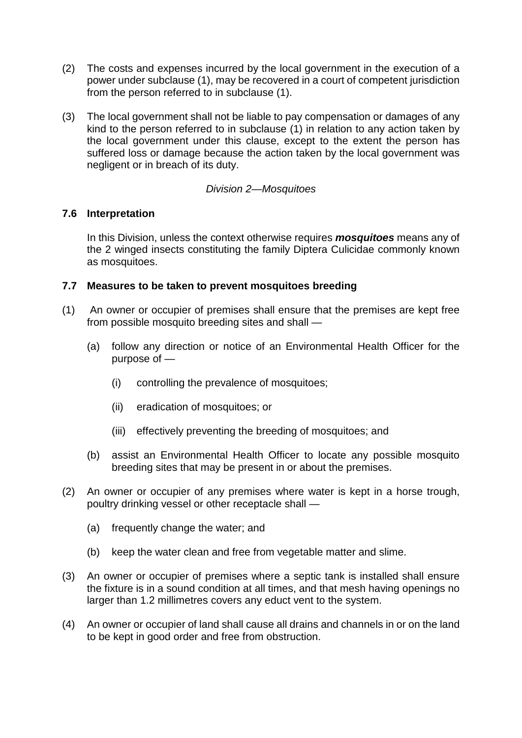(2) The costs and expenses incurred by the local government in the execution of a power under subclause (1), may be recovered in a court of competent jurisdiction from the person referred to in subclause (1).

(3) The local government shall not be liable to pay compensation or damages of any kind to the person referred to in subclause (1) in relation to any action taken by the local government under this clause, except to the extent the person has suffered loss or damage because the action taken by the local government was negligent or in breach of its duty.

*Division 2—Mosquitoes*

**7.6 Interpretation**

In this Division, unless the context otherwise requires ***mosquitoes*** means any of the 2 winged insects constituting the family Diptera Culicidae commonly known as mosquitoes.

**7.7 Measures to be taken to prevent mosquitoes breeding**

(1) An owner or occupier of premises shall ensure that the premises are kept free from possible mosquito breeding sites and shall —

(a) follow any direction or notice of an Environmental Health Officer for the purpose of —

(i) controlling the prevalence of mosquitoes;

(ii) eradication of mosquitoes; or

(iii) effectively preventing the breeding of mosquitoes; and

(b) assist an Environmental Health Officer to locate any possible mosquito breeding sites that may be present in or about the premises.

(2) An owner or occupier of any premises where water is kept in a horse trough, poultry drinking vessel or other receptacle shall —

(a) frequently change the water; and

(b) keep the water clean and free from vegetable matter and slime.

(3) An owner or occupier of premises where a septic tank is installed shall ensure the fixture is in a sound condition at all times, and that mesh having openings no larger than 1.2 millimetres covers any educt vent to the system.

(4) An owner or occupier of land shall cause all drains and channels in or on the land to be kept in good order and free from obstruction.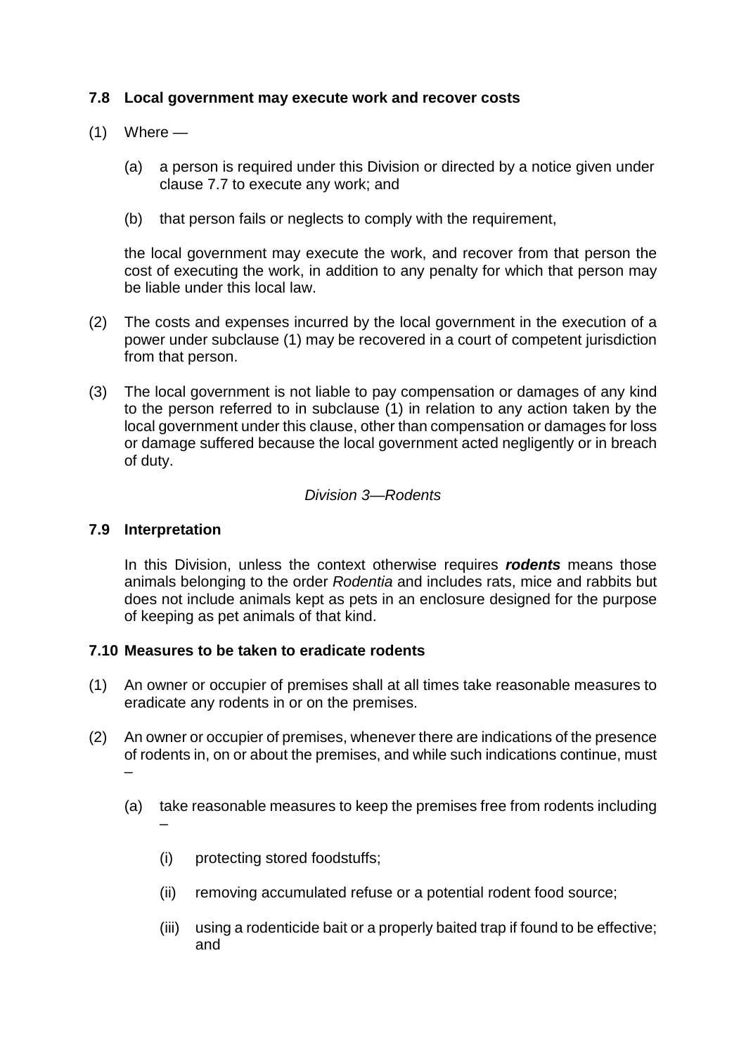### 7.8 Local government may execute work and recover costs

(1) Where —

(a) a person is required under this Division or directed by a notice given under clause 7.7 to execute any work; and

(b) that person fails or neglects to comply with the requirement,

the local government may execute the work, and recover from that person the cost of executing the work, in addition to any penalty for which that person may be liable under this local law.

(2) The costs and expenses incurred by the local government in the execution of a power under subclause (1) may be recovered in a court of competent jurisdiction from that person.

(3) The local government is not liable to pay compensation or damages of any kind to the person referred to in subclause (1) in relation to any action taken by the local government under this clause, other than compensation or damages for loss or damage suffered because the local government acted negligently or in breach of duty.

*Division 3—Rodents*

### 7.9 Interpretation

In this Division, unless the context otherwise requires ***rodents*** means those animals belonging to the order *Rodentia* and includes rats, mice and rabbits but does not include animals kept as pets in an enclosure designed for the purpose of keeping as pet animals of that kind.

### 7.10 Measures to be taken to eradicate rodents

(1) An owner or occupier of premises shall at all times take reasonable measures to eradicate any rodents in or on the premises.

(2) An owner or occupier of premises, whenever there are indications of the presence of rodents in, on or about the premises, and while such indications continue, must –

(a) take reasonable measures to keep the premises free from rodents including –

(i) protecting stored foodstuffs;

(ii) removing accumulated refuse or a potential rodent food source;

(iii) using a rodenticide bait or a properly baited trap if found to be effective; and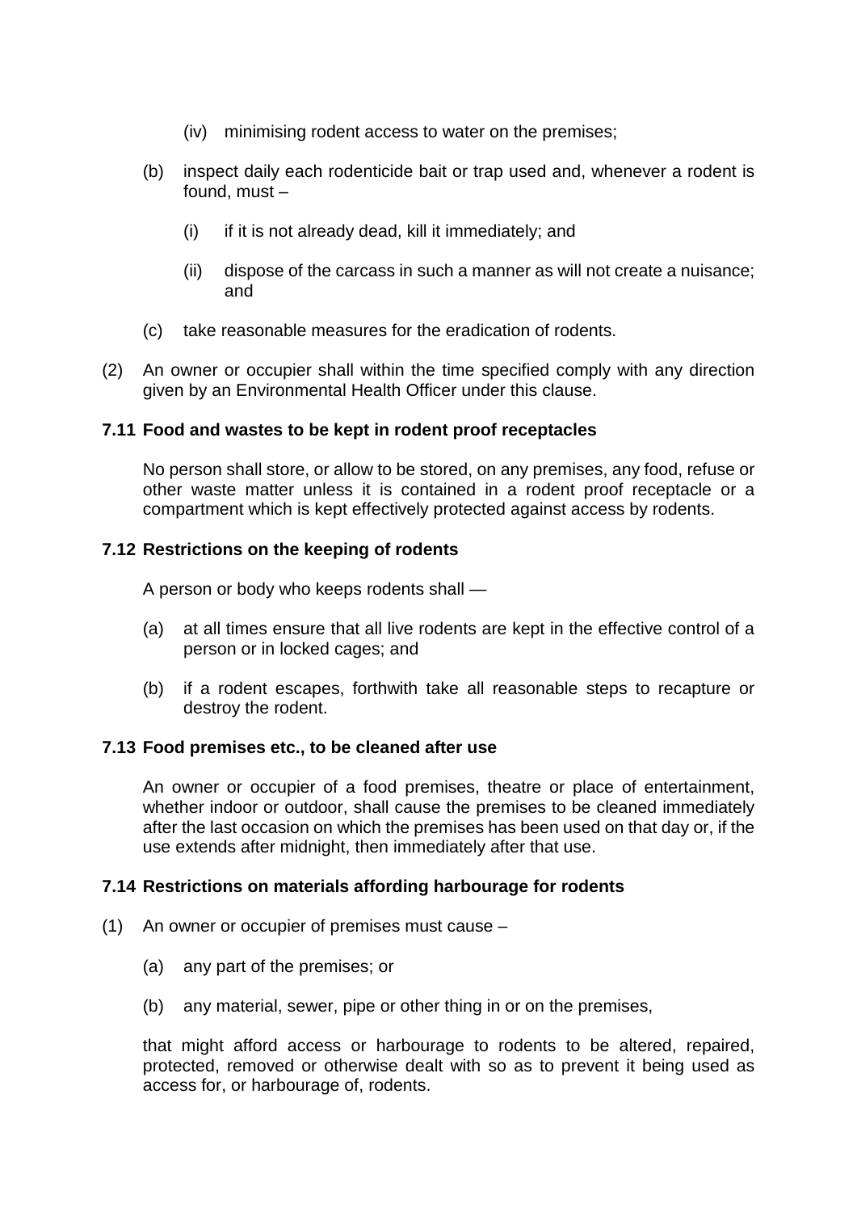(iv) minimising rodent access to water on the premises;

(b) inspect daily each rodenticide bait or trap used and, whenever a rodent is found, must –

(i) if it is not already dead, kill it immediately; and

(ii) dispose of the carcass in such a manner as will not create a nuisance; and

(c) take reasonable measures for the eradication of rodents.

(2) An owner or occupier shall within the time specified comply with any direction given by an Environmental Health Officer under this clause.

**7.11 Food and wastes to be kept in rodent proof receptacles**

No person shall store, or allow to be stored, on any premises, any food, refuse or other waste matter unless it is contained in a rodent proof receptacle or a compartment which is kept effectively protected against access by rodents.

**7.12 Restrictions on the keeping of rodents**

A person or body who keeps rodents shall —

(a) at all times ensure that all live rodents are kept in the effective control of a person or in locked cages; and

(b) if a rodent escapes, forthwith take all reasonable steps to recapture or destroy the rodent.

**7.13 Food premises etc., to be cleaned after use**

An owner or occupier of a food premises, theatre or place of entertainment, whether indoor or outdoor, shall cause the premises to be cleaned immediately after the last occasion on which the premises has been used on that day or, if the use extends after midnight, then immediately after that use.

**7.14 Restrictions on materials affording harbourage for rodents**

(1) An owner or occupier of premises must cause –

(a) any part of the premises; or

(b) any material, sewer, pipe or other thing in or on the premises,

that might afford access or harbourage to rodents to be altered, repaired, protected, removed or otherwise dealt with so as to prevent it being used as access for, or harbourage of, rodents.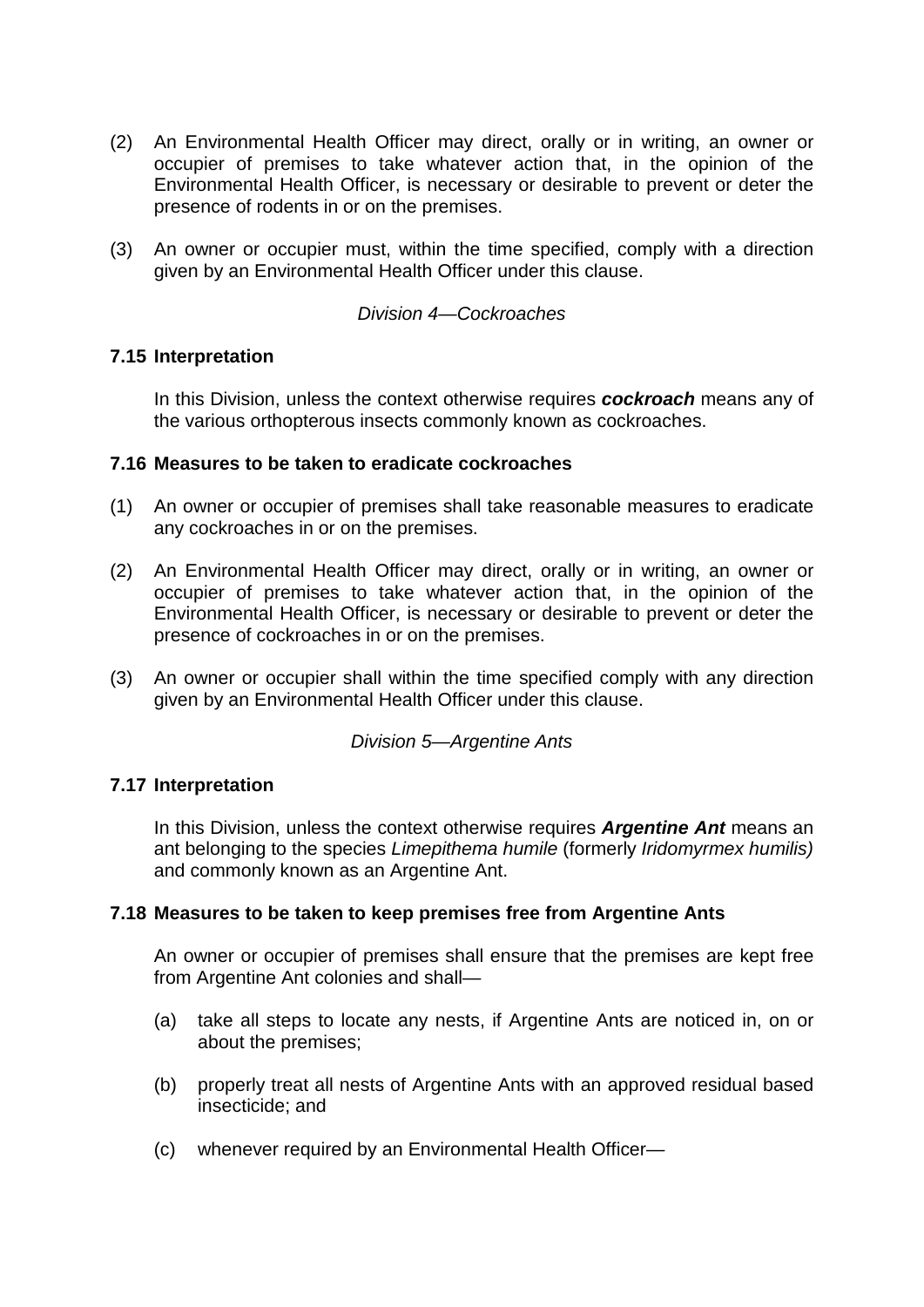(2) An Environmental Health Officer may direct, orally or in writing, an owner or occupier of premises to take whatever action that, in the opinion of the Environmental Health Officer, is necessary or desirable to prevent or deter the presence of rodents in or on the premises.

(3) An owner or occupier must, within the time specified, comply with a direction given by an Environmental Health Officer under this clause.

*Division 4—Cockroaches*

**7.15 Interpretation**

In this Division, unless the context otherwise requires ***cockroach*** means any of the various orthopterous insects commonly known as cockroaches.

**7.16 Measures to be taken to eradicate cockroaches**

(1) An owner or occupier of premises shall take reasonable measures to eradicate any cockroaches in or on the premises.

(2) An Environmental Health Officer may direct, orally or in writing, an owner or occupier of premises to take whatever action that, in the opinion of the Environmental Health Officer, is necessary or desirable to prevent or deter the presence of cockroaches in or on the premises.

(3) An owner or occupier shall within the time specified comply with any direction given by an Environmental Health Officer under this clause.

*Division 5—Argentine Ants*

**7.17 Interpretation**

In this Division, unless the context otherwise requires ***Argentine Ant*** means an ant belonging to the species *Limepithema humile* (formerly *Iridomyrmex humilis)* and commonly known as an Argentine Ant.

**7.18 Measures to be taken to keep premises free from Argentine Ants**

An owner or occupier of premises shall ensure that the premises are kept free from Argentine Ant colonies and shall—

(a) take all steps to locate any nests, if Argentine Ants are noticed in, on or about the premises;

(b) properly treat all nests of Argentine Ants with an approved residual based insecticide; and

(c) whenever required by an Environmental Health Officer—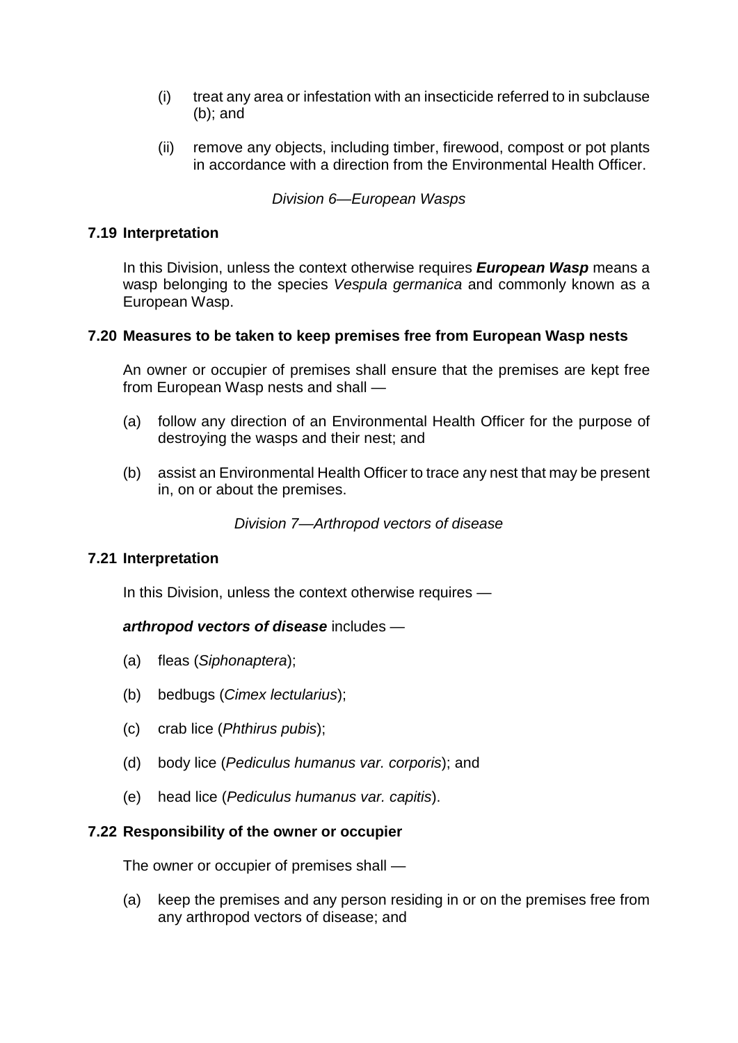(i) treat any area or infestation with an insecticide referred to in subclause (b); and

(ii) remove any objects, including timber, firewood, compost or pot plants in accordance with a direction from the Environmental Health Officer.

*Division 6—European Wasps*

**7.19 Interpretation**

In this Division, unless the context otherwise requires ***European Wasp*** means a wasp belonging to the species *Vespula germanica* and commonly known as a European Wasp.

**7.20 Measures to be taken to keep premises free from European Wasp nests**

An owner or occupier of premises shall ensure that the premises are kept free from European Wasp nests and shall —

(a) follow any direction of an Environmental Health Officer for the purpose of destroying the wasps and their nest; and

(b) assist an Environmental Health Officer to trace any nest that may be present in, on or about the premises.

*Division 7—Arthropod vectors of disease*

**7.21 Interpretation**

In this Division, unless the context otherwise requires —

***arthropod vectors of disease*** includes —

(a) fleas (*Siphonaptera*);

(b) bedbugs (*Cimex lectularius*);

(c) crab lice (*Phthirus pubis*);

(d) body lice (*Pediculus humanus var. corporis*); and

(e) head lice (*Pediculus humanus var. capitis*).

**7.22 Responsibility of the owner or occupier**

The owner or occupier of premises shall —

(a) keep the premises and any person residing in or on the premises free from any arthropod vectors of disease; and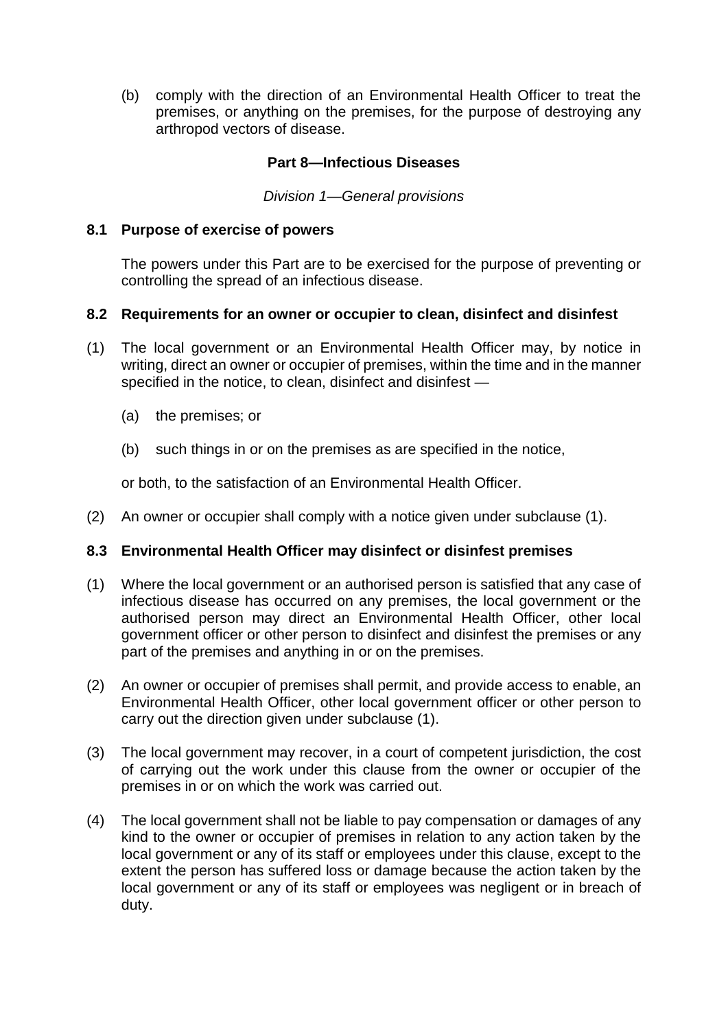(b) comply with the direction of an Environmental Health Officer to treat the premises, or anything on the premises, for the purpose of destroying any arthropod vectors of disease.

## Part 8—Infectious Diseases

*Division 1—General provisions*

### 8.1 Purpose of exercise of powers

The powers under this Part are to be exercised for the purpose of preventing or controlling the spread of an infectious disease.

### 8.2 Requirements for an owner or occupier to clean, disinfect and disinfest

(1) The local government or an Environmental Health Officer may, by notice in writing, direct an owner or occupier of premises, within the time and in the manner specified in the notice, to clean, disinfect and disinfest —

(a) the premises; or

(b) such things in or on the premises as are specified in the notice,

or both, to the satisfaction of an Environmental Health Officer.

(2) An owner or occupier shall comply with a notice given under subclause (1).

### 8.3 Environmental Health Officer may disinfect or disinfest premises

(1) Where the local government or an authorised person is satisfied that any case of infectious disease has occurred on any premises, the local government or the authorised person may direct an Environmental Health Officer, other local government officer or other person to disinfect and disinfest the premises or any part of the premises and anything in or on the premises.

(2) An owner or occupier of premises shall permit, and provide access to enable, an Environmental Health Officer, other local government officer or other person to carry out the direction given under subclause (1).

(3) The local government may recover, in a court of competent jurisdiction, the cost of carrying out the work under this clause from the owner or occupier of the premises in or on which the work was carried out.

(4) The local government shall not be liable to pay compensation or damages of any kind to the owner or occupier of premises in relation to any action taken by the local government or any of its staff or employees under this clause, except to the extent the person has suffered loss or damage because the action taken by the local government or any of its staff or employees was negligent or in breach of duty.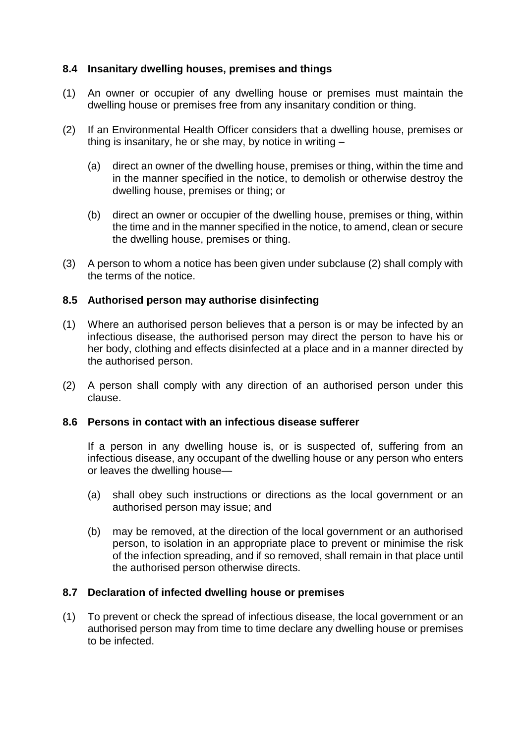### 8.4 Insanitary dwelling houses, premises and things

(1) An owner or occupier of any dwelling house or premises must maintain the dwelling house or premises free from any insanitary condition or thing.

(2) If an Environmental Health Officer considers that a dwelling house, premises or thing is insanitary, he or she may, by notice in writing –

(a) direct an owner of the dwelling house, premises or thing, within the time and in the manner specified in the notice, to demolish or otherwise destroy the dwelling house, premises or thing; or

(b) direct an owner or occupier of the dwelling house, premises or thing, within the time and in the manner specified in the notice, to amend, clean or secure the dwelling house, premises or thing.

(3) A person to whom a notice has been given under subclause (2) shall comply with the terms of the notice.

### 8.5 Authorised person may authorise disinfecting

(1) Where an authorised person believes that a person is or may be infected by an infectious disease, the authorised person may direct the person to have his or her body, clothing and effects disinfected at a place and in a manner directed by the authorised person.

(2) A person shall comply with any direction of an authorised person under this clause.

### 8.6 Persons in contact with an infectious disease sufferer

If a person in any dwelling house is, or is suspected of, suffering from an infectious disease, any occupant of the dwelling house or any person who enters or leaves the dwelling house—

(a) shall obey such instructions or directions as the local government or an authorised person may issue; and

(b) may be removed, at the direction of the local government or an authorised person, to isolation in an appropriate place to prevent or minimise the risk of the infection spreading, and if so removed, shall remain in that place until the authorised person otherwise directs.

### 8.7 Declaration of infected dwelling house or premises

(1) To prevent or check the spread of infectious disease, the local government or an authorised person may from time to time declare any dwelling house or premises to be infected.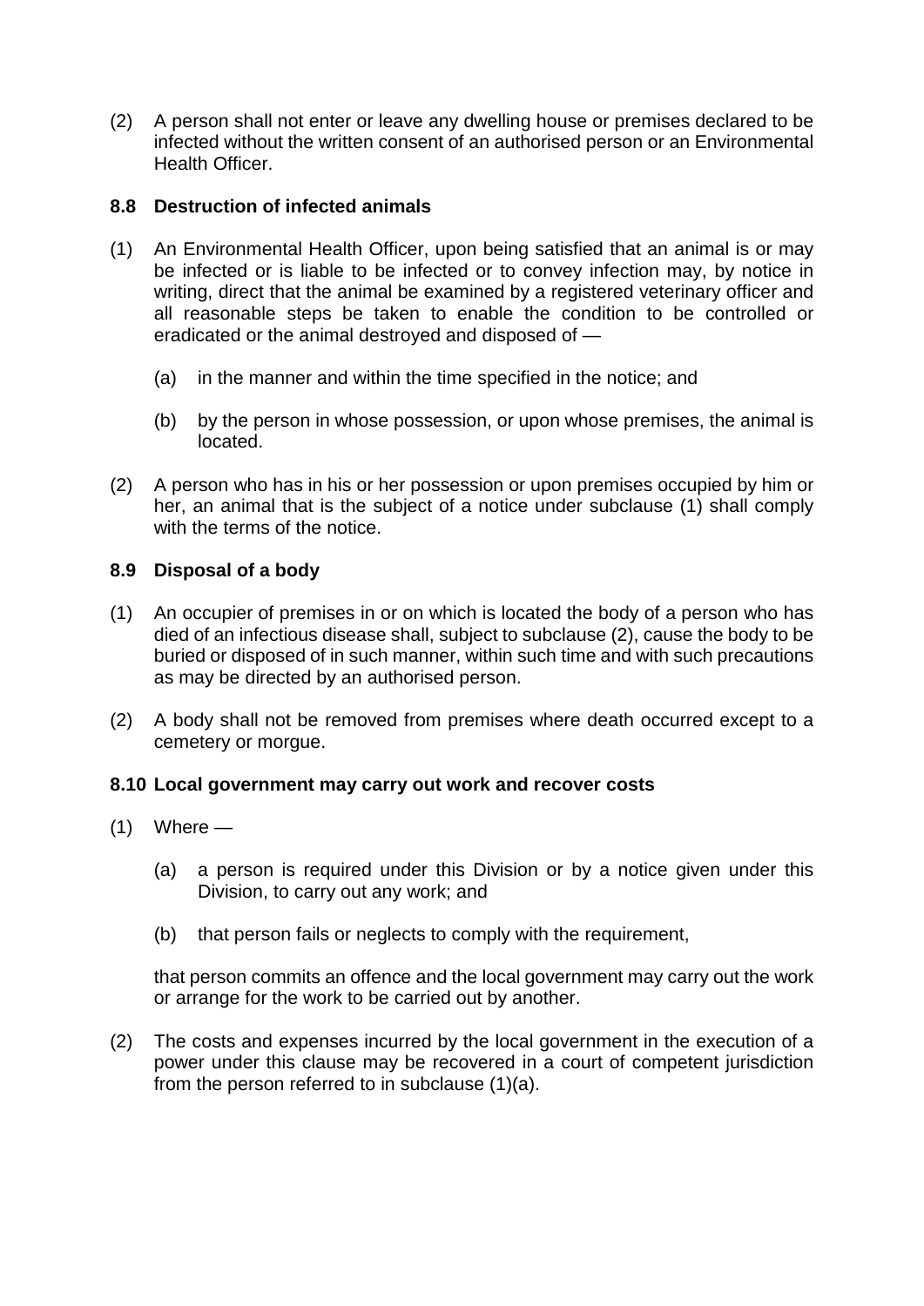(2) A person shall not enter or leave any dwelling house or premises declared to be infected without the written consent of an authorised person or an Environmental Health Officer.

### 8.8 Destruction of infected animals

(1) An Environmental Health Officer, upon being satisfied that an animal is or may be infected or is liable to be infected or to convey infection may, by notice in writing, direct that the animal be examined by a registered veterinary officer and all reasonable steps be taken to enable the condition to be controlled or eradicated or the animal destroyed and disposed of —

    (a) in the manner and within the time specified in the notice; and

    (b) by the person in whose possession, or upon whose premises, the animal is located.

(2) A person who has in his or her possession or upon premises occupied by him or her, an animal that is the subject of a notice under subclause (1) shall comply with the terms of the notice.

### 8.9 Disposal of a body

(1) An occupier of premises in or on which is located the body of a person who has died of an infectious disease shall, subject to subclause (2), cause the body to be buried or disposed of in such manner, within such time and with such precautions as may be directed by an authorised person.

(2) A body shall not be removed from premises where death occurred except to a cemetery or morgue.

### 8.10 Local government may carry out work and recover costs

(1) Where —

    (a) a person is required under this Division or by a notice given under this Division, to carry out any work; and

    (b) that person fails or neglects to comply with the requirement,

    that person commits an offence and the local government may carry out the work or arrange for the work to be carried out by another.

(2) The costs and expenses incurred by the local government in the execution of a power under this clause may be recovered in a court of competent jurisdiction from the person referred to in subclause (1)(a).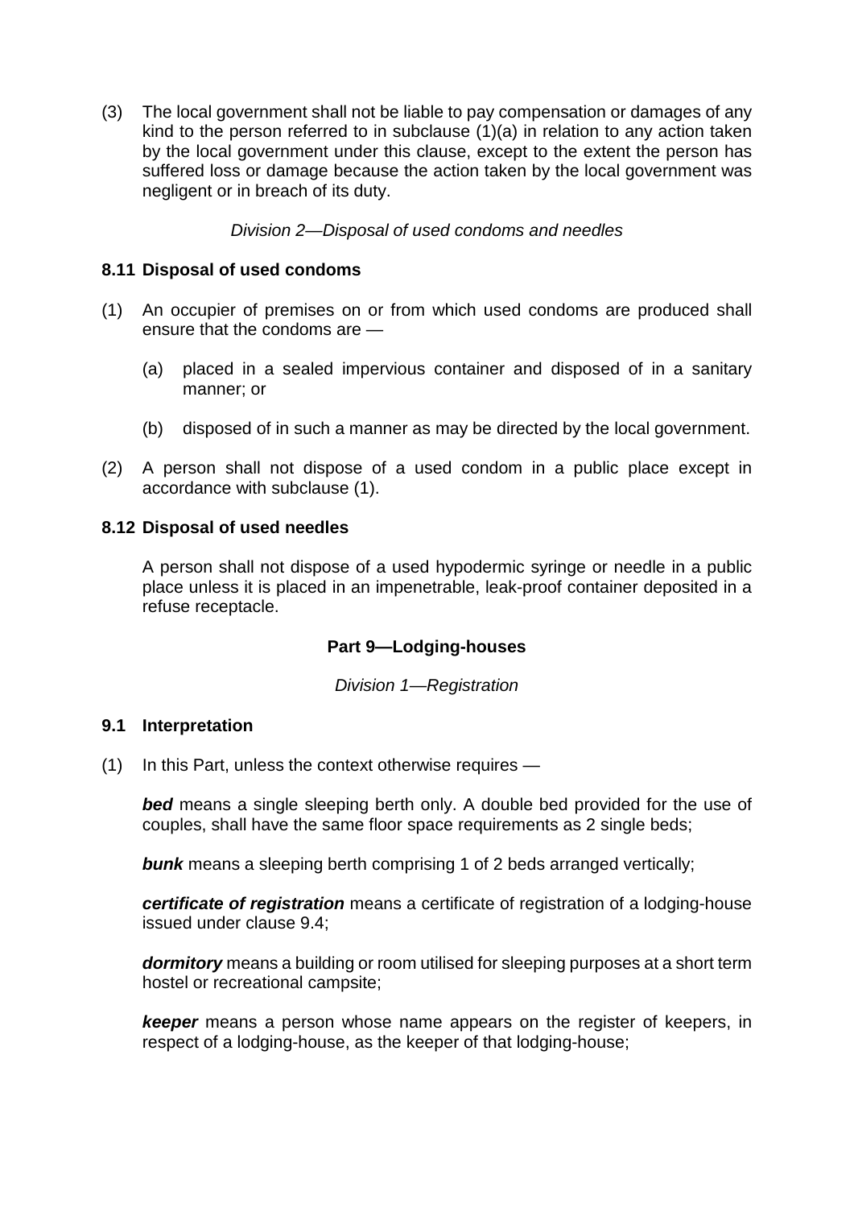(3) The local government shall not be liable to pay compensation or damages of any kind to the person referred to in subclause (1)(a) in relation to any action taken by the local government under this clause, except to the extent the person has suffered loss or damage because the action taken by the local government was negligent or in breach of its duty.

*Division 2—Disposal of used condoms and needles*

**8.11 Disposal of used condoms**

(1) An occupier of premises on or from which used condoms are produced shall ensure that the condoms are —

(a) placed in a sealed impervious container and disposed of in a sanitary manner; or

(b) disposed of in such a manner as may be directed by the local government.

(2) A person shall not dispose of a used condom in a public place except in accordance with subclause (1).

**8.12 Disposal of used needles**

A person shall not dispose of a used hypodermic syringe or needle in a public place unless it is placed in an impenetrable, leak-proof container deposited in a refuse receptacle.

**Part 9—Lodging-houses**

*Division 1—Registration*

**9.1 Interpretation**

(1) In this Part, unless the context otherwise requires —

***bed*** means a single sleeping berth only. A double bed provided for the use of couples, shall have the same floor space requirements as 2 single beds;

***bunk*** means a sleeping berth comprising 1 of 2 beds arranged vertically;

***certificate of registration*** means a certificate of registration of a lodging-house issued under clause 9.4;

***dormitory*** means a building or room utilised for sleeping purposes at a short term hostel or recreational campsite;

***keeper*** means a person whose name appears on the register of keepers, in respect of a lodging-house, as the keeper of that lodging-house;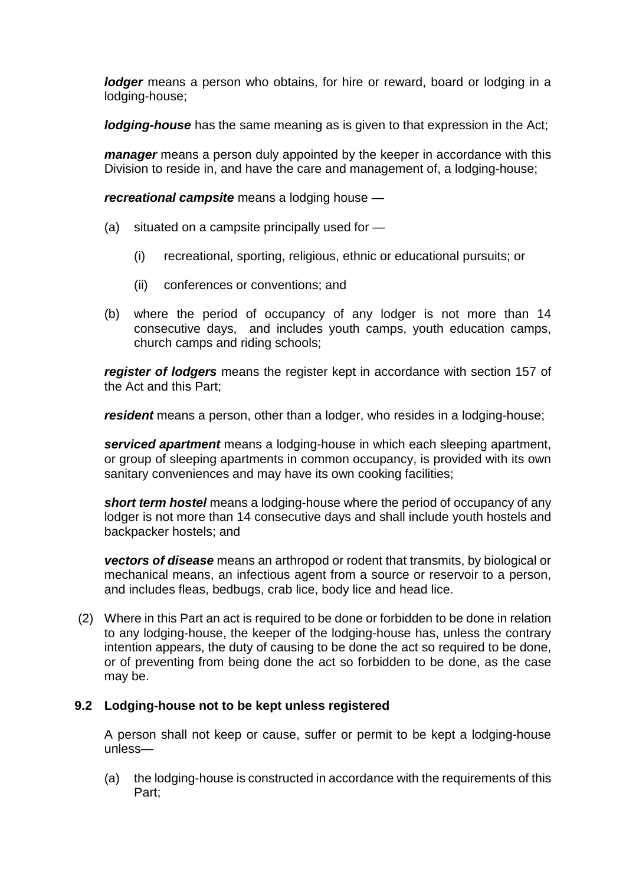***lodger*** means a person who obtains, for hire or reward, board or lodging in a lodging-house;

***lodging-house*** has the same meaning as is given to that expression in the Act;

***manager*** means a person duly appointed by the keeper in accordance with this Division to reside in, and have the care and management of, a lodging-house;

***recreational campsite*** means a lodging house —

(a) situated on a campsite principally used for —

   (i) recreational, sporting, religious, ethnic or educational pursuits; or

   (ii) conferences or conventions; and

(b) where the period of occupancy of any lodger is not more than 14 consecutive days, and includes youth camps, youth education camps, church camps and riding schools;

***register of lodgers*** means the register kept in accordance with section 157 of the Act and this Part;

***resident*** means a person, other than a lodger, who resides in a lodging-house;

***serviced apartment*** means a lodging-house in which each sleeping apartment, or group of sleeping apartments in common occupancy, is provided with its own sanitary conveniences and may have its own cooking facilities;

***short term hostel*** means a lodging-house where the period of occupancy of any lodger is not more than 14 consecutive days and shall include youth hostels and backpacker hostels; and

***vectors of disease*** means an arthropod or rodent that transmits, by biological or mechanical means, an infectious agent from a source or reservoir to a person, and includes fleas, bedbugs, crab lice, body lice and head lice.

(2) Where in this Part an act is required to be done or forbidden to be done in relation to any lodging-house, the keeper of the lodging-house has, unless the contrary intention appears, the duty of causing to be done the act so required to be done, or of preventing from being done the act so forbidden to be done, as the case may be.

### 9.2 Lodging-house not to be kept unless registered

A person shall not keep or cause, suffer or permit to be kept a lodging-house unless—

(a) the lodging-house is constructed in accordance with the requirements of this Part;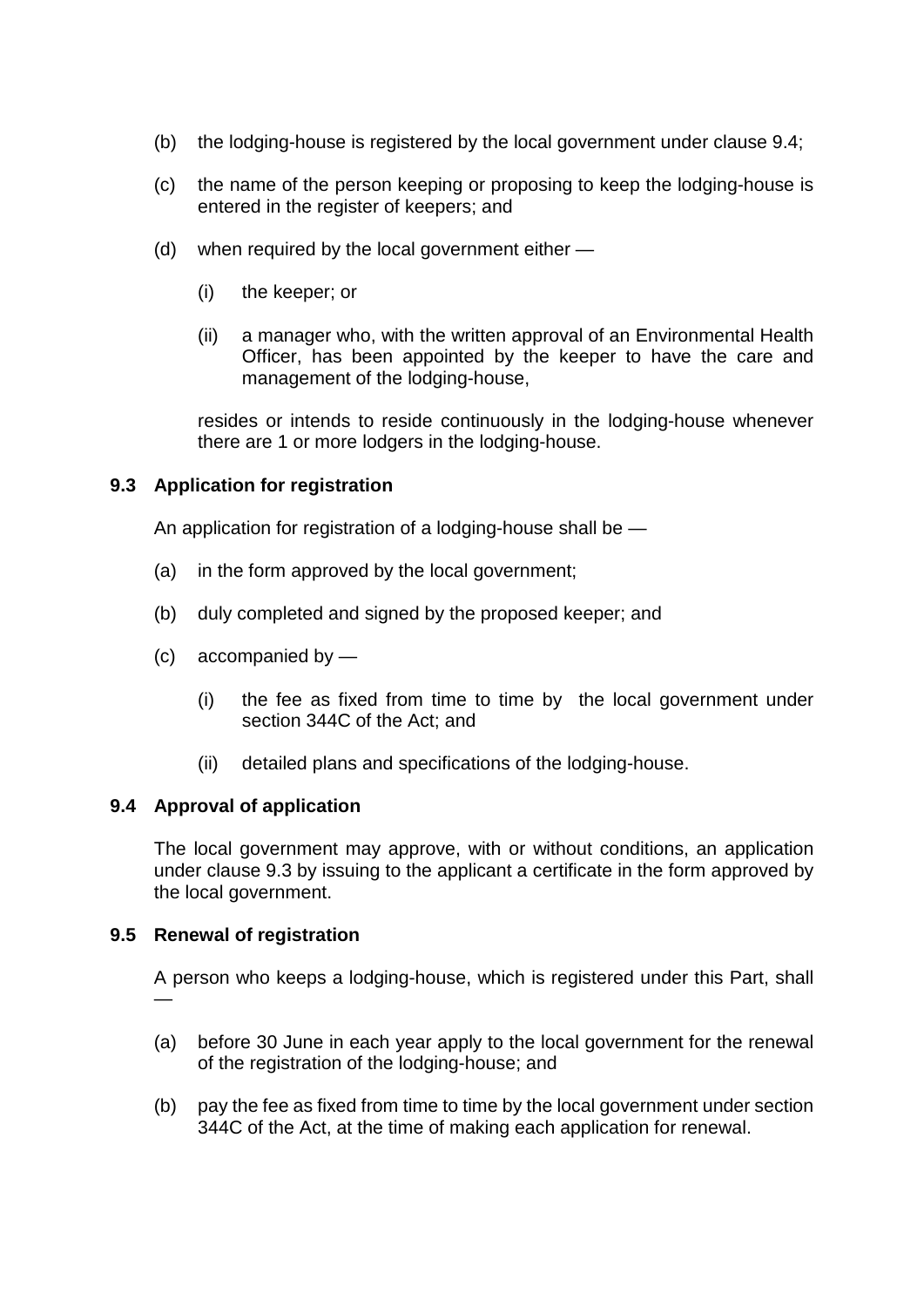(b) the lodging-house is registered by the local government under clause 9.4;

(c) the name of the person keeping or proposing to keep the lodging-house is entered in the register of keepers; and

(d) when required by the local government either —

   (i) the keeper; or

   (ii) a manager who, with the written approval of an Environmental Health Officer, has been appointed by the keeper to have the care and management of the lodging-house,

   resides or intends to reside continuously in the lodging-house whenever there are 1 or more lodgers in the lodging-house.

### 9.3 Application for registration

An application for registration of a lodging-house shall be —

(a) in the form approved by the local government;

(b) duly completed and signed by the proposed keeper; and

(c) accompanied by —

   (i) the fee as fixed from time to time by the local government under section 344C of the Act; and

   (ii) detailed plans and specifications of the lodging-house.

### 9.4 Approval of application

The local government may approve, with or without conditions, an application under clause 9.3 by issuing to the applicant a certificate in the form approved by the local government.

### 9.5 Renewal of registration

A person who keeps a lodging-house, which is registered under this Part, shall —

(a) before 30 June in each year apply to the local government for the renewal of the registration of the lodging-house; and

(b) pay the fee as fixed from time to time by the local government under section 344C of the Act, at the time of making each application for renewal.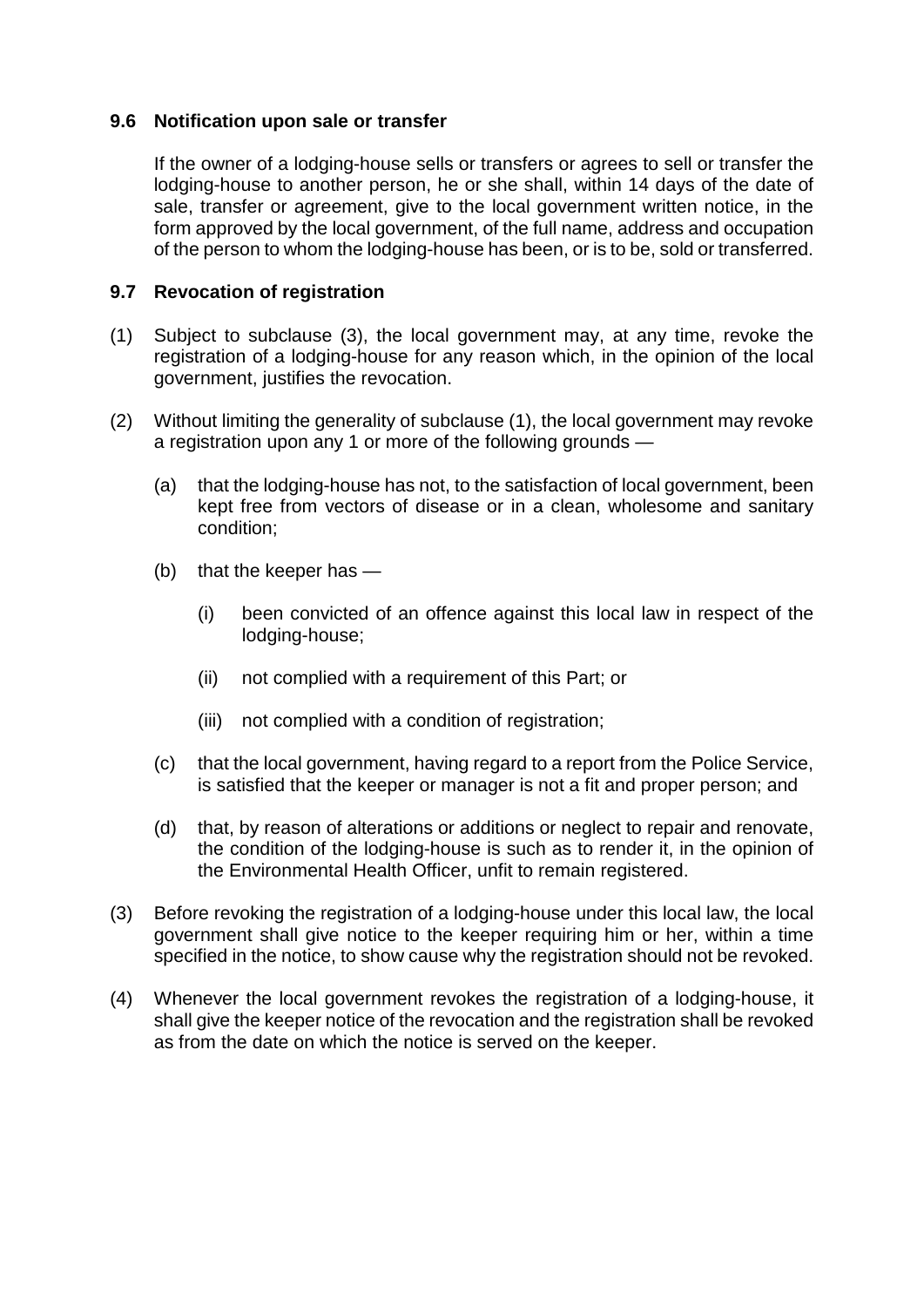### 9.6 Notification upon sale or transfer

If the owner of a lodging-house sells or transfers or agrees to sell or transfer the lodging-house to another person, he or she shall, within 14 days of the date of sale, transfer or agreement, give to the local government written notice, in the form approved by the local government, of the full name, address and occupation of the person to whom the lodging-house has been, or is to be, sold or transferred.

### 9.7 Revocation of registration

(1) Subject to subclause (3), the local government may, at any time, revoke the registration of a lodging-house for any reason which, in the opinion of the local government, justifies the revocation.

(2) Without limiting the generality of subclause (1), the local government may revoke a registration upon any 1 or more of the following grounds —

 (a) that the lodging-house has not, to the satisfaction of local government, been kept free from vectors of disease or in a clean, wholesome and sanitary condition;

 (b) that the keeper has —

  (i) been convicted of an offence against this local law in respect of the lodging-house;

  (ii) not complied with a requirement of this Part; or

  (iii) not complied with a condition of registration;

 (c) that the local government, having regard to a report from the Police Service, is satisfied that the keeper or manager is not a fit and proper person; and

 (d) that, by reason of alterations or additions or neglect to repair and renovate, the condition of the lodging-house is such as to render it, in the opinion of the Environmental Health Officer, unfit to remain registered.

(3) Before revoking the registration of a lodging-house under this local law, the local government shall give notice to the keeper requiring him or her, within a time specified in the notice, to show cause why the registration should not be revoked.

(4) Whenever the local government revokes the registration of a lodging-house, it shall give the keeper notice of the revocation and the registration shall be revoked as from the date on which the notice is served on the keeper.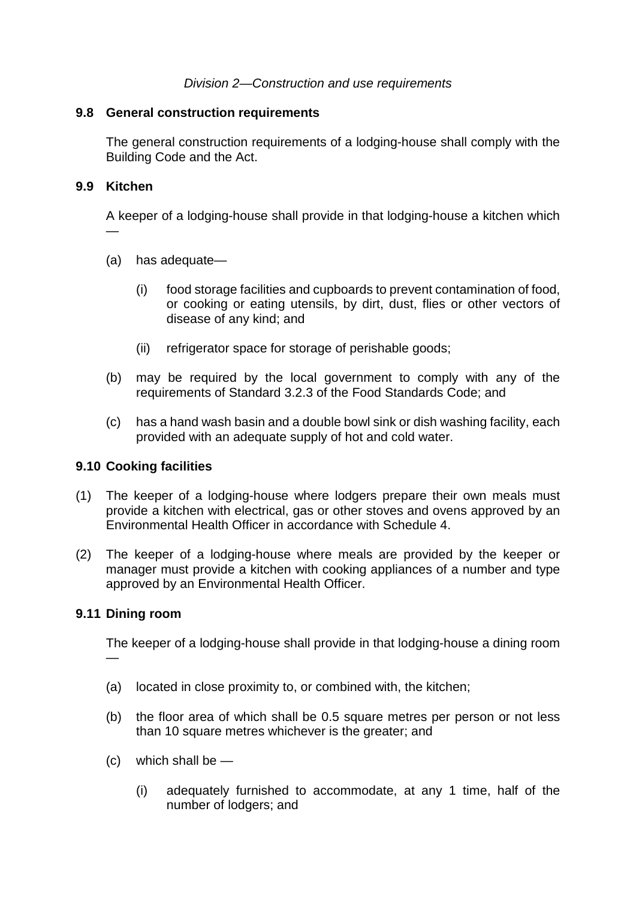*Division 2—Construction and use requirements*

### 9.8 General construction requirements

The general construction requirements of a lodging-house shall comply with the Building Code and the Act.

### 9.9 Kitchen

A keeper of a lodging-house shall provide in that lodging-house a kitchen which —

(a) has adequate—

(i) food storage facilities and cupboards to prevent contamination of food, or cooking or eating utensils, by dirt, dust, flies or other vectors of disease of any kind; and

(ii) refrigerator space for storage of perishable goods;

(b) may be required by the local government to comply with any of the requirements of Standard 3.2.3 of the Food Standards Code; and

(c) has a hand wash basin and a double bowl sink or dish washing facility, each provided with an adequate supply of hot and cold water.

### 9.10 Cooking facilities

(1) The keeper of a lodging-house where lodgers prepare their own meals must provide a kitchen with electrical, gas or other stoves and ovens approved by an Environmental Health Officer in accordance with Schedule 4.

(2) The keeper of a lodging-house where meals are provided by the keeper or manager must provide a kitchen with cooking appliances of a number and type approved by an Environmental Health Officer.

### 9.11 Dining room

The keeper of a lodging-house shall provide in that lodging-house a dining room —

(a) located in close proximity to, or combined with, the kitchen;

(b) the floor area of which shall be 0.5 square metres per person or not less than 10 square metres whichever is the greater; and

(c) which shall be —

(i) adequately furnished to accommodate, at any 1 time, half of the number of lodgers; and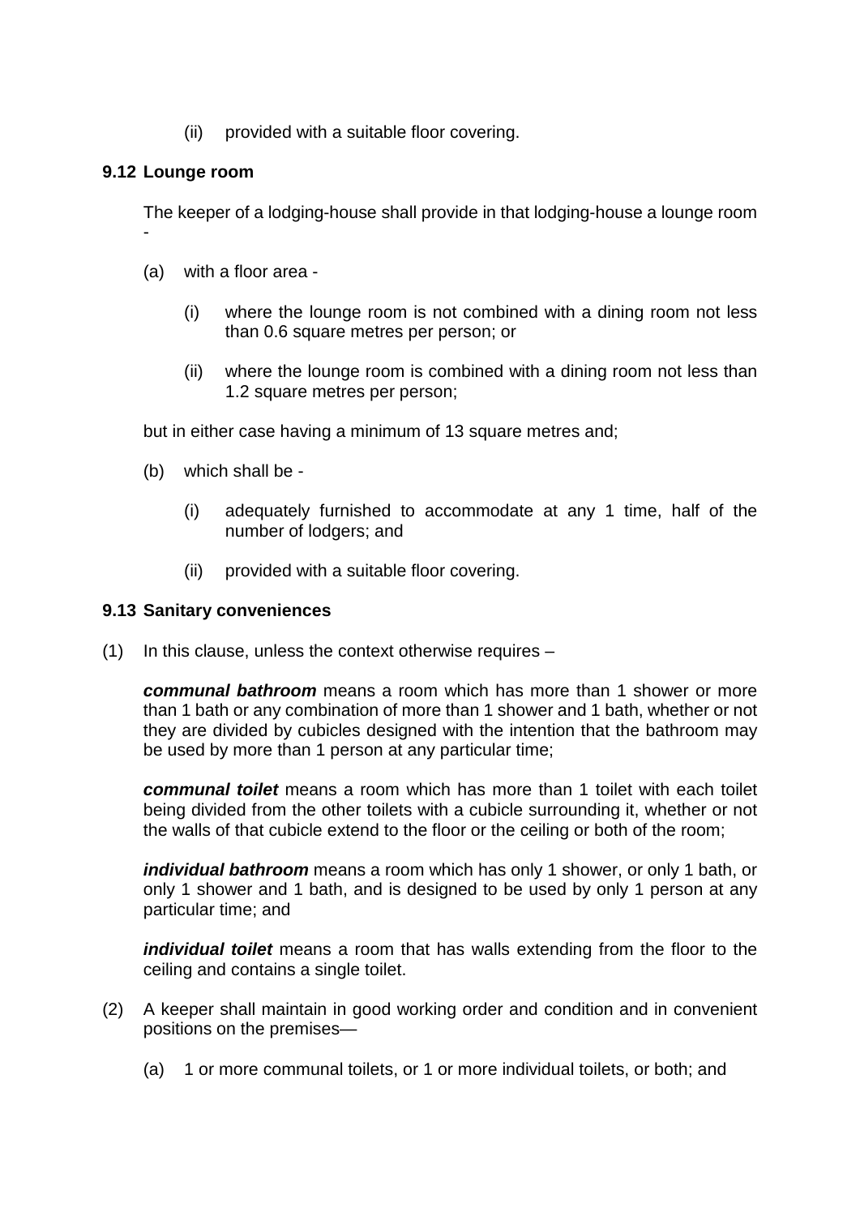(ii) provided with a suitable floor covering.

### 9.12 Lounge room

The keeper of a lodging-house shall provide in that lodging-house a lounge room -

(a) with a floor area -

(i) where the lounge room is not combined with a dining room not less than 0.6 square metres per person; or

(ii) where the lounge room is combined with a dining room not less than 1.2 square metres per person;

but in either case having a minimum of 13 square metres and;

(b) which shall be -

(i) adequately furnished to accommodate at any 1 time, half of the number of lodgers; and

(ii) provided with a suitable floor covering.

### 9.13 Sanitary conveniences

(1) In this clause, unless the context otherwise requires –

***communal bathroom*** means a room which has more than 1 shower or more than 1 bath or any combination of more than 1 shower and 1 bath, whether or not they are divided by cubicles designed with the intention that the bathroom may be used by more than 1 person at any particular time;

***communal toilet*** means a room which has more than 1 toilet with each toilet being divided from the other toilets with a cubicle surrounding it, whether or not the walls of that cubicle extend to the floor or the ceiling or both of the room;

***individual bathroom*** means a room which has only 1 shower, or only 1 bath, or only 1 shower and 1 bath, and is designed to be used by only 1 person at any particular time; and

***individual toilet*** means a room that has walls extending from the floor to the ceiling and contains a single toilet.

(2) A keeper shall maintain in good working order and condition and in convenient positions on the premises—

(a) 1 or more communal toilets, or 1 or more individual toilets, or both; and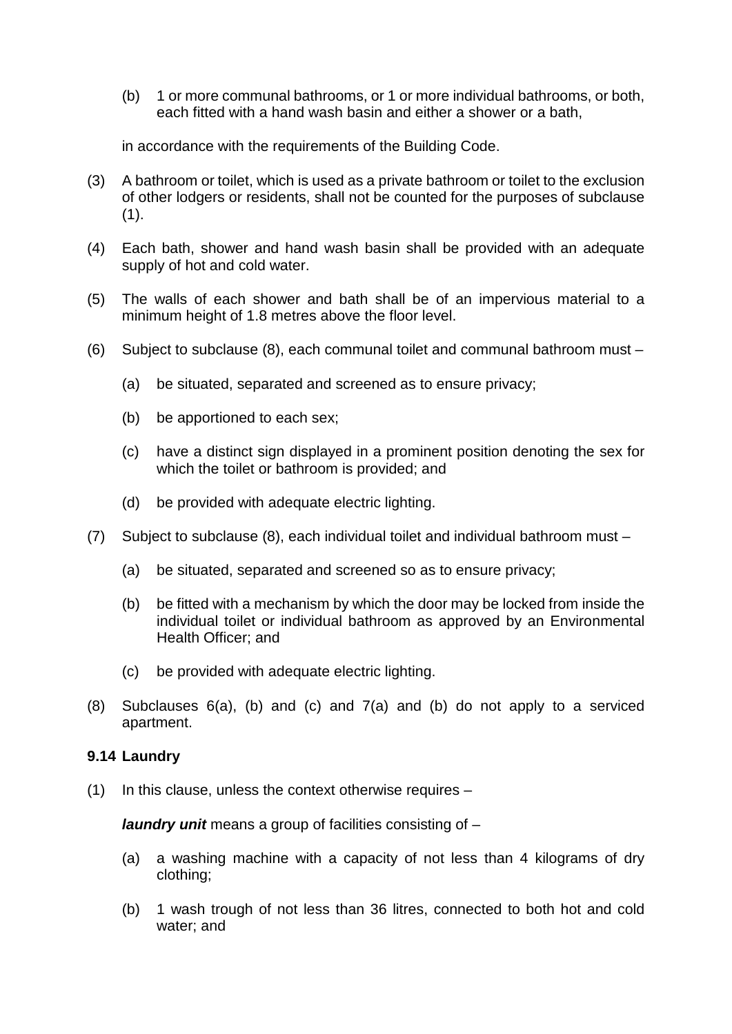(b) 1 or more communal bathrooms, or 1 or more individual bathrooms, or both, each fitted with a hand wash basin and either a shower or a bath,

in accordance with the requirements of the Building Code.

(3) A bathroom or toilet, which is used as a private bathroom or toilet to the exclusion of other lodgers or residents, shall not be counted for the purposes of subclause (1).

(4) Each bath, shower and hand wash basin shall be provided with an adequate supply of hot and cold water.

(5) The walls of each shower and bath shall be of an impervious material to a minimum height of 1.8 metres above the floor level.

(6) Subject to subclause (8), each communal toilet and communal bathroom must –

(a) be situated, separated and screened as to ensure privacy;

(b) be apportioned to each sex;

(c) have a distinct sign displayed in a prominent position denoting the sex for which the toilet or bathroom is provided; and

(d) be provided with adequate electric lighting.

(7) Subject to subclause (8), each individual toilet and individual bathroom must –

(a) be situated, separated and screened so as to ensure privacy;

(b) be fitted with a mechanism by which the door may be locked from inside the individual toilet or individual bathroom as approved by an Environmental Health Officer; and

(c) be provided with adequate electric lighting.

(8) Subclauses 6(a), (b) and (c) and 7(a) and (b) do not apply to a serviced apartment.

### 9.14 Laundry

(1) In this clause, unless the context otherwise requires –

***laundry unit*** means a group of facilities consisting of –

(a) a washing machine with a capacity of not less than 4 kilograms of dry clothing;

(b) 1 wash trough of not less than 36 litres, connected to both hot and cold water; and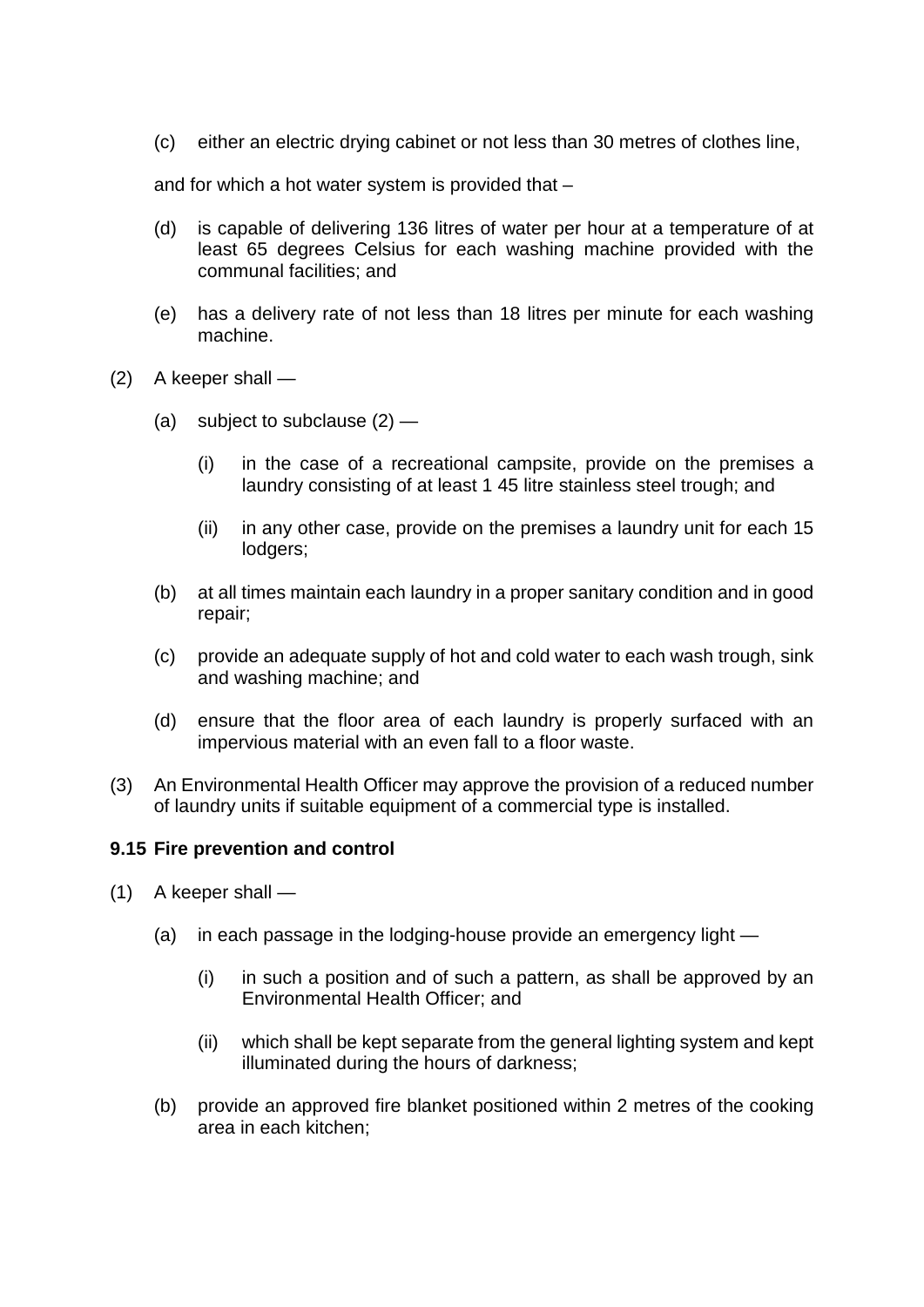(c) either an electric drying cabinet or not less than 30 metres of clothes line,

and for which a hot water system is provided that –

(d) is capable of delivering 136 litres of water per hour at a temperature of at least 65 degrees Celsius for each washing machine provided with the communal facilities; and

(e) has a delivery rate of not less than 18 litres per minute for each washing machine.

(2) A keeper shall —

(a) subject to subclause (2) —

(i) in the case of a recreational campsite, provide on the premises a laundry consisting of at least 1 45 litre stainless steel trough; and

(ii) in any other case, provide on the premises a laundry unit for each 15 lodgers;

(b) at all times maintain each laundry in a proper sanitary condition and in good repair;

(c) provide an adequate supply of hot and cold water to each wash trough, sink and washing machine; and

(d) ensure that the floor area of each laundry is properly surfaced with an impervious material with an even fall to a floor waste.

(3) An Environmental Health Officer may approve the provision of a reduced number of laundry units if suitable equipment of a commercial type is installed.

**9.15 Fire prevention and control**

(1) A keeper shall —

(a) in each passage in the lodging-house provide an emergency light —

(i) in such a position and of such a pattern, as shall be approved by an Environmental Health Officer; and

(ii) which shall be kept separate from the general lighting system and kept illuminated during the hours of darkness;

(b) provide an approved fire blanket positioned within 2 metres of the cooking area in each kitchen;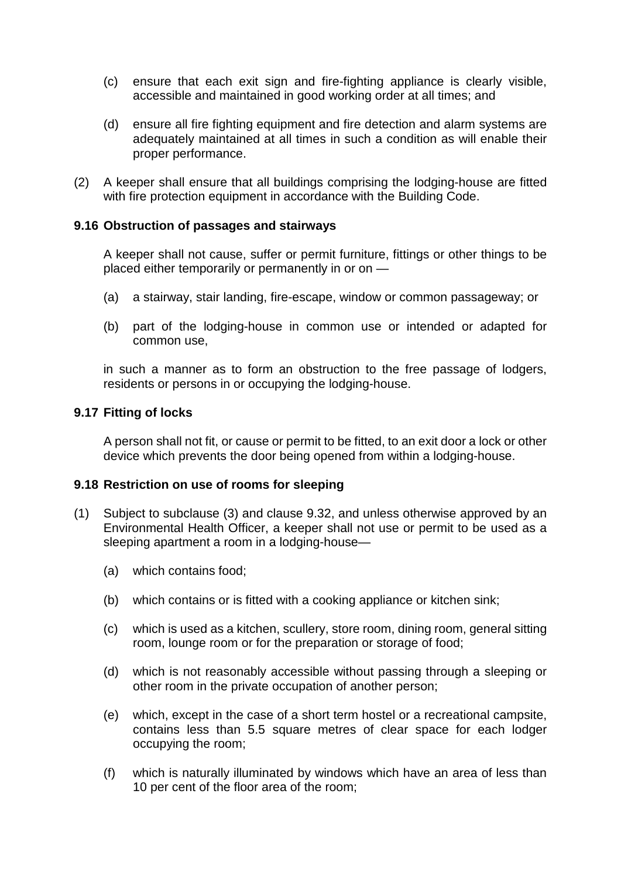(c) ensure that each exit sign and fire-fighting appliance is clearly visible, accessible and maintained in good working order at all times; and

(d) ensure all fire fighting equipment and fire detection and alarm systems are adequately maintained at all times in such a condition as will enable their proper performance.

(2) A keeper shall ensure that all buildings comprising the lodging-house are fitted with fire protection equipment in accordance with the Building Code.

### 9.16 Obstruction of passages and stairways

A keeper shall not cause, suffer or permit furniture, fittings or other things to be placed either temporarily or permanently in or on —

(a) a stairway, stair landing, fire-escape, window or common passageway; or

(b) part of the lodging-house in common use or intended or adapted for common use,

in such a manner as to form an obstruction to the free passage of lodgers, residents or persons in or occupying the lodging-house.

### 9.17 Fitting of locks

A person shall not fit, or cause or permit to be fitted, to an exit door a lock or other device which prevents the door being opened from within a lodging-house.

### 9.18 Restriction on use of rooms for sleeping

(1) Subject to subclause (3) and clause 9.32, and unless otherwise approved by an Environmental Health Officer, a keeper shall not use or permit to be used as a sleeping apartment a room in a lodging-house—

(a) which contains food;

(b) which contains or is fitted with a cooking appliance or kitchen sink;

(c) which is used as a kitchen, scullery, store room, dining room, general sitting room, lounge room or for the preparation or storage of food;

(d) which is not reasonably accessible without passing through a sleeping or other room in the private occupation of another person;

(e) which, except in the case of a short term hostel or a recreational campsite, contains less than 5.5 square metres of clear space for each lodger occupying the room;

(f) which is naturally illuminated by windows which have an area of less than 10 per cent of the floor area of the room;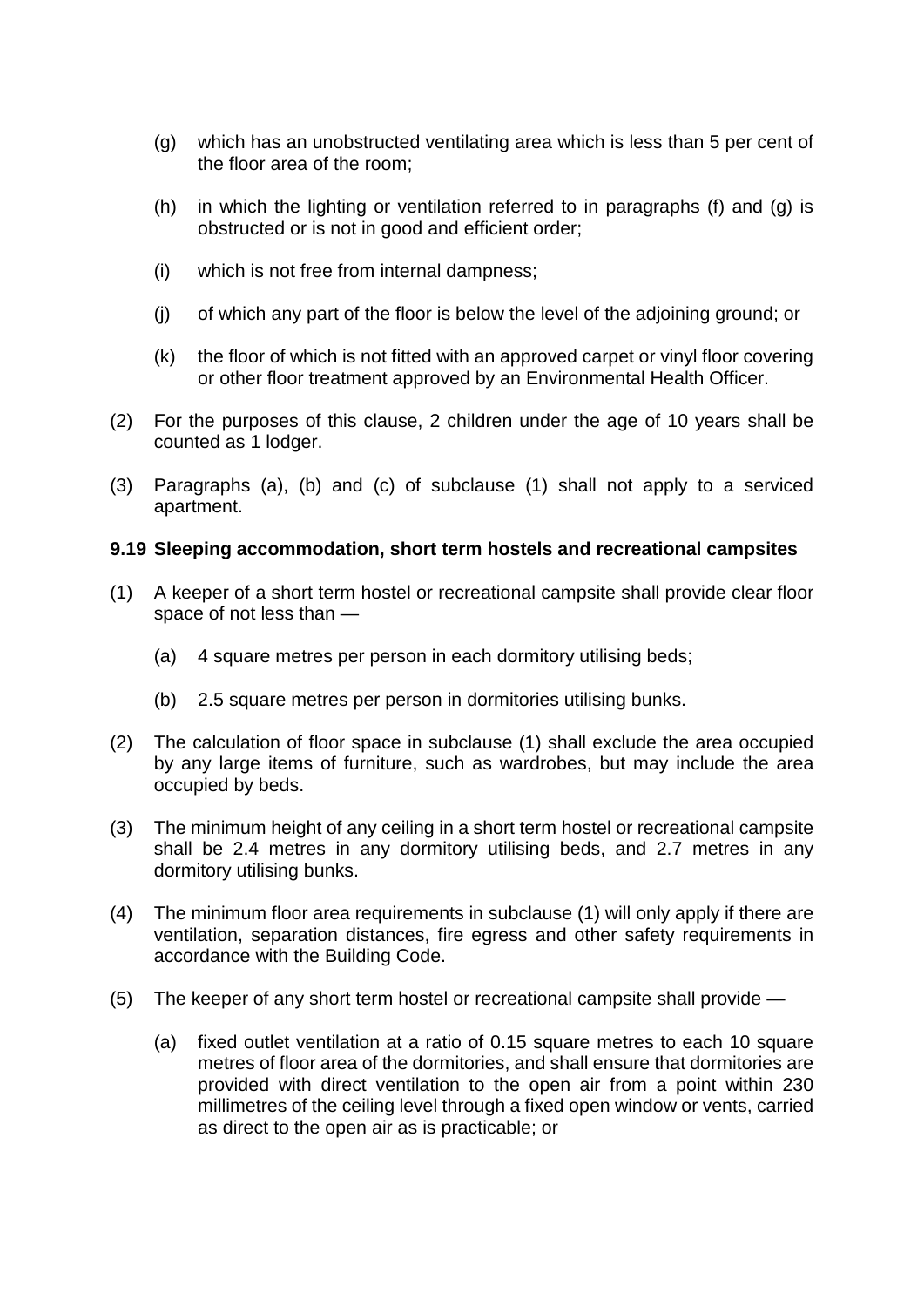(g) which has an unobstructed ventilating area which is less than 5 per cent of the floor area of the room;

(h) in which the lighting or ventilation referred to in paragraphs (f) and (g) is obstructed or is not in good and efficient order;

(i) which is not free from internal dampness;

(j) of which any part of the floor is below the level of the adjoining ground; or

(k) the floor of which is not fitted with an approved carpet or vinyl floor covering or other floor treatment approved by an Environmental Health Officer.

(2) For the purposes of this clause, 2 children under the age of 10 years shall be counted as 1 lodger.

(3) Paragraphs (a), (b) and (c) of subclause (1) shall not apply to a serviced apartment.

**9.19 Sleeping accommodation, short term hostels and recreational campsites**

(1) A keeper of a short term hostel or recreational campsite shall provide clear floor space of not less than —

(a) 4 square metres per person in each dormitory utilising beds;

(b) 2.5 square metres per person in dormitories utilising bunks.

(2) The calculation of floor space in subclause (1) shall exclude the area occupied by any large items of furniture, such as wardrobes, but may include the area occupied by beds.

(3) The minimum height of any ceiling in a short term hostel or recreational campsite shall be 2.4 metres in any dormitory utilising beds, and 2.7 metres in any dormitory utilising bunks.

(4) The minimum floor area requirements in subclause (1) will only apply if there are ventilation, separation distances, fire egress and other safety requirements in accordance with the Building Code.

(5) The keeper of any short term hostel or recreational campsite shall provide —

(a) fixed outlet ventilation at a ratio of 0.15 square metres to each 10 square metres of floor area of the dormitories, and shall ensure that dormitories are provided with direct ventilation to the open air from a point within 230 millimetres of the ceiling level through a fixed open window or vents, carried as direct to the open air as is practicable; or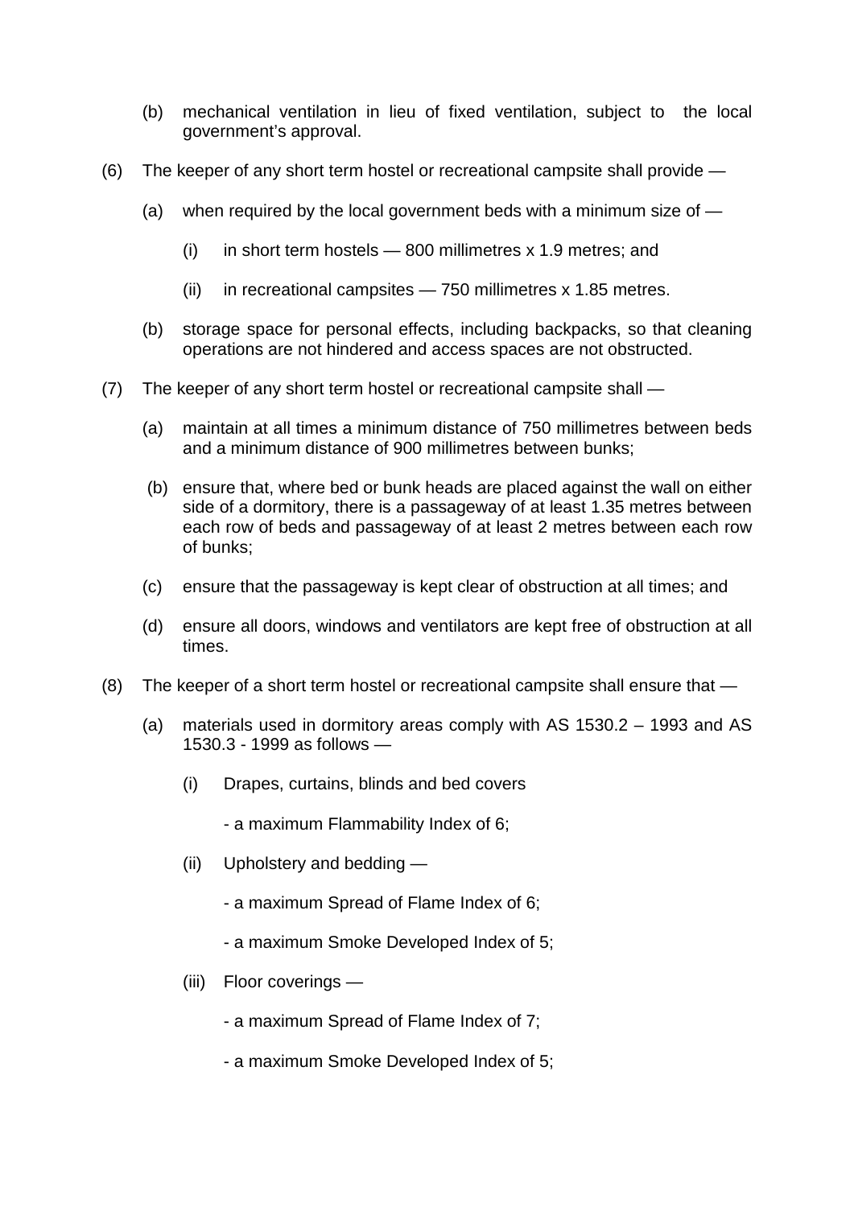(b) mechanical ventilation in lieu of fixed ventilation, subject to the local government's approval.

(6) The keeper of any short term hostel or recreational campsite shall provide —

(a) when required by the local government beds with a minimum size of —

(i) in short term hostels — 800 millimetres x 1.9 metres; and

(ii) in recreational campsites — 750 millimetres x 1.85 metres.

(b) storage space for personal effects, including backpacks, so that cleaning operations are not hindered and access spaces are not obstructed.

(7) The keeper of any short term hostel or recreational campsite shall —

(a) maintain at all times a minimum distance of 750 millimetres between beds and a minimum distance of 900 millimetres between bunks;

(b) ensure that, where bed or bunk heads are placed against the wall on either side of a dormitory, there is a passageway of at least 1.35 metres between each row of beds and passageway of at least 2 metres between each row of bunks;

(c) ensure that the passageway is kept clear of obstruction at all times; and

(d) ensure all doors, windows and ventilators are kept free of obstruction at all times.

(8) The keeper of a short term hostel or recreational campsite shall ensure that —

(a) materials used in dormitory areas comply with AS 1530.2 – 1993 and AS 1530.3 - 1999 as follows —

(i) Drapes, curtains, blinds and bed covers

- a maximum Flammability Index of 6;

(ii) Upholstery and bedding —

- a maximum Spread of Flame Index of 6;

- a maximum Smoke Developed Index of 5;

(iii) Floor coverings —

- a maximum Spread of Flame Index of 7;

- a maximum Smoke Developed Index of 5;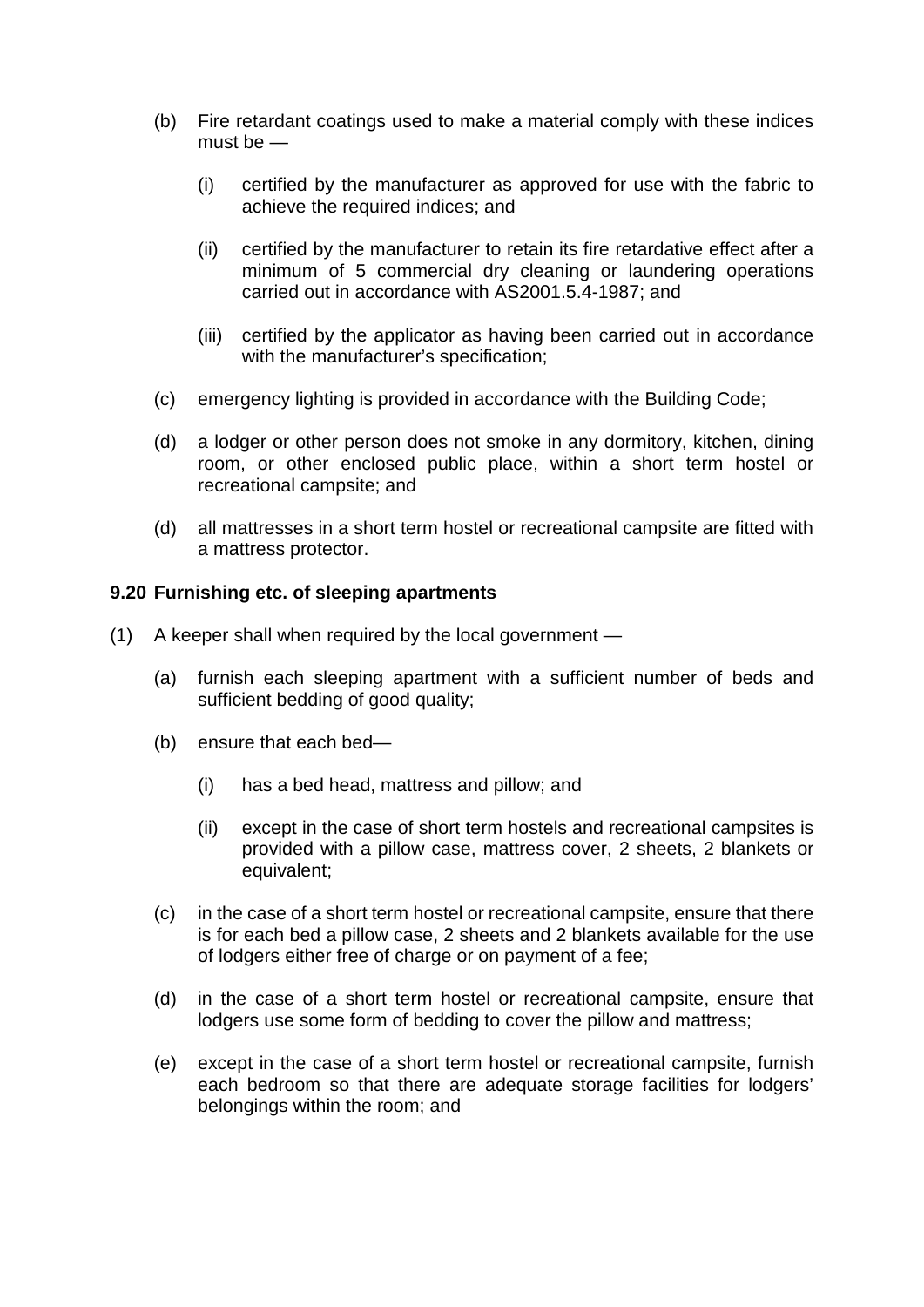(b) Fire retardant coatings used to make a material comply with these indices must be —

   (i) certified by the manufacturer as approved for use with the fabric to achieve the required indices; and

   (ii) certified by the manufacturer to retain its fire retardative effect after a minimum of 5 commercial dry cleaning or laundering operations carried out in accordance with AS2001.5.4-1987; and

   (iii) certified by the applicator as having been carried out in accordance with the manufacturer's specification;

(c) emergency lighting is provided in accordance with the Building Code;

(d) a lodger or other person does not smoke in any dormitory, kitchen, dining room, or other enclosed public place, within a short term hostel or recreational campsite; and

(d) all mattresses in a short term hostel or recreational campsite are fitted with a mattress protector.

**9.20 Furnishing etc. of sleeping apartments**

(1) A keeper shall when required by the local government —

   (a) furnish each sleeping apartment with a sufficient number of beds and sufficient bedding of good quality;

   (b) ensure that each bed—

      (i) has a bed head, mattress and pillow; and

      (ii) except in the case of short term hostels and recreational campsites is provided with a pillow case, mattress cover, 2 sheets, 2 blankets or equivalent;

   (c) in the case of a short term hostel or recreational campsite, ensure that there is for each bed a pillow case, 2 sheets and 2 blankets available for the use of lodgers either free of charge or on payment of a fee;

   (d) in the case of a short term hostel or recreational campsite, ensure that lodgers use some form of bedding to cover the pillow and mattress;

   (e) except in the case of a short term hostel or recreational campsite, furnish each bedroom so that there are adequate storage facilities for lodgers' belongings within the room; and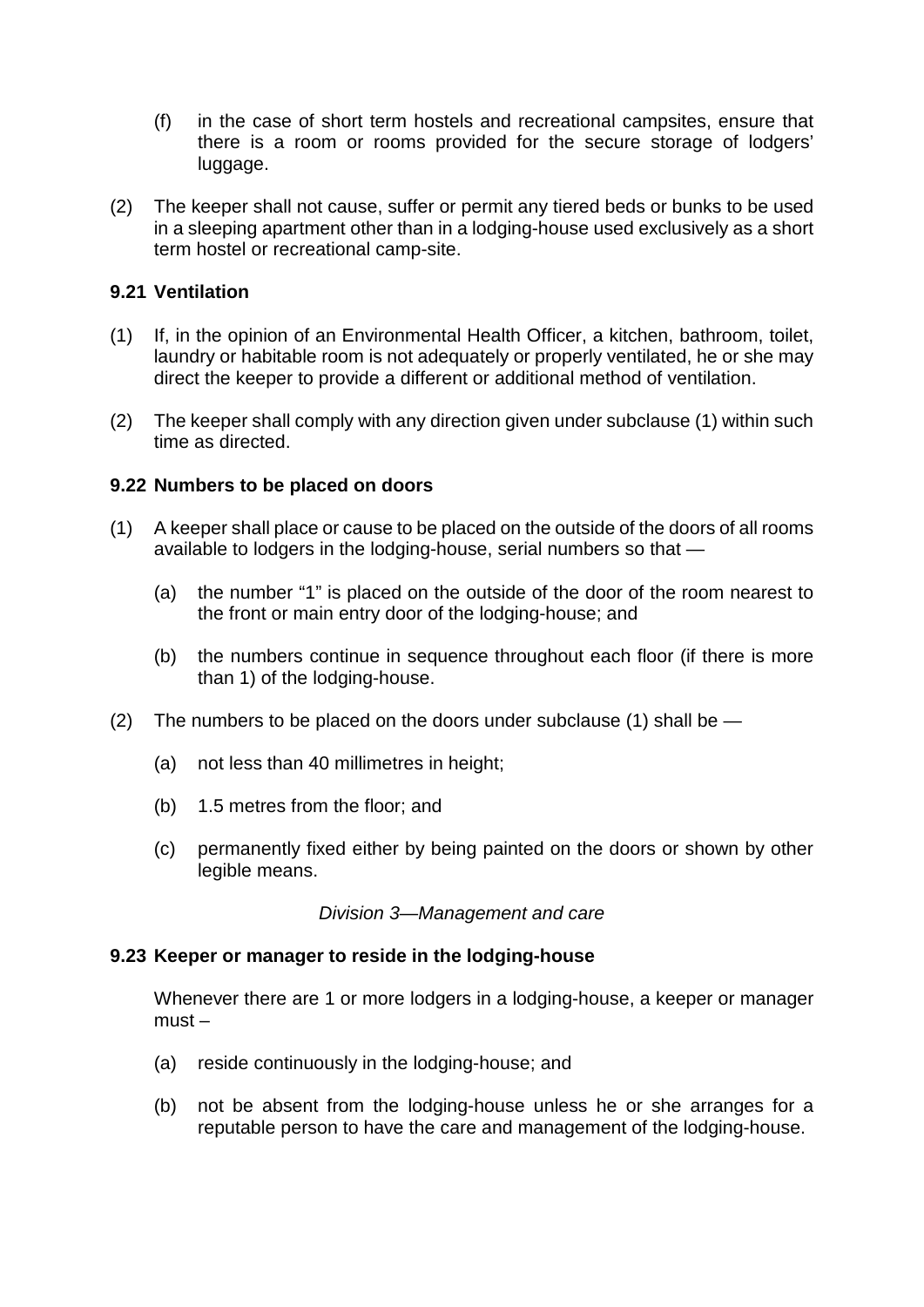(f) in the case of short term hostels and recreational campsites, ensure that there is a room or rooms provided for the secure storage of lodgers' luggage.

(2) The keeper shall not cause, suffer or permit any tiered beds or bunks to be used in a sleeping apartment other than in a lodging-house used exclusively as a short term hostel or recreational camp-site.

### 9.21 Ventilation

(1) If, in the opinion of an Environmental Health Officer, a kitchen, bathroom, toilet, laundry or habitable room is not adequately or properly ventilated, he or she may direct the keeper to provide a different or additional method of ventilation.

(2) The keeper shall comply with any direction given under subclause (1) within such time as directed.

### 9.22 Numbers to be placed on doors

(1) A keeper shall place or cause to be placed on the outside of the doors of all rooms available to lodgers in the lodging-house, serial numbers so that —

  (a) the number "1" is placed on the outside of the door of the room nearest to the front or main entry door of the lodging-house; and

  (b) the numbers continue in sequence throughout each floor (if there is more than 1) of the lodging-house.

(2) The numbers to be placed on the doors under subclause (1) shall be —

  (a) not less than 40 millimetres in height;

  (b) 1.5 metres from the floor; and

  (c) permanently fixed either by being painted on the doors or shown by other legible means.

*Division 3—Management and care*

### 9.23 Keeper or manager to reside in the lodging-house

Whenever there are 1 or more lodgers in a lodging-house, a keeper or manager must –

  (a) reside continuously in the lodging-house; and

  (b) not be absent from the lodging-house unless he or she arranges for a reputable person to have the care and management of the lodging-house.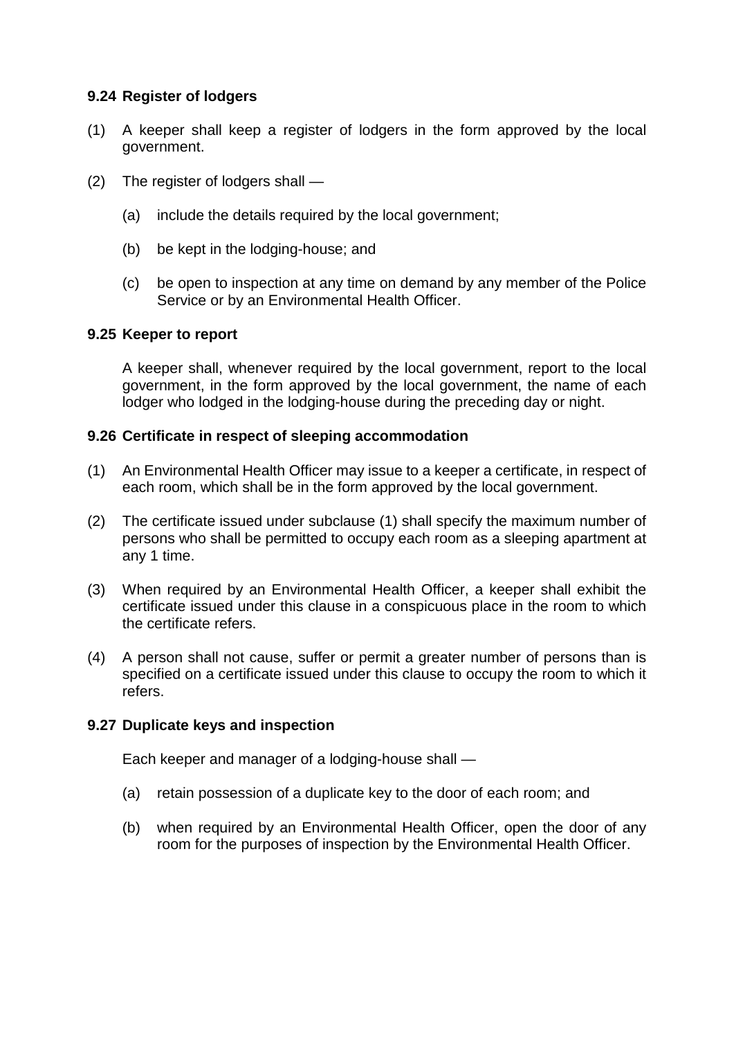### 9.24 Register of lodgers

(1) A keeper shall keep a register of lodgers in the form approved by the local government.

(2) The register of lodgers shall —

  (a) include the details required by the local government;

  (b) be kept in the lodging-house; and

  (c) be open to inspection at any time on demand by any member of the Police Service or by an Environmental Health Officer.

### 9.25 Keeper to report

A keeper shall, whenever required by the local government, report to the local government, in the form approved by the local government, the name of each lodger who lodged in the lodging-house during the preceding day or night.

### 9.26 Certificate in respect of sleeping accommodation

(1) An Environmental Health Officer may issue to a keeper a certificate, in respect of each room, which shall be in the form approved by the local government.

(2) The certificate issued under subclause (1) shall specify the maximum number of persons who shall be permitted to occupy each room as a sleeping apartment at any 1 time.

(3) When required by an Environmental Health Officer, a keeper shall exhibit the certificate issued under this clause in a conspicuous place in the room to which the certificate refers.

(4) A person shall not cause, suffer or permit a greater number of persons than is specified on a certificate issued under this clause to occupy the room to which it refers.

### 9.27 Duplicate keys and inspection

Each keeper and manager of a lodging-house shall —

  (a) retain possession of a duplicate key to the door of each room; and

  (b) when required by an Environmental Health Officer, open the door of any room for the purposes of inspection by the Environmental Health Officer.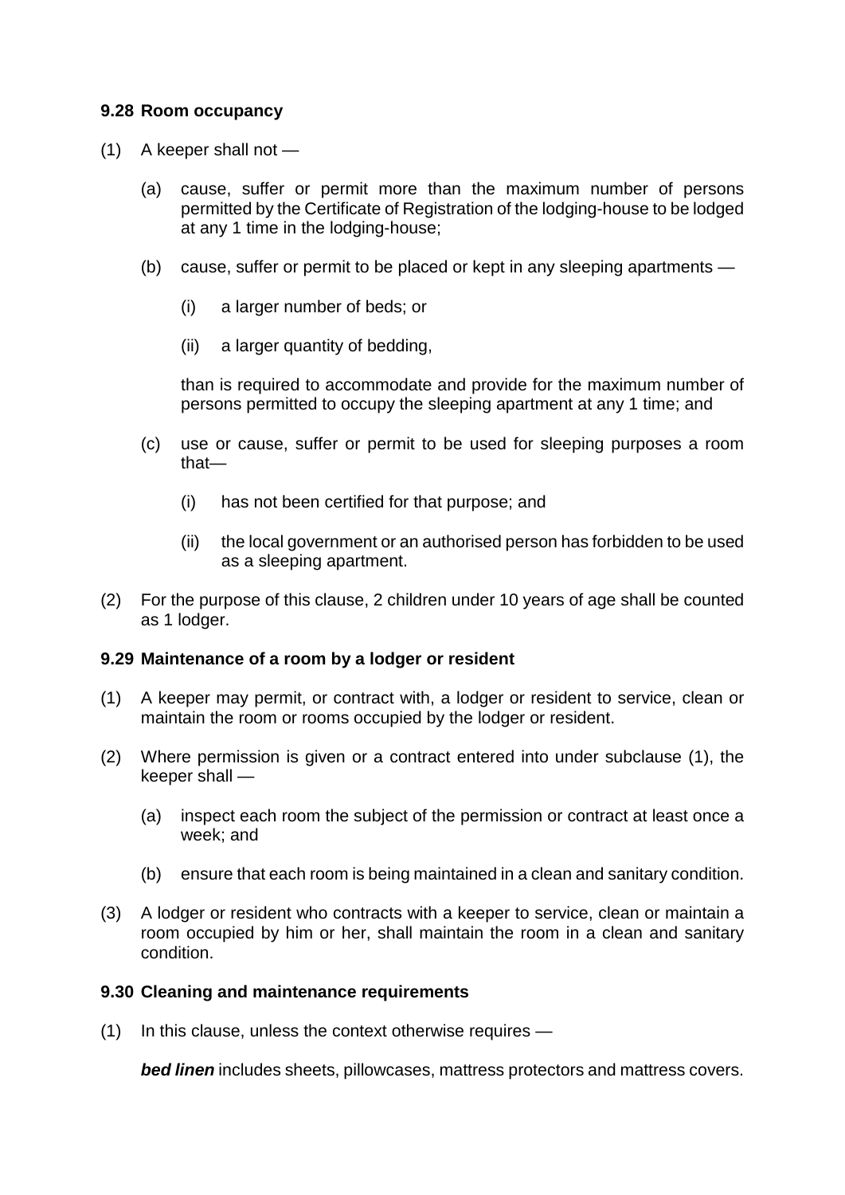### 9.28 Room occupancy

(1) A keeper shall not —

(a) cause, suffer or permit more than the maximum number of persons permitted by the Certificate of Registration of the lodging-house to be lodged at any 1 time in the lodging-house;

(b) cause, suffer or permit to be placed or kept in any sleeping apartments —

(i) a larger number of beds; or

(ii) a larger quantity of bedding,

than is required to accommodate and provide for the maximum number of persons permitted to occupy the sleeping apartment at any 1 time; and

(c) use or cause, suffer or permit to be used for sleeping purposes a room that—

(i) has not been certified for that purpose; and

(ii) the local government or an authorised person has forbidden to be used as a sleeping apartment.

(2) For the purpose of this clause, 2 children under 10 years of age shall be counted as 1 lodger.

### 9.29 Maintenance of a room by a lodger or resident

(1) A keeper may permit, or contract with, a lodger or resident to service, clean or maintain the room or rooms occupied by the lodger or resident.

(2) Where permission is given or a contract entered into under subclause (1), the keeper shall —

(a) inspect each room the subject of the permission or contract at least once a week; and

(b) ensure that each room is being maintained in a clean and sanitary condition.

(3) A lodger or resident who contracts with a keeper to service, clean or maintain a room occupied by him or her, shall maintain the room in a clean and sanitary condition.

### 9.30 Cleaning and maintenance requirements

(1) In this clause, unless the context otherwise requires —

***bed linen*** includes sheets, pillowcases, mattress protectors and mattress covers.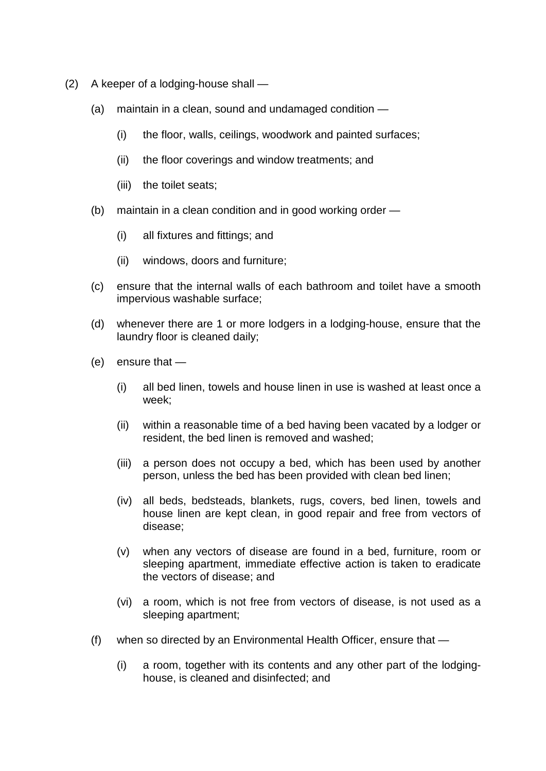(2) A keeper of a lodging-house shall —

(a) maintain in a clean, sound and undamaged condition —

(i) the floor, walls, ceilings, woodwork and painted surfaces;

(ii) the floor coverings and window treatments; and

(iii) the toilet seats;

(b) maintain in a clean condition and in good working order —

(i) all fixtures and fittings; and

(ii) windows, doors and furniture;

(c) ensure that the internal walls of each bathroom and toilet have a smooth impervious washable surface;

(d) whenever there are 1 or more lodgers in a lodging-house, ensure that the laundry floor is cleaned daily;

(e) ensure that —

(i) all bed linen, towels and house linen in use is washed at least once a week;

(ii) within a reasonable time of a bed having been vacated by a lodger or resident, the bed linen is removed and washed;

(iii) a person does not occupy a bed, which has been used by another person, unless the bed has been provided with clean bed linen;

(iv) all beds, bedsteads, blankets, rugs, covers, bed linen, towels and house linen are kept clean, in good repair and free from vectors of disease;

(v) when any vectors of disease are found in a bed, furniture, room or sleeping apartment, immediate effective action is taken to eradicate the vectors of disease; and

(vi) a room, which is not free from vectors of disease, is not used as a sleeping apartment;

(f) when so directed by an Environmental Health Officer, ensure that —

(i) a room, together with its contents and any other part of the lodging-house, is cleaned and disinfected; and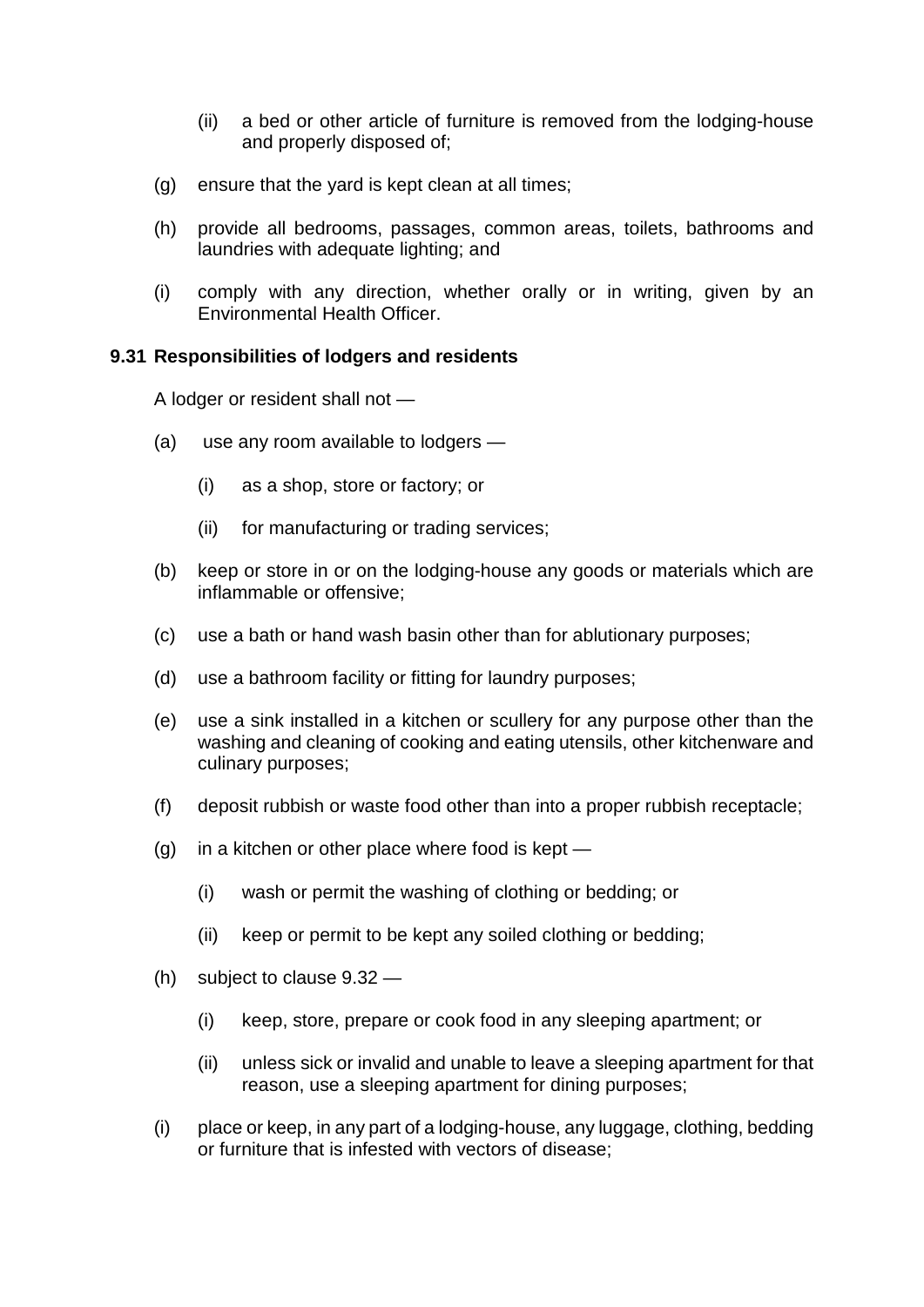(ii) a bed or other article of furniture is removed from the lodging-house and properly disposed of;

(g) ensure that the yard is kept clean at all times;

(h) provide all bedrooms, passages, common areas, toilets, bathrooms and laundries with adequate lighting; and

(i) comply with any direction, whether orally or in writing, given by an Environmental Health Officer.

**9.31 Responsibilities of lodgers and residents**

A lodger or resident shall not —

(a) use any room available to lodgers —

  (i) as a shop, store or factory; or

  (ii) for manufacturing or trading services;

(b) keep or store in or on the lodging-house any goods or materials which are inflammable or offensive;

(c) use a bath or hand wash basin other than for ablutionary purposes;

(d) use a bathroom facility or fitting for laundry purposes;

(e) use a sink installed in a kitchen or scullery for any purpose other than the washing and cleaning of cooking and eating utensils, other kitchenware and culinary purposes;

(f) deposit rubbish or waste food other than into a proper rubbish receptacle;

(g) in a kitchen or other place where food is kept —

  (i) wash or permit the washing of clothing or bedding; or

  (ii) keep or permit to be kept any soiled clothing or bedding;

(h) subject to clause 9.32 —

  (i) keep, store, prepare or cook food in any sleeping apartment; or

  (ii) unless sick or invalid and unable to leave a sleeping apartment for that reason, use a sleeping apartment for dining purposes;

(i) place or keep, in any part of a lodging-house, any luggage, clothing, bedding or furniture that is infested with vectors of disease;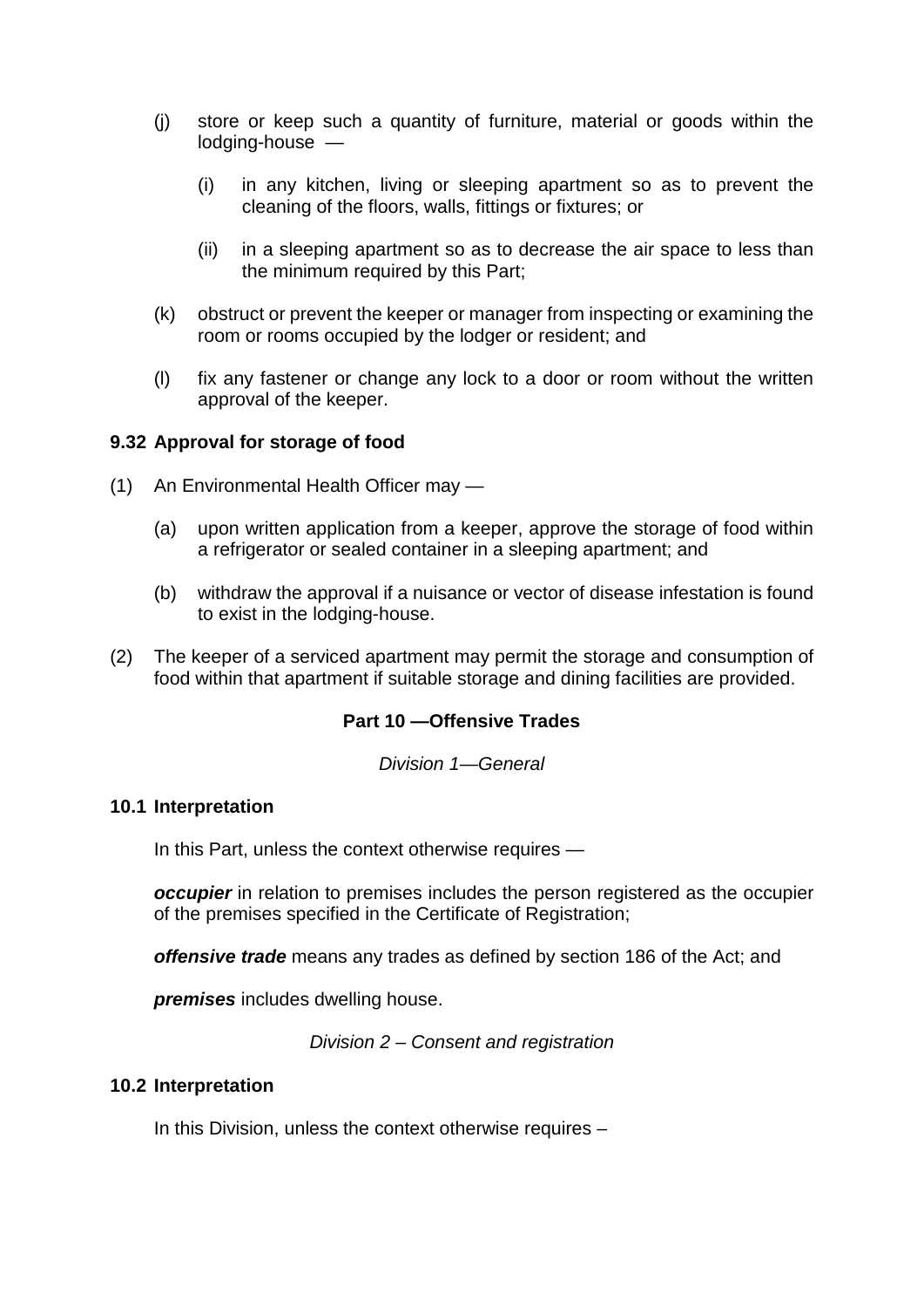(j) store or keep such a quantity of furniture, material or goods within the lodging-house —

  (i) in any kitchen, living or sleeping apartment so as to prevent the cleaning of the floors, walls, fittings or fixtures; or

  (ii) in a sleeping apartment so as to decrease the air space to less than the minimum required by this Part;

(k) obstruct or prevent the keeper or manager from inspecting or examining the room or rooms occupied by the lodger or resident; and

(l) fix any fastener or change any lock to a door or room without the written approval of the keeper.

**9.32 Approval for storage of food**

(1) An Environmental Health Officer may —

  (a) upon written application from a keeper, approve the storage of food within a refrigerator or sealed container in a sleeping apartment; and

  (b) withdraw the approval if a nuisance or vector of disease infestation is found to exist in the lodging-house.

(2) The keeper of a serviced apartment may permit the storage and consumption of food within that apartment if suitable storage and dining facilities are provided.

## Part 10 —Offensive Trades

*Division 1—General*

**10.1 Interpretation**

In this Part, unless the context otherwise requires —

***occupier*** in relation to premises includes the person registered as the occupier of the premises specified in the Certificate of Registration;

***offensive trade*** means any trades as defined by section 186 of the Act; and

***premises*** includes dwelling house.

*Division 2 – Consent and registration*

**10.2 Interpretation**

In this Division, unless the context otherwise requires –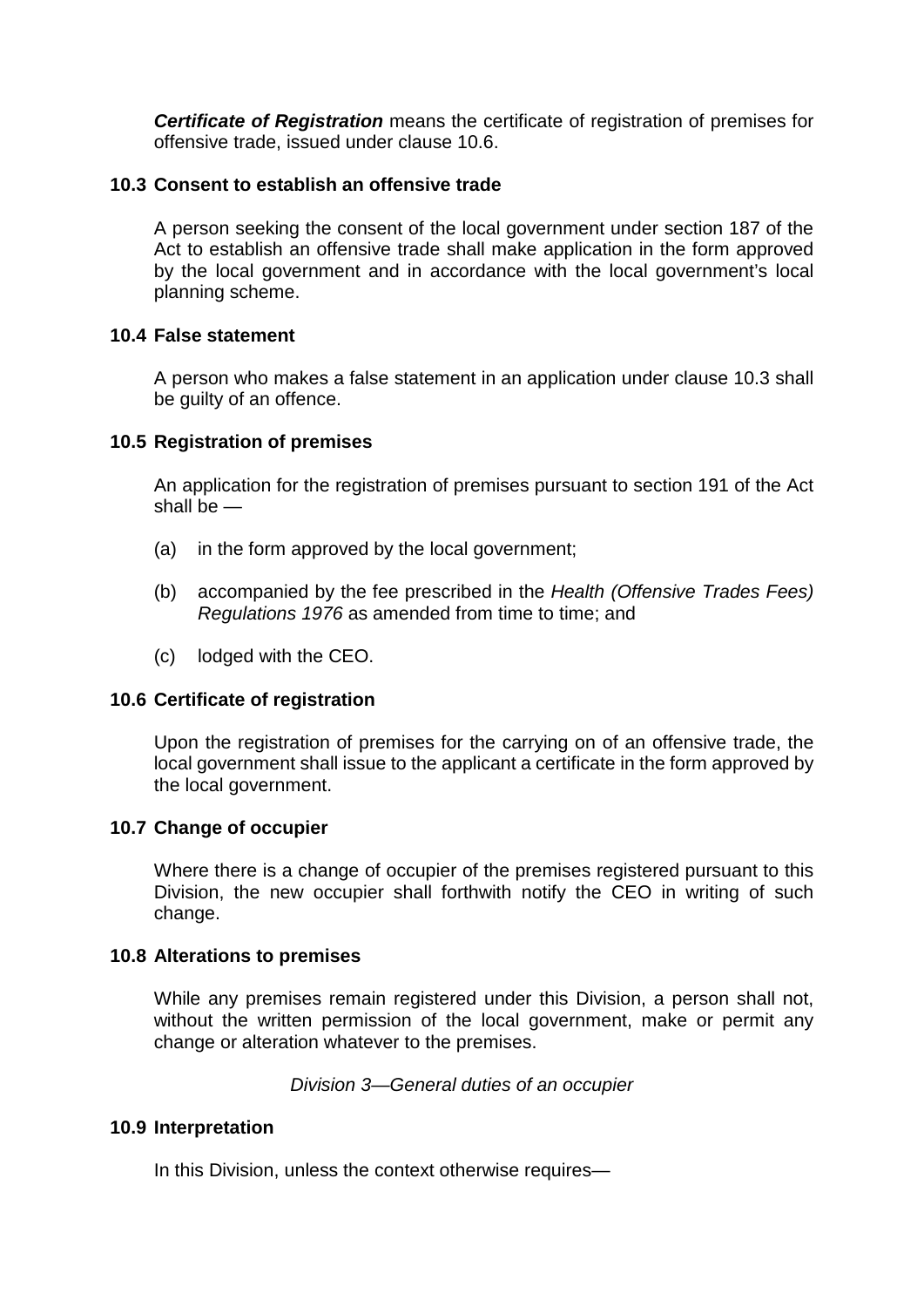***Certificate of Registration*** means the certificate of registration of premises for offensive trade, issued under clause 10.6.

### 10.3 Consent to establish an offensive trade

A person seeking the consent of the local government under section 187 of the Act to establish an offensive trade shall make application in the form approved by the local government and in accordance with the local government's local planning scheme.

### 10.4 False statement

A person who makes a false statement in an application under clause 10.3 shall be guilty of an offence.

### 10.5 Registration of premises

An application for the registration of premises pursuant to section 191 of the Act shall be —

(a) in the form approved by the local government;

(b) accompanied by the fee prescribed in the *Health (Offensive Trades Fees) Regulations 1976* as amended from time to time; and

(c) lodged with the CEO.

### 10.6 Certificate of registration

Upon the registration of premises for the carrying on of an offensive trade, the local government shall issue to the applicant a certificate in the form approved by the local government.

### 10.7 Change of occupier

Where there is a change of occupier of the premises registered pursuant to this Division, the new occupier shall forthwith notify the CEO in writing of such change.

### 10.8 Alterations to premises

While any premises remain registered under this Division, a person shall not, without the written permission of the local government, make or permit any change or alteration whatever to the premises.

*Division 3—General duties of an occupier*

### 10.9 Interpretation

In this Division, unless the context otherwise requires—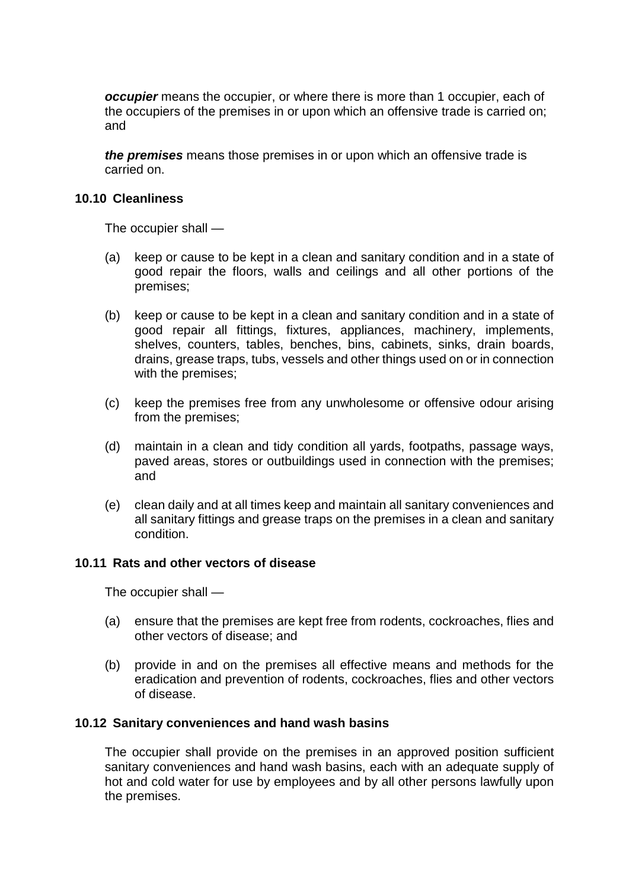***occupier*** means the occupier, or where there is more than 1 occupier, each of the occupiers of the premises in or upon which an offensive trade is carried on; and

***the premises*** means those premises in or upon which an offensive trade is carried on.

**10.10 Cleanliness**

The occupier shall —

(a) keep or cause to be kept in a clean and sanitary condition and in a state of good repair the floors, walls and ceilings and all other portions of the premises;

(b) keep or cause to be kept in a clean and sanitary condition and in a state of good repair all fittings, fixtures, appliances, machinery, implements, shelves, counters, tables, benches, bins, cabinets, sinks, drain boards, drains, grease traps, tubs, vessels and other things used on or in connection with the premises;

(c) keep the premises free from any unwholesome or offensive odour arising from the premises;

(d) maintain in a clean and tidy condition all yards, footpaths, passage ways, paved areas, stores or outbuildings used in connection with the premises; and

(e) clean daily and at all times keep and maintain all sanitary conveniences and all sanitary fittings and grease traps on the premises in a clean and sanitary condition.

**10.11 Rats and other vectors of disease**

The occupier shall —

(a) ensure that the premises are kept free from rodents, cockroaches, flies and other vectors of disease; and

(b) provide in and on the premises all effective means and methods for the eradication and prevention of rodents, cockroaches, flies and other vectors of disease.

**10.12 Sanitary conveniences and hand wash basins**

The occupier shall provide on the premises in an approved position sufficient sanitary conveniences and hand wash basins, each with an adequate supply of hot and cold water for use by employees and by all other persons lawfully upon the premises.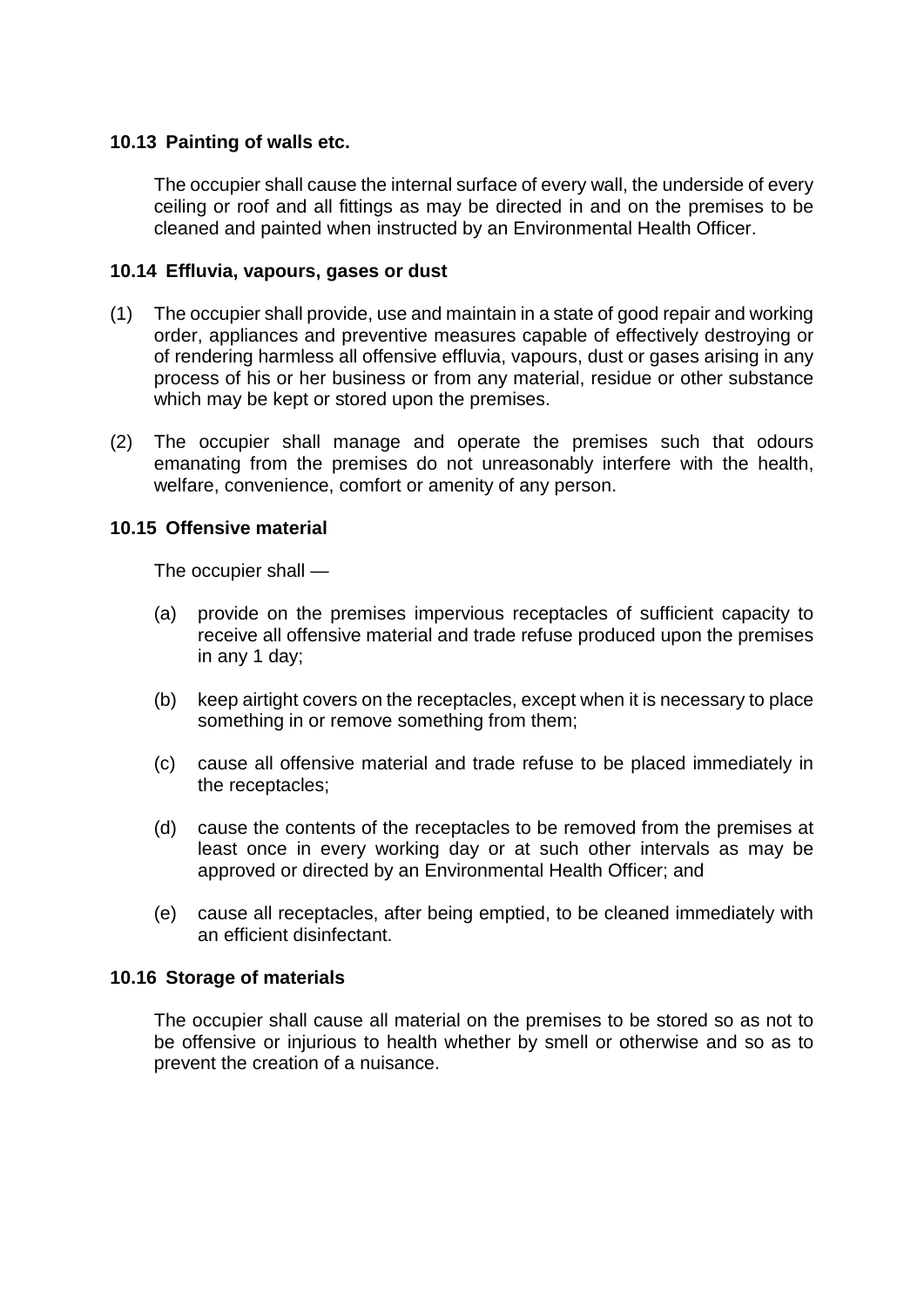### 10.13 Painting of walls etc.

The occupier shall cause the internal surface of every wall, the underside of every ceiling or roof and all fittings as may be directed in and on the premises to be cleaned and painted when instructed by an Environmental Health Officer.

### 10.14 Effluvia, vapours, gases or dust

(1) The occupier shall provide, use and maintain in a state of good repair and working order, appliances and preventive measures capable of effectively destroying or of rendering harmless all offensive effluvia, vapours, dust or gases arising in any process of his or her business or from any material, residue or other substance which may be kept or stored upon the premises.

(2) The occupier shall manage and operate the premises such that odours emanating from the premises do not unreasonably interfere with the health, welfare, convenience, comfort or amenity of any person.

### 10.15 Offensive material

The occupier shall —

(a) provide on the premises impervious receptacles of sufficient capacity to receive all offensive material and trade refuse produced upon the premises in any 1 day;

(b) keep airtight covers on the receptacles, except when it is necessary to place something in or remove something from them;

(c) cause all offensive material and trade refuse to be placed immediately in the receptacles;

(d) cause the contents of the receptacles to be removed from the premises at least once in every working day or at such other intervals as may be approved or directed by an Environmental Health Officer; and

(e) cause all receptacles, after being emptied, to be cleaned immediately with an efficient disinfectant.

### 10.16 Storage of materials

The occupier shall cause all material on the premises to be stored so as not to be offensive or injurious to health whether by smell or otherwise and so as to prevent the creation of a nuisance.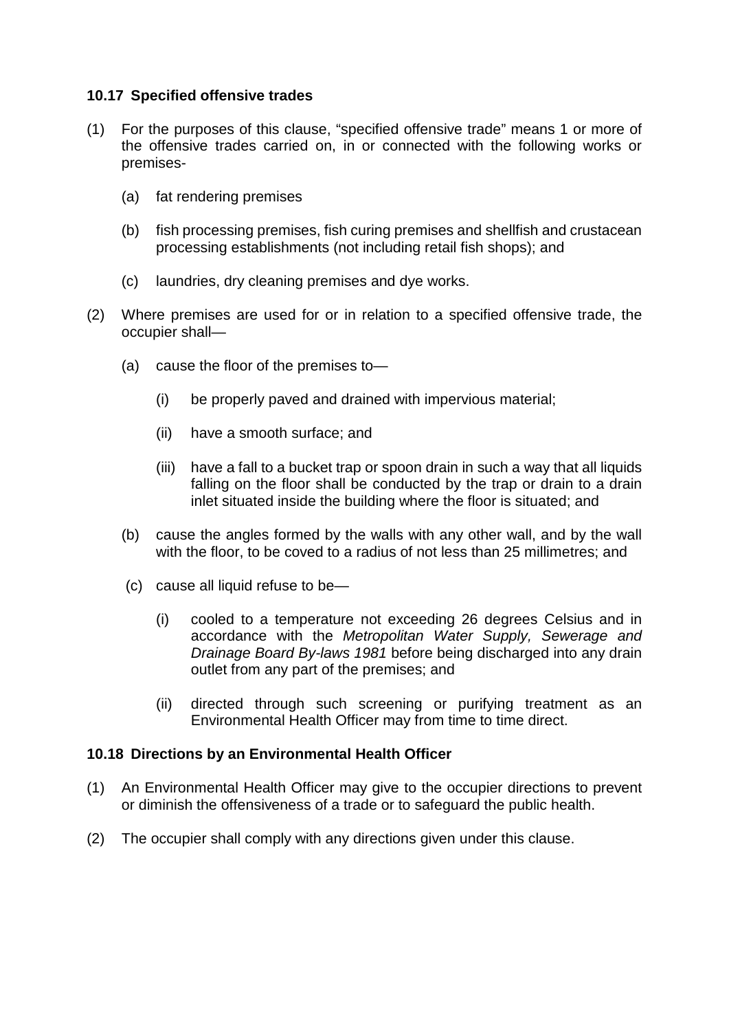### 10.17 Specified offensive trades

(1) For the purposes of this clause, "specified offensive trade" means 1 or more of the offensive trades carried on, in or connected with the following works or premises-

  (a) fat rendering premises

  (b) fish processing premises, fish curing premises and shellfish and crustacean processing establishments (not including retail fish shops); and

  (c) laundries, dry cleaning premises and dye works.

(2) Where premises are used for or in relation to a specified offensive trade, the occupier shall—

  (a) cause the floor of the premises to—

    (i) be properly paved and drained with impervious material;

    (ii) have a smooth surface; and

    (iii) have a fall to a bucket trap or spoon drain in such a way that all liquids falling on the floor shall be conducted by the trap or drain to a drain inlet situated inside the building where the floor is situated; and

  (b) cause the angles formed by the walls with any other wall, and by the wall with the floor, to be coved to a radius of not less than 25 millimetres; and

  (c) cause all liquid refuse to be—

    (i) cooled to a temperature not exceeding 26 degrees Celsius and in accordance with the *Metropolitan Water Supply, Sewerage and Drainage Board By-laws 1981* before being discharged into any drain outlet from any part of the premises; and

    (ii) directed through such screening or purifying treatment as an Environmental Health Officer may from time to time direct.

### 10.18 Directions by an Environmental Health Officer

(1) An Environmental Health Officer may give to the occupier directions to prevent or diminish the offensiveness of a trade or to safeguard the public health.

(2) The occupier shall comply with any directions given under this clause.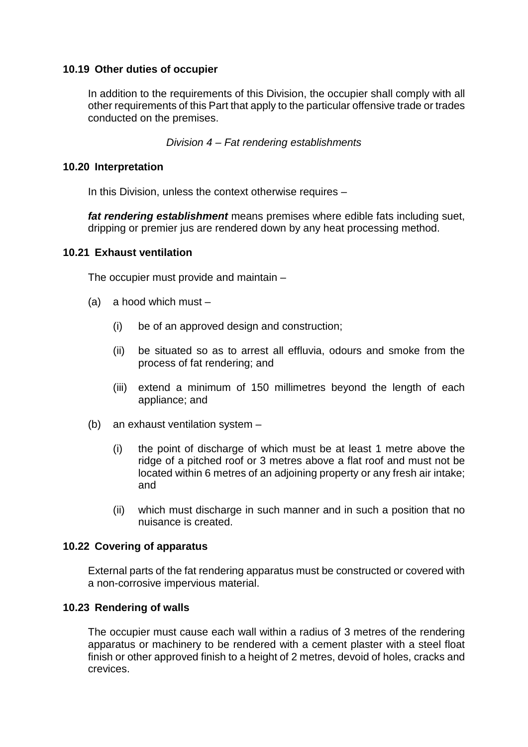### 10.19 Other duties of occupier

In addition to the requirements of this Division, the occupier shall comply with all other requirements of this Part that apply to the particular offensive trade or trades conducted on the premises.

*Division 4 – Fat rendering establishments*

### 10.20 Interpretation

In this Division, unless the context otherwise requires –

***fat rendering establishment*** means premises where edible fats including suet, dripping or premier jus are rendered down by any heat processing method.

### 10.21 Exhaust ventilation

The occupier must provide and maintain –

(a) a hood which must –

  (i) be of an approved design and construction;

  (ii) be situated so as to arrest all effluvia, odours and smoke from the process of fat rendering; and

  (iii) extend a minimum of 150 millimetres beyond the length of each appliance; and

(b) an exhaust ventilation system –

  (i) the point of discharge of which must be at least 1 metre above the ridge of a pitched roof or 3 metres above a flat roof and must not be located within 6 metres of an adjoining property or any fresh air intake; and

  (ii) which must discharge in such manner and in such a position that no nuisance is created.

### 10.22 Covering of apparatus

External parts of the fat rendering apparatus must be constructed or covered with a non-corrosive impervious material.

### 10.23 Rendering of walls

The occupier must cause each wall within a radius of 3 metres of the rendering apparatus or machinery to be rendered with a cement plaster with a steel float finish or other approved finish to a height of 2 metres, devoid of holes, cracks and crevices.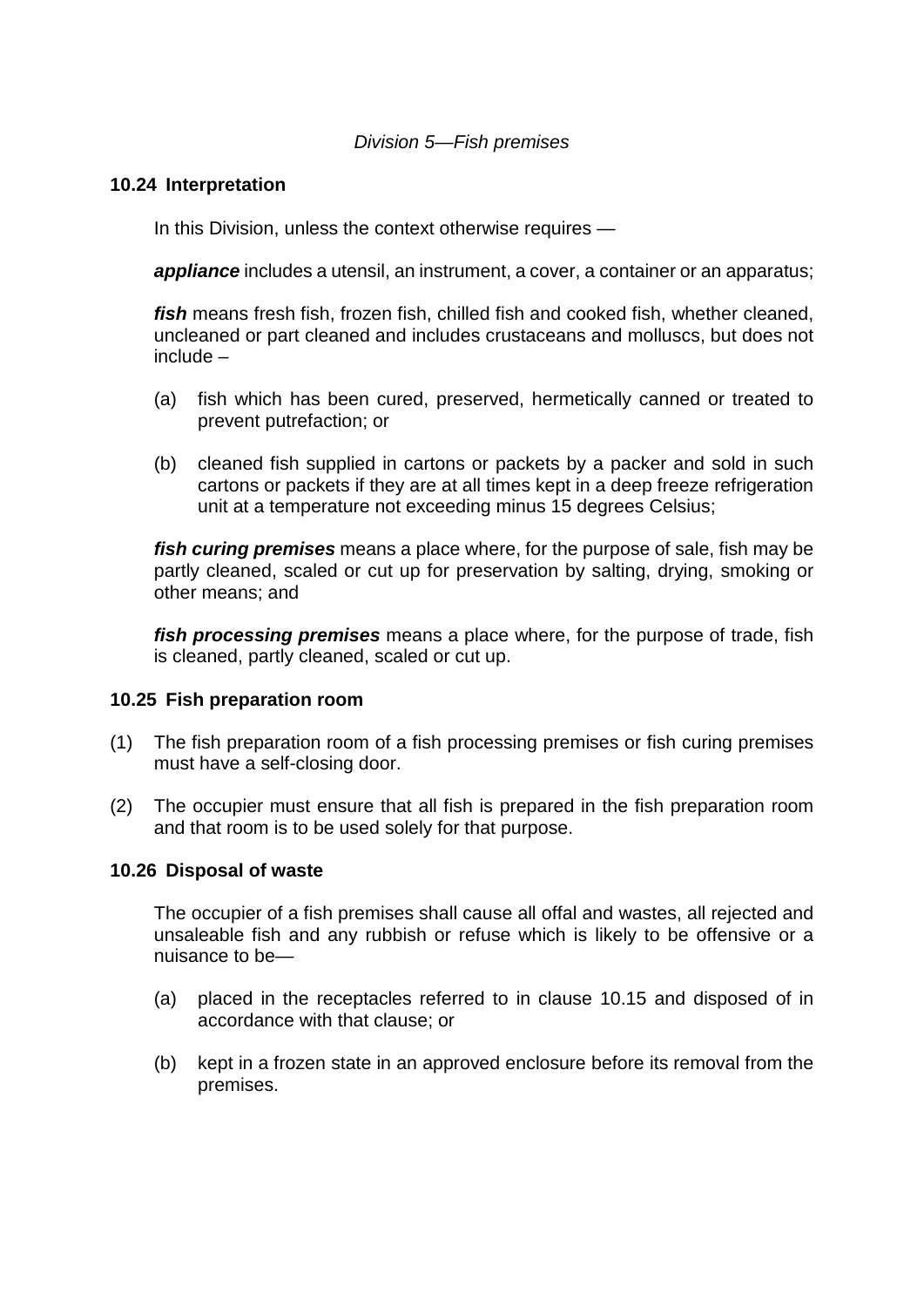*Division 5—Fish premises*

### 10.24 Interpretation

In this Division, unless the context otherwise requires —

***appliance*** includes a utensil, an instrument, a cover, a container or an apparatus;

***fish*** means fresh fish, frozen fish, chilled fish and cooked fish, whether cleaned, uncleaned or part cleaned and includes crustaceans and molluscs, but does not include –

(a) fish which has been cured, preserved, hermetically canned or treated to prevent putrefaction; or

(b) cleaned fish supplied in cartons or packets by a packer and sold in such cartons or packets if they are at all times kept in a deep freeze refrigeration unit at a temperature not exceeding minus 15 degrees Celsius;

***fish curing premises*** means a place where, for the purpose of sale, fish may be partly cleaned, scaled or cut up for preservation by salting, drying, smoking or other means; and

***fish processing premises*** means a place where, for the purpose of trade, fish is cleaned, partly cleaned, scaled or cut up.

### 10.25 Fish preparation room

(1) The fish preparation room of a fish processing premises or fish curing premises must have a self-closing door.

(2) The occupier must ensure that all fish is prepared in the fish preparation room and that room is to be used solely for that purpose.

### 10.26 Disposal of waste

The occupier of a fish premises shall cause all offal and wastes, all rejected and unsaleable fish and any rubbish or refuse which is likely to be offensive or a nuisance to be—

(a) placed in the receptacles referred to in clause 10.15 and disposed of in accordance with that clause; or

(b) kept in a frozen state in an approved enclosure before its removal from the premises.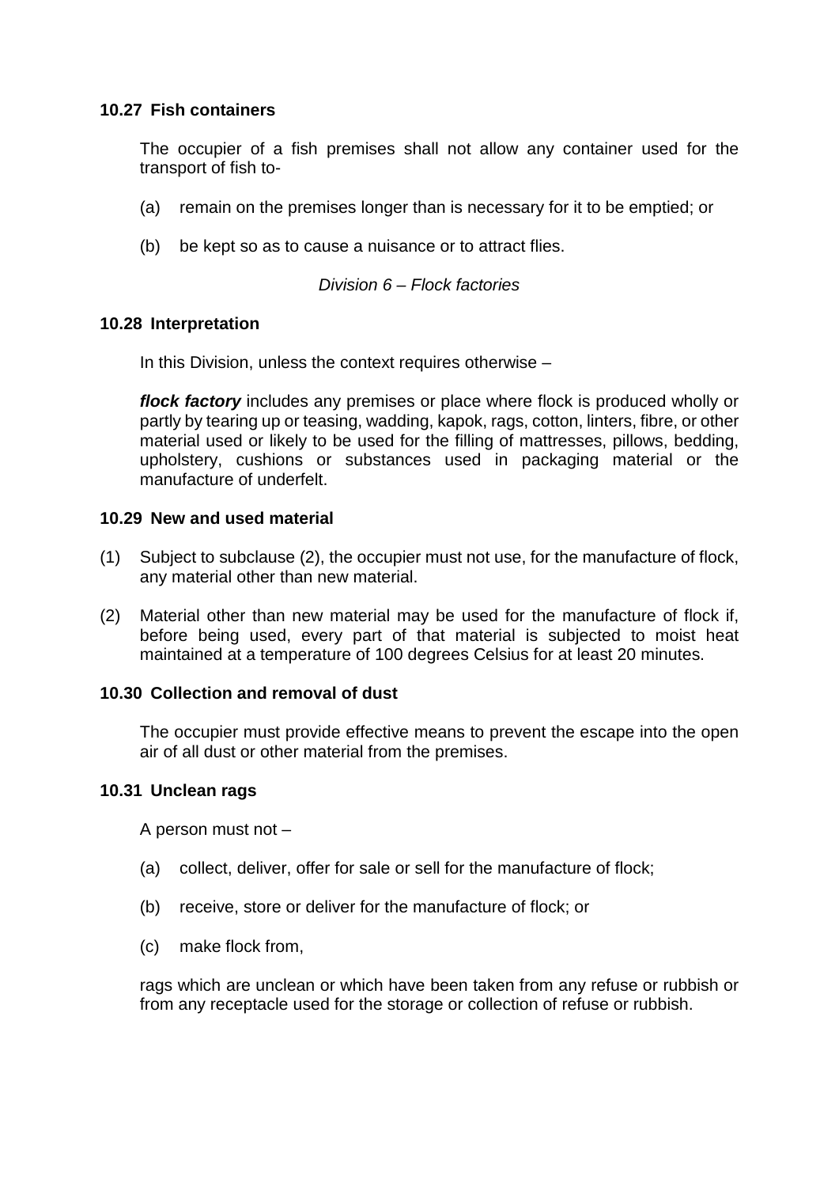### 10.27 Fish containers

The occupier of a fish premises shall not allow any container used for the transport of fish to-

(a) remain on the premises longer than is necessary for it to be emptied; or

(b) be kept so as to cause a nuisance or to attract flies.

*Division 6 – Flock factories*

### 10.28 Interpretation

In this Division, unless the context requires otherwise –

***flock factory*** includes any premises or place where flock is produced wholly or partly by tearing up or teasing, wadding, kapok, rags, cotton, linters, fibre, or other material used or likely to be used for the filling of mattresses, pillows, bedding, upholstery, cushions or substances used in packaging material or the manufacture of underfelt.

### 10.29 New and used material

(1) Subject to subclause (2), the occupier must not use, for the manufacture of flock, any material other than new material.

(2) Material other than new material may be used for the manufacture of flock if, before being used, every part of that material is subjected to moist heat maintained at a temperature of 100 degrees Celsius for at least 20 minutes.

### 10.30 Collection and removal of dust

The occupier must provide effective means to prevent the escape into the open air of all dust or other material from the premises.

### 10.31 Unclean rags

A person must not –

(a) collect, deliver, offer for sale or sell for the manufacture of flock;

(b) receive, store or deliver for the manufacture of flock; or

(c) make flock from,

rags which are unclean or which have been taken from any refuse or rubbish or from any receptacle used for the storage or collection of refuse or rubbish.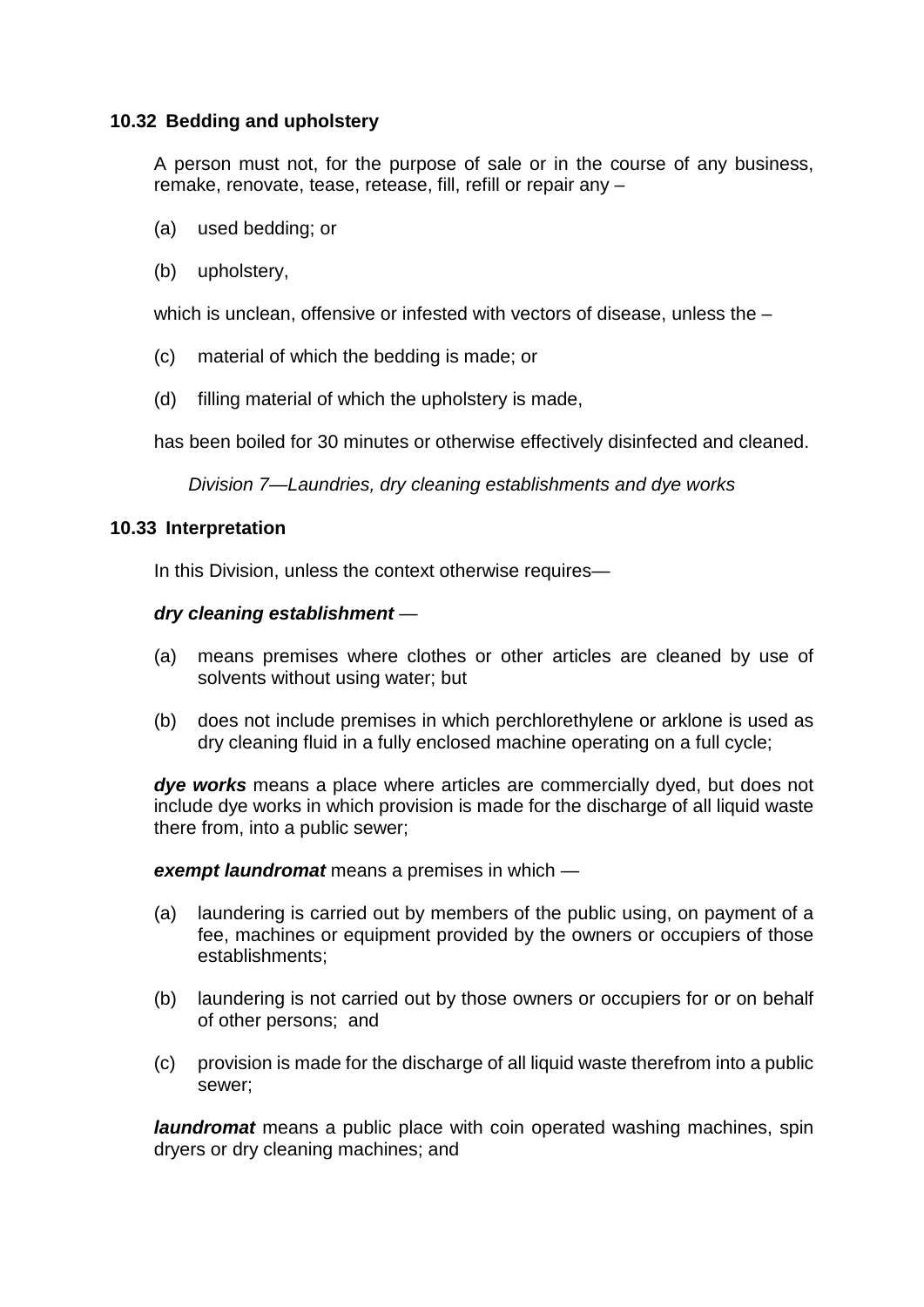### 10.32 Bedding and upholstery

A person must not, for the purpose of sale or in the course of any business, remake, renovate, tease, retease, fill, refill or repair any –

(a) used bedding; or

(b) upholstery,

which is unclean, offensive or infested with vectors of disease, unless the –

(c) material of which the bedding is made; or

(d) filling material of which the upholstery is made,

has been boiled for 30 minutes or otherwise effectively disinfected and cleaned.

*Division 7—Laundries, dry cleaning establishments and dye works*

### 10.33 Interpretation

In this Division, unless the context otherwise requires—

***dry cleaning establishment*** —

(a) means premises where clothes or other articles are cleaned by use of solvents without using water; but

(b) does not include premises in which perchlorethylene or arklone is used as dry cleaning fluid in a fully enclosed machine operating on a full cycle;

***dye works*** means a place where articles are commercially dyed, but does not include dye works in which provision is made for the discharge of all liquid waste there from, into a public sewer;

***exempt laundromat*** means a premises in which —

(a) laundering is carried out by members of the public using, on payment of a fee, machines or equipment provided by the owners or occupiers of those establishments;

(b) laundering is not carried out by those owners or occupiers for or on behalf of other persons; and

(c) provision is made for the discharge of all liquid waste therefrom into a public sewer;

***laundromat*** means a public place with coin operated washing machines, spin dryers or dry cleaning machines; and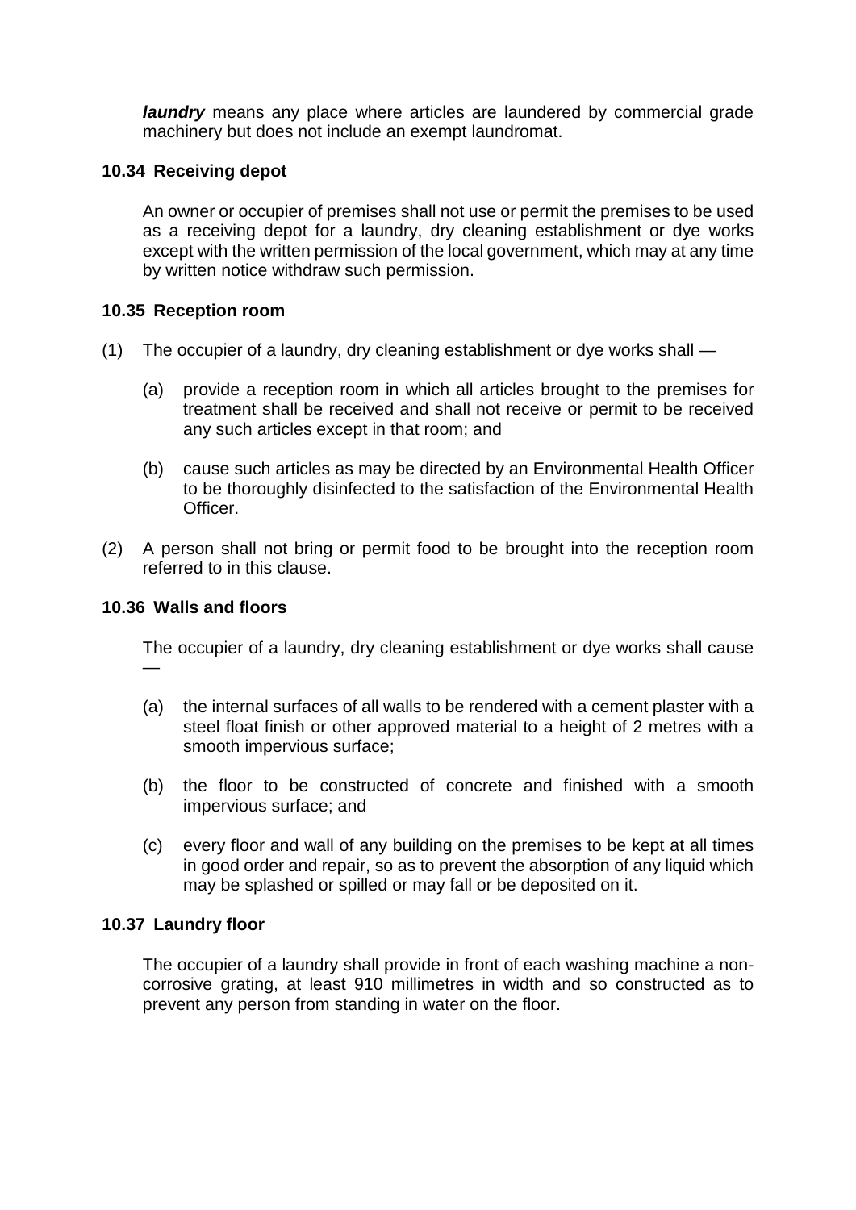***laundry*** means any place where articles are laundered by commercial grade machinery but does not include an exempt laundromat.

**10.34 Receiving depot**

An owner or occupier of premises shall not use or permit the premises to be used as a receiving depot for a laundry, dry cleaning establishment or dye works except with the written permission of the local government, which may at any time by written notice withdraw such permission.

**10.35 Reception room**

(1) The occupier of a laundry, dry cleaning establishment or dye works shall —

(a) provide a reception room in which all articles brought to the premises for treatment shall be received and shall not receive or permit to be received any such articles except in that room; and

(b) cause such articles as may be directed by an Environmental Health Officer to be thoroughly disinfected to the satisfaction of the Environmental Health Officer.

(2) A person shall not bring or permit food to be brought into the reception room referred to in this clause.

**10.36 Walls and floors**

The occupier of a laundry, dry cleaning establishment or dye works shall cause —

(a) the internal surfaces of all walls to be rendered with a cement plaster with a steel float finish or other approved material to a height of 2 metres with a smooth impervious surface;

(b) the floor to be constructed of concrete and finished with a smooth impervious surface; and

(c) every floor and wall of any building on the premises to be kept at all times in good order and repair, so as to prevent the absorption of any liquid which may be splashed or spilled or may fall or be deposited on it.

**10.37 Laundry floor**

The occupier of a laundry shall provide in front of each washing machine a non-corrosive grating, at least 910 millimetres in width and so constructed as to prevent any person from standing in water on the floor.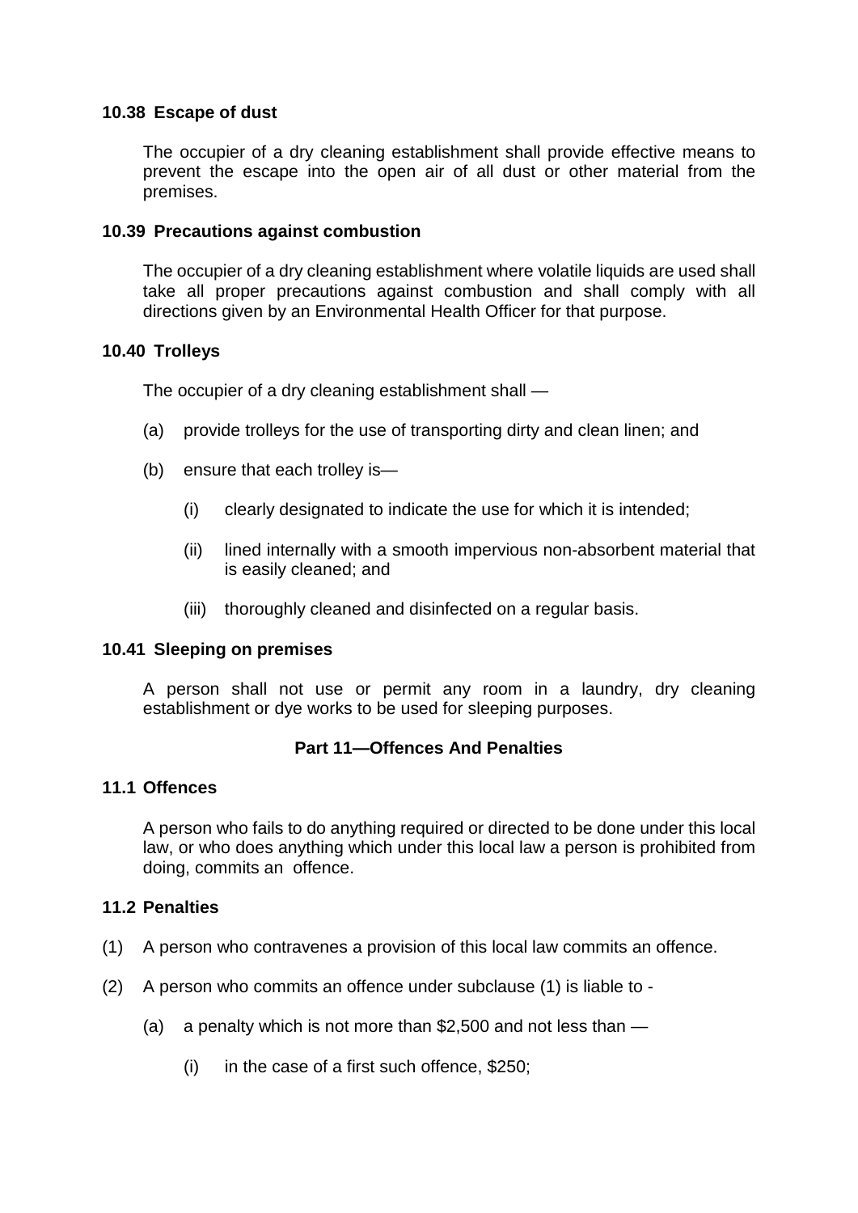### 10.38 Escape of dust

The occupier of a dry cleaning establishment shall provide effective means to prevent the escape into the open air of all dust or other material from the premises.

### 10.39 Precautions against combustion

The occupier of a dry cleaning establishment where volatile liquids are used shall take all proper precautions against combustion and shall comply with all directions given by an Environmental Health Officer for that purpose.

### 10.40 Trolleys

The occupier of a dry cleaning establishment shall —

(a) provide trolleys for the use of transporting dirty and clean linen; and

(b) ensure that each trolley is—

  (i) clearly designated to indicate the use for which it is intended;

  (ii) lined internally with a smooth impervious non-absorbent material that is easily cleaned; and

  (iii) thoroughly cleaned and disinfected on a regular basis.

### 10.41 Sleeping on premises

A person shall not use or permit any room in a laundry, dry cleaning establishment or dye works to be used for sleeping purposes.

## Part 11—Offences And Penalties

### 11.1 Offences

A person who fails to do anything required or directed to be done under this local law, or who does anything which under this local law a person is prohibited from doing, commits an offence.

### 11.2 Penalties

(1) A person who contravenes a provision of this local law commits an offence.

(2) A person who commits an offence under subclause (1) is liable to -

  (a) a penalty which is not more than $2,500 and not less than —

    (i) in the case of a first such offence, $250;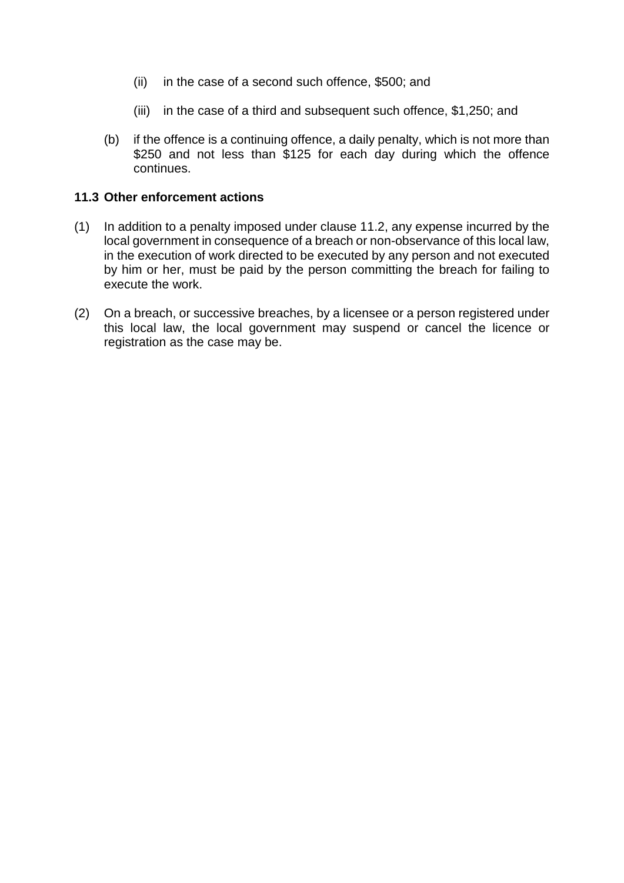(ii) in the case of a second such offence, $500; and

(iii) in the case of a third and subsequent such offence, $1,250; and

(b) if the offence is a continuing offence, a daily penalty, which is not more than $250 and not less than $125 for each day during which the offence continues.

### 11.3 Other enforcement actions

(1) In addition to a penalty imposed under clause 11.2, any expense incurred by the local government in consequence of a breach or non-observance of this local law, in the execution of work directed to be executed by any person and not executed by him or her, must be paid by the person committing the breach for failing to execute the work.

(2) On a breach, or successive breaches, by a licensee or a person registered under this local law, the local government may suspend or cancel the licence or registration as the case may be.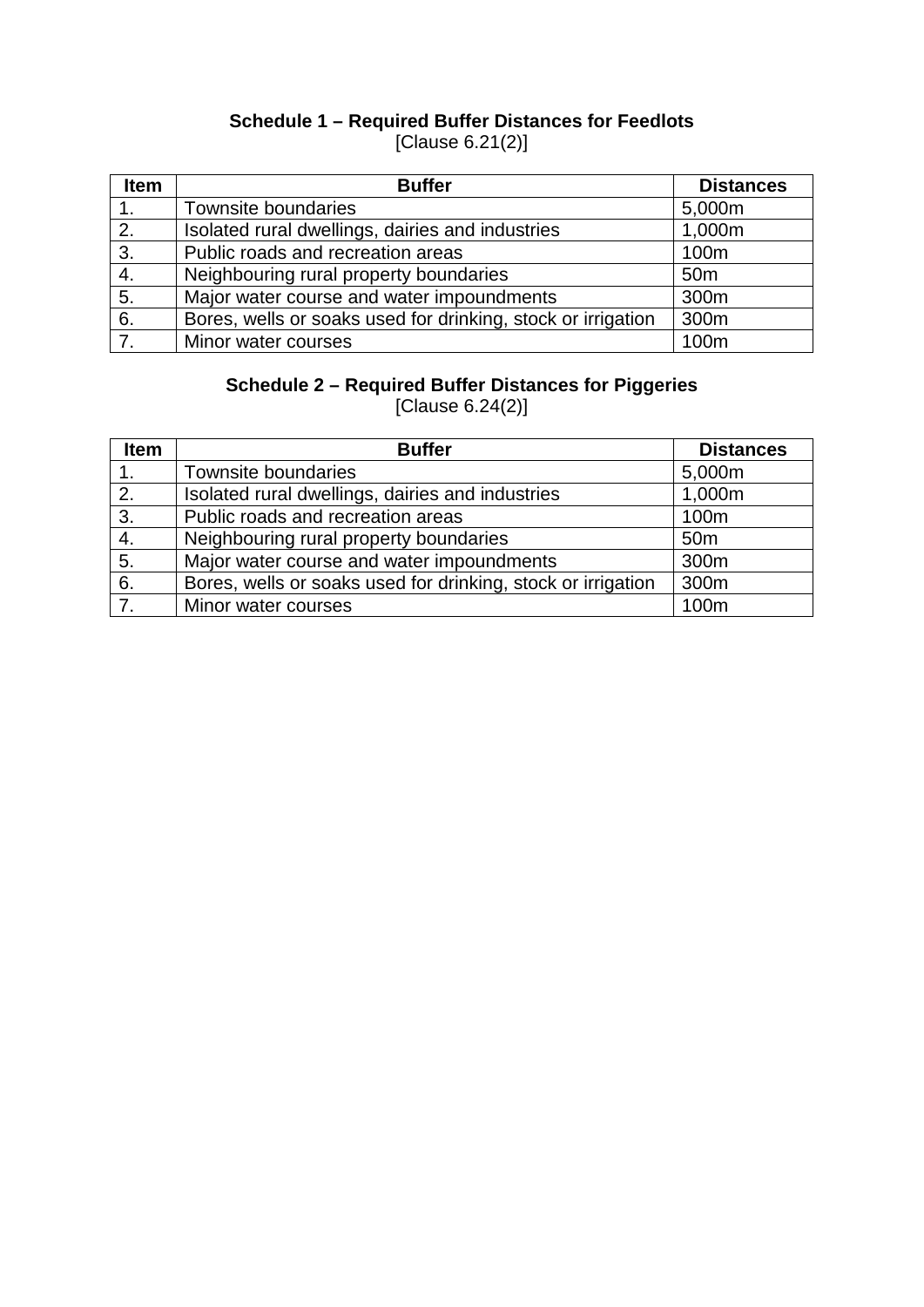## Schedule 1 – Required Buffer Distances for Feedlots

[Clause 6.21(2)]

| Item | Buffer | Distances |
|---|---|---|
| 1. | Townsite boundaries | 5,000m |
| 2. | Isolated rural dwellings, dairies and industries | 1,000m |
| 3. | Public roads and recreation areas | 100m |
| 4. | Neighbouring rural property boundaries | 50m |
| 5. | Major water course and water impoundments | 300m |
| 6. | Bores, wells or soaks used for drinking, stock or irrigation | 300m |
| 7. | Minor water courses | 100m |

## Schedule 2 – Required Buffer Distances for Piggeries

[Clause 6.24(2)]

| Item | Buffer | Distances |
|---|---|---|
| 1. | Townsite boundaries | 5,000m |
| 2. | Isolated rural dwellings, dairies and industries | 1,000m |
| 3. | Public roads and recreation areas | 100m |
| 4. | Neighbouring rural property boundaries | 50m |
| 5. | Major water course and water impoundments | 300m |
| 6. | Bores, wells or soaks used for drinking, stock or irrigation | 300m |
| 7. | Minor water courses | 100m |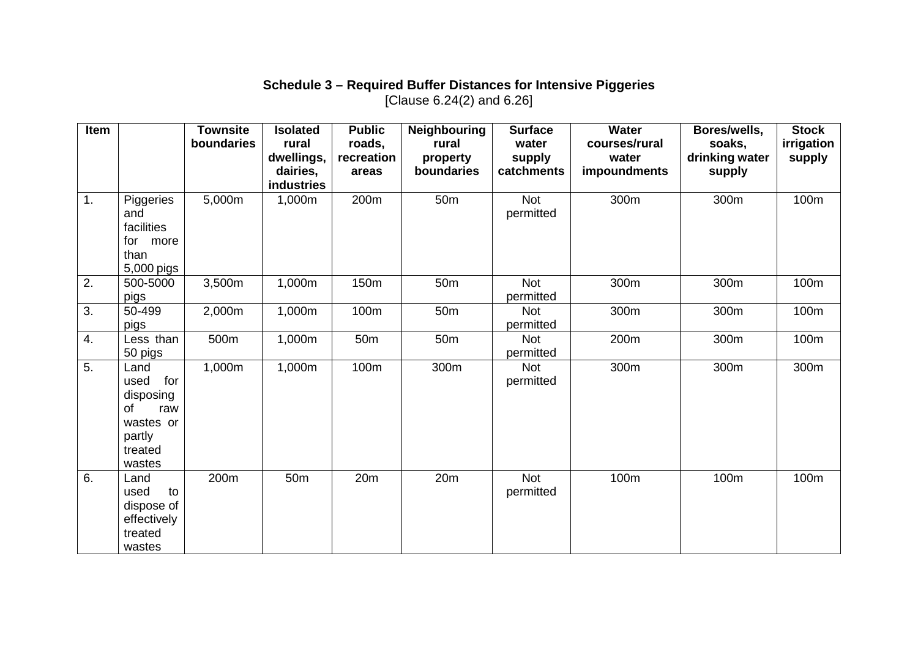**Schedule 3 – Required Buffer Distances for Intensive Piggeries**
[Clause 6.24(2) and 6.26]

| Item | | Townsite boundaries | Isolated rural dwellings, dairies, industries | Public roads, recreation areas | Neighbouring rural property boundaries | Surface water supply catchments | Water courses/rural water impoundments | Bores/wells, soaks, drinking water supply | Stock irrigation supply |
|---|---|---|---|---|---|---|---|---|---|
| 1. | Piggeries and facilities for more than 5,000 pigs | 5,000m | 1,000m | 200m | 50m | Not permitted | 300m | 300m | 100m |
| 2. | 500-5000 pigs | 3,500m | 1,000m | 150m | 50m | Not permitted | 300m | 300m | 100m |
| 3. | 50-499 pigs | 2,000m | 1,000m | 100m | 50m | Not permitted | 300m | 300m | 100m |
| 4. | Less than 50 pigs | 500m | 1,000m | 50m | 50m | Not permitted | 200m | 300m | 100m |
| 5. | Land used for disposing of raw wastes or partly treated wastes | 1,000m | 1,000m | 100m | 300m | Not permitted | 300m | 300m | 300m |
| 6. | Land used to dispose of effectively treated wastes | 200m | 50m | 20m | 20m | Not permitted | 100m | 100m | 100m |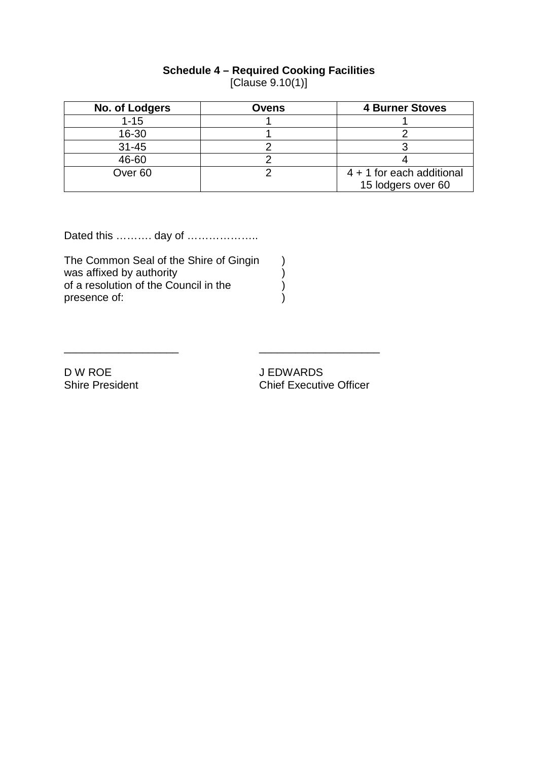**Schedule 4 – Required Cooking Facilities**
[Clause 9.10(1)]

| No. of Lodgers | Ovens | 4 Burner Stoves |
|---|---|---|
| 1-15 | 1 | 1 |
| 16-30 | 1 | 2 |
| 31-45 | 2 | 3 |
| 46-60 | 2 | 4 |
| Over 60 | 2 | 4 + 1 for each additional 15 lodgers over 60 |

Dated this ………. day of ………………..

The Common Seal of the Shire of Gingin )
was affixed by authority )
of a resolution of the Council in the )
presence of: )

\_\_\_\_\_\_\_\_\_\_\_\_\_\_\_\_\_\_\_ \_\_\_\_\_\_\_\_\_\_\_\_\_\_\_\_\_\_\_\_

D W ROE
Shire President

J EDWARDS
Chief Executive Officer